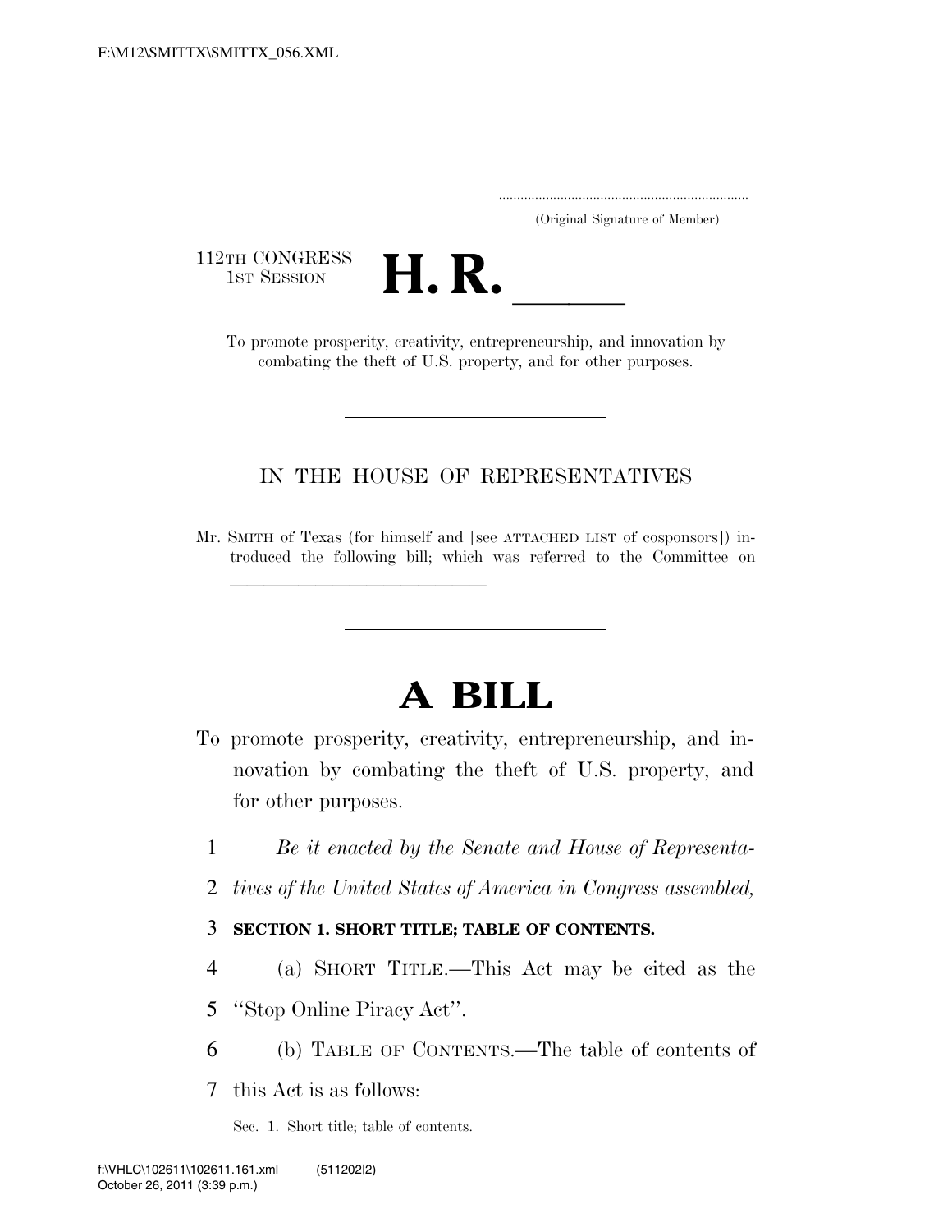(Original Signature of Member)

112TH CONGRESS
1ST SESSION

# H. R. ____

To promote prosperity, creativity, entrepreneurship, and innovation by combating the theft of U.S. property, and for other purposes.

---

IN THE HOUSE OF REPRESENTATIVES

Mr. SMITH of Texas (for himself and [see ATTACHED LIST of cosponsors]) introduced the following bill; which was referred to the Committee on ______________________

---

# A BILL

To promote prosperity, creativity, entrepreneurship, and innovation by combating the theft of U.S. property, and for other purposes.

1 *Be it enacted by the Senate and House of Representa-*
2 *tives of the United States of America in Congress assembled,*

3 **SECTION 1. SHORT TITLE; TABLE OF CONTENTS.**

4 (a) SHORT TITLE.—This Act may be cited as the
5 ''Stop Online Piracy Act''.

6 (b) TABLE OF CONTENTS.—The table of contents of
7 this Act is as follows:

Sec. 1. Short title; table of contents.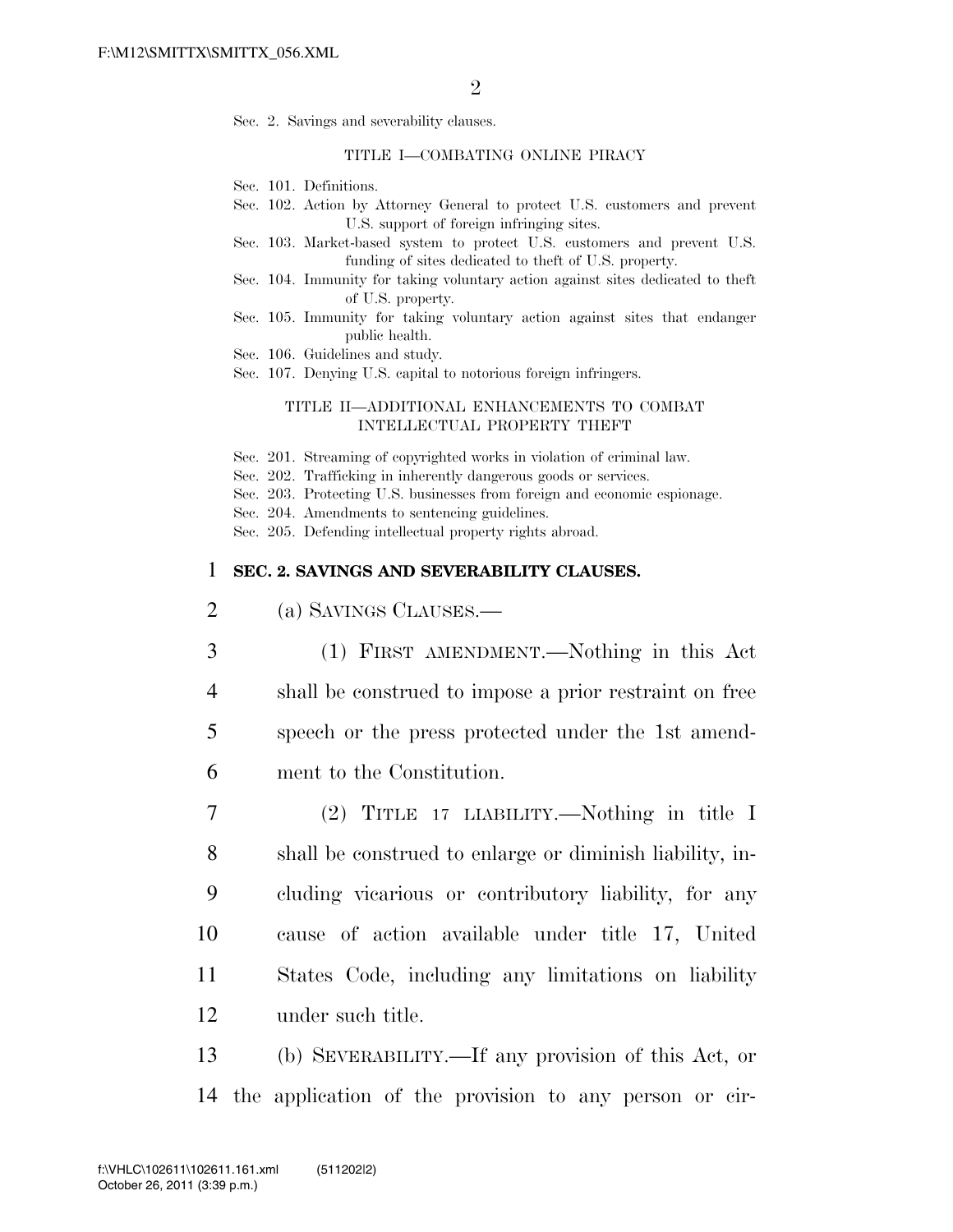Sec. 2. Savings and severability clauses.

TITLE I—COMBATING ONLINE PIRACY

Sec. 101. Definitions.
Sec. 102. Action by Attorney General to protect U.S. customers and prevent U.S. support of foreign infringing sites.
Sec. 103. Market-based system to protect U.S. customers and prevent U.S. funding of sites dedicated to theft of U.S. property.
Sec. 104. Immunity for taking voluntary action against sites dedicated to theft of U.S. property.
Sec. 105. Immunity for taking voluntary action against sites that endanger public health.
Sec. 106. Guidelines and study.
Sec. 107. Denying U.S. capital to notorious foreign infringers.

TITLE II—ADDITIONAL ENHANCEMENTS TO COMBAT INTELLECTUAL PROPERTY THEFT

Sec. 201. Streaming of copyrighted works in violation of criminal law.
Sec. 202. Trafficking in inherently dangerous goods or services.
Sec. 203. Protecting U.S. businesses from foreign and economic espionage.
Sec. 204. Amendments to sentencing guidelines.
Sec. 205. Defending intellectual property rights abroad.

**SEC. 2. SAVINGS AND SEVERABILITY CLAUSES.**

(a) SAVINGS CLAUSES.—

(1) FIRST AMENDMENT.—Nothing in this Act shall be construed to impose a prior restraint on free speech or the press protected under the 1st amendment to the Constitution.

(2) TITLE 17 LIABILITY.—Nothing in title I shall be construed to enlarge or diminish liability, including vicarious or contributory liability, for any cause of action available under title 17, United States Code, including any limitations on liability under such title.

(b) SEVERABILITY.—If any provision of this Act, or the application of the provision to any person or cir-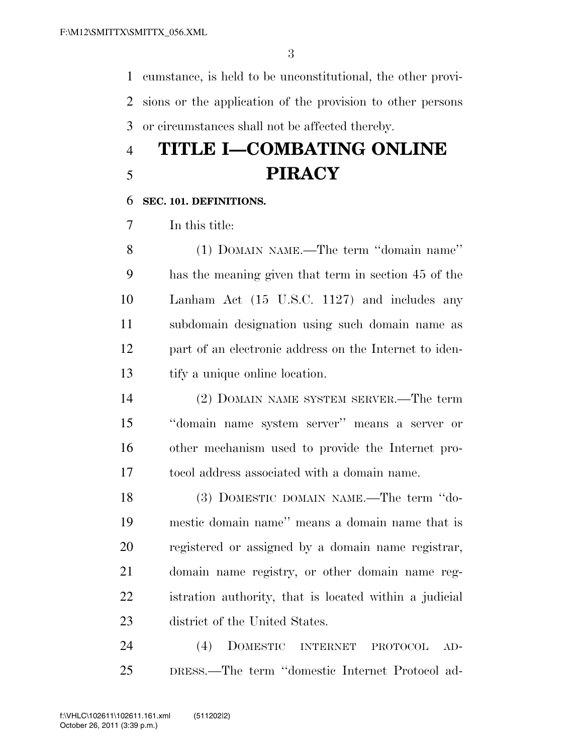cumstance, is held to be unconstitutional, the other provisions or the application of the provision to other persons or circumstances shall not be affected thereby.

# TITLE I—COMBATING ONLINE PIRACY

**SEC. 101. DEFINITIONS.**

In this title:

(1) DOMAIN NAME.—The term ''domain name'' has the meaning given that term in section 45 of the Lanham Act (15 U.S.C. 1127) and includes any subdomain designation using such domain name as part of an electronic address on the Internet to identify a unique online location.

(2) DOMAIN NAME SYSTEM SERVER.—The term ''domain name system server'' means a server or other mechanism used to provide the Internet protocol address associated with a domain name.

(3) DOMESTIC DOMAIN NAME.—The term ''domestic domain name'' means a domain name that is registered or assigned by a domain name registrar, domain name registry, or other domain name registration authority, that is located within a judicial district of the United States.

(4) DOMESTIC INTERNET PROTOCOL ADDRESS.—The term ''domestic Internet Protocol ad-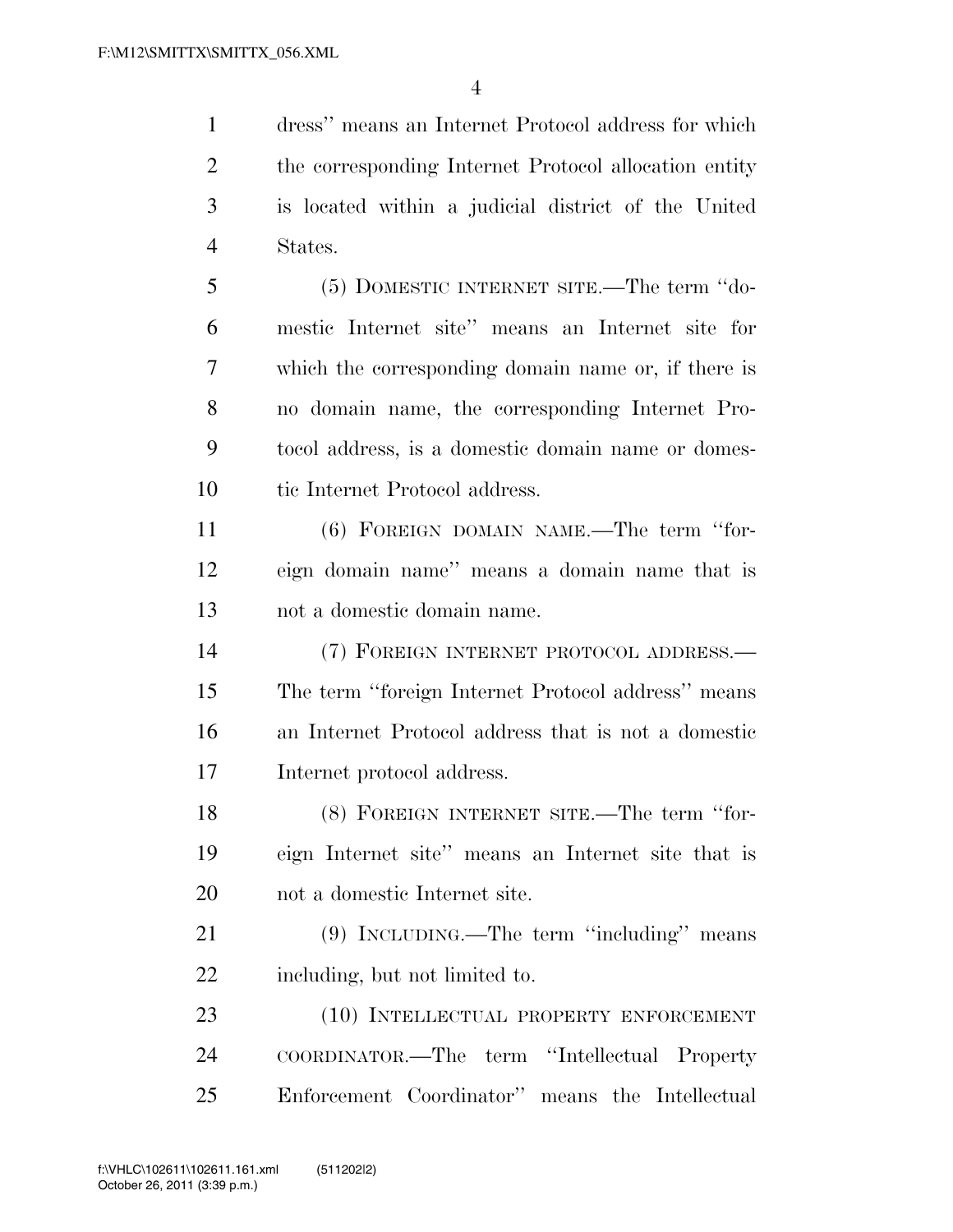dress'' means an Internet Protocol address for which the corresponding Internet Protocol allocation entity is located within a judicial district of the United States.

(5) DOMESTIC INTERNET SITE.—The term ''domestic Internet site'' means an Internet site for which the corresponding domain name or, if there is no domain name, the corresponding Internet Protocol address, is a domestic domain name or domestic Internet Protocol address.

(6) FOREIGN DOMAIN NAME.—The term ''foreign domain name'' means a domain name that is not a domestic domain name.

(7) FOREIGN INTERNET PROTOCOL ADDRESS.—The term ''foreign Internet Protocol address'' means an Internet Protocol address that is not a domestic Internet protocol address.

(8) FOREIGN INTERNET SITE.—The term ''foreign Internet site'' means an Internet site that is not a domestic Internet site.

(9) INCLUDING.—The term ''including'' means including, but not limited to.

(10) INTELLECTUAL PROPERTY ENFORCEMENT COORDINATOR.—The term ''Intellectual Property Enforcement Coordinator'' means the Intellectual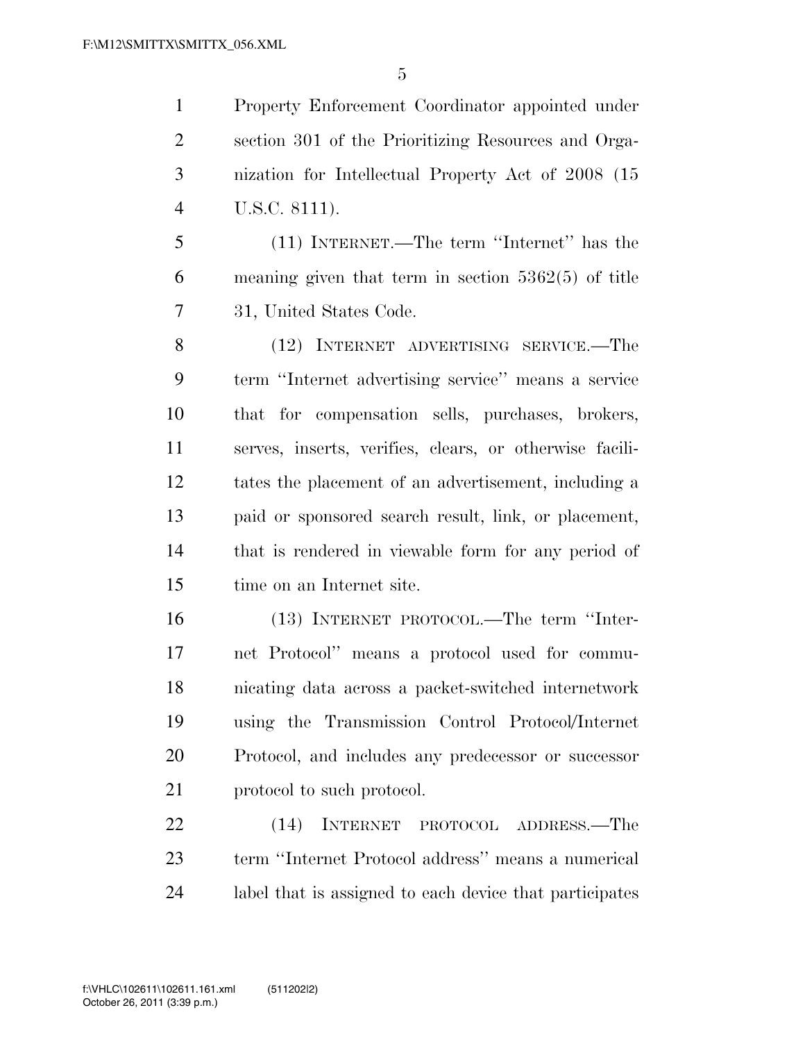Property Enforcement Coordinator appointed under section 301 of the Prioritizing Resources and Organization for Intellectual Property Act of 2008 (15 U.S.C. 8111).

(11) INTERNET.—The term ''Internet'' has the meaning given that term in section 5362(5) of title 31, United States Code.

(12) INTERNET ADVERTISING SERVICE.—The term ''Internet advertising service'' means a service that for compensation sells, purchases, brokers, serves, inserts, verifies, clears, or otherwise facilitates the placement of an advertisement, including a paid or sponsored search result, link, or placement, that is rendered in viewable form for any period of time on an Internet site.

(13) INTERNET PROTOCOL.—The term ''Internet Protocol'' means a protocol used for communicating data across a packet-switched internetwork using the Transmission Control Protocol/Internet Protocol, and includes any predecessor or successor protocol to such protocol.

(14) INTERNET PROTOCOL ADDRESS.—The term ''Internet Protocol address'' means a numerical label that is assigned to each device that participates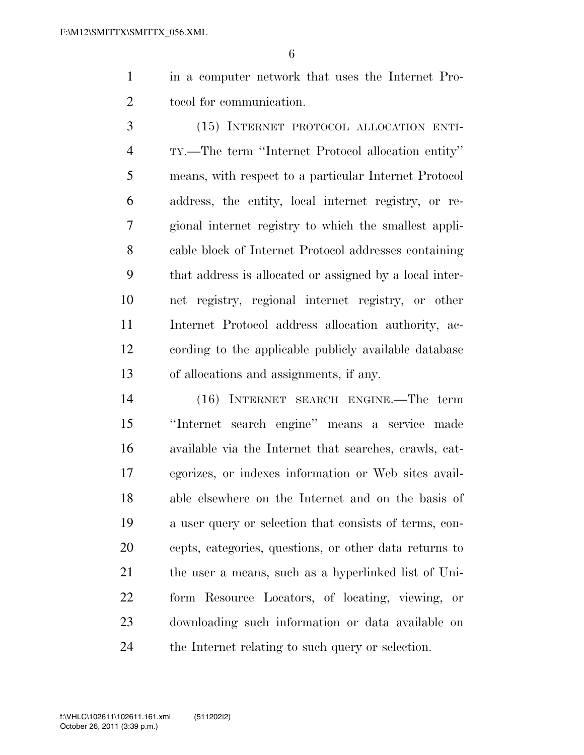in a computer network that uses the Internet Protocol for communication.

(15) INTERNET PROTOCOL ALLOCATION ENTITY.—The term ''Internet Protocol allocation entity'' means, with respect to a particular Internet Protocol address, the entity, local internet registry, or regional internet registry to which the smallest applicable block of Internet Protocol addresses containing that address is allocated or assigned by a local internet registry, regional internet registry, or other Internet Protocol address allocation authority, according to the applicable publicly available database of allocations and assignments, if any.

(16) INTERNET SEARCH ENGINE.—The term ''Internet search engine'' means a service made available via the Internet that searches, crawls, categorizes, or indexes information or Web sites available elsewhere on the Internet and on the basis of a user query or selection that consists of terms, concepts, categories, questions, or other data returns to the user a means, such as a hyperlinked list of Uniform Resource Locators, of locating, viewing, or downloading such information or data available on the Internet relating to such query or selection.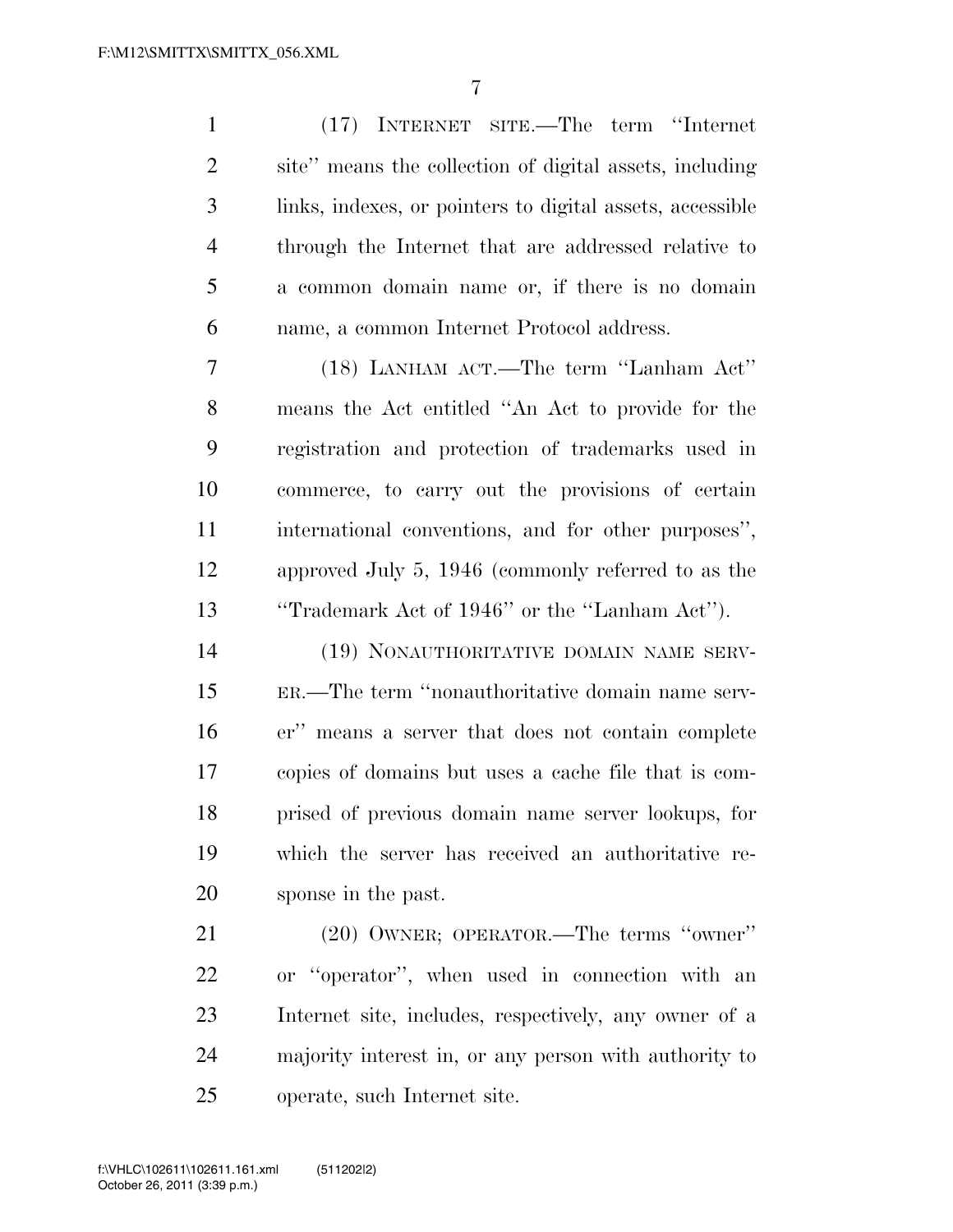(17) INTERNET SITE.—The term ''Internet site'' means the collection of digital assets, including links, indexes, or pointers to digital assets, accessible through the Internet that are addressed relative to a common domain name or, if there is no domain name, a common Internet Protocol address.

(18) LANHAM ACT.—The term ''Lanham Act'' means the Act entitled ''An Act to provide for the registration and protection of trademarks used in commerce, to carry out the provisions of certain international conventions, and for other purposes'', approved July 5, 1946 (commonly referred to as the ''Trademark Act of 1946'' or the ''Lanham Act'').

(19) NONAUTHORITATIVE DOMAIN NAME SERVER.—The term ''nonauthoritative domain name server'' means a server that does not contain complete copies of domains but uses a cache file that is comprised of previous domain name server lookups, for which the server has received an authoritative response in the past.

(20) OWNER; OPERATOR.—The terms ''owner'' or ''operator'', when used in connection with an Internet site, includes, respectively, any owner of a majority interest in, or any person with authority to operate, such Internet site.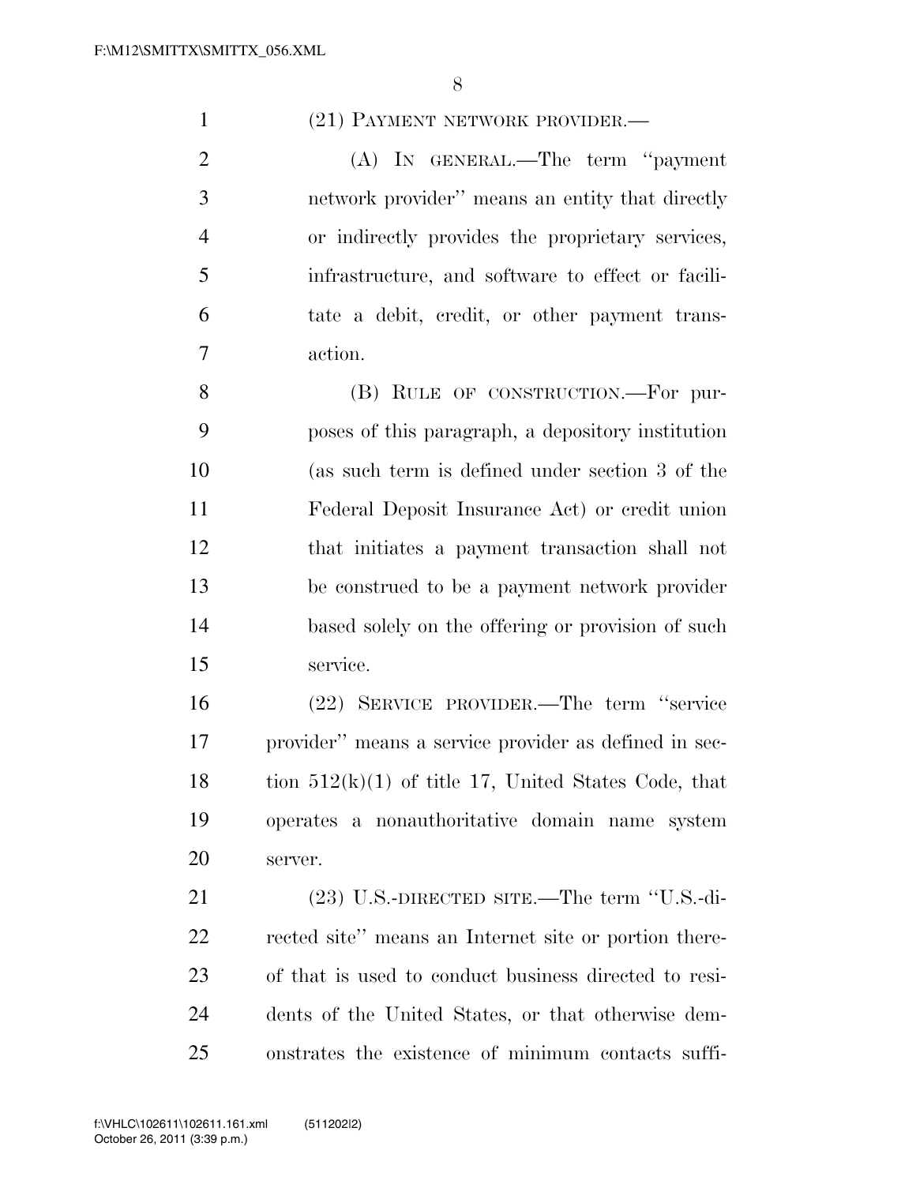(21) PAYMENT NETWORK PROVIDER.—

(A) IN GENERAL.—The term ''payment network provider'' means an entity that directly or indirectly provides the proprietary services, infrastructure, and software to effect or facilitate a debit, credit, or other payment transaction.

(B) RULE OF CONSTRUCTION.—For purposes of this paragraph, a depository institution (as such term is defined under section 3 of the Federal Deposit Insurance Act) or credit union that initiates a payment transaction shall not be construed to be a payment network provider based solely on the offering or provision of such service.

(22) SERVICE PROVIDER.—The term ''service provider'' means a service provider as defined in section 512(k)(1) of title 17, United States Code, that operates a nonauthoritative domain name system server.

(23) U.S.-DIRECTED SITE.—The term ''U.S.-directed site'' means an Internet site or portion thereof that is used to conduct business directed to residents of the United States, or that otherwise demonstrates the existence of minimum contacts suffi-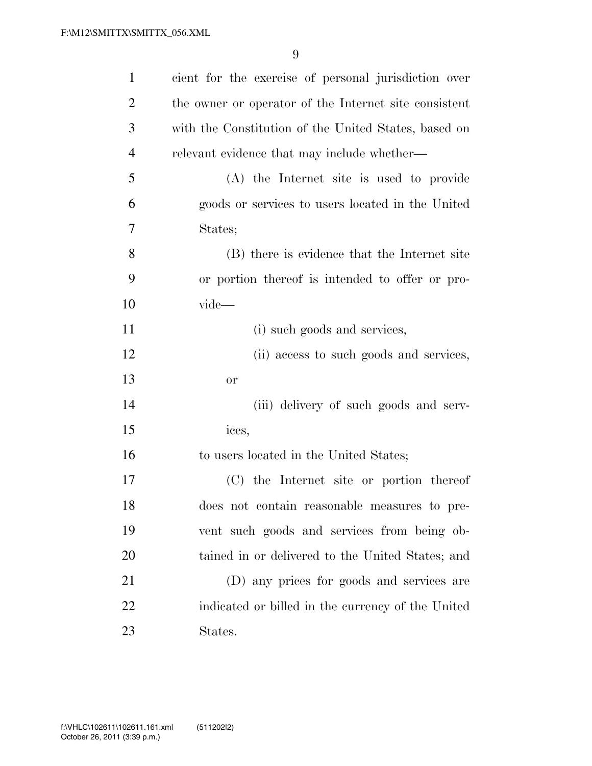cient for the exercise of personal jurisdiction over the owner or operator of the Internet site consistent with the Constitution of the United States, based on relevant evidence that may include whether—

(A) the Internet site is used to provide goods or services to users located in the United States;

(B) there is evidence that the Internet site or portion thereof is intended to offer or provide—

(i) such goods and services,

(ii) access to such goods and services, or

(iii) delivery of such goods and services,

to users located in the United States;

(C) the Internet site or portion thereof does not contain reasonable measures to prevent such goods and services from being obtained in or delivered to the United States; and

(D) any prices for goods and services are indicated or billed in the currency of the United States.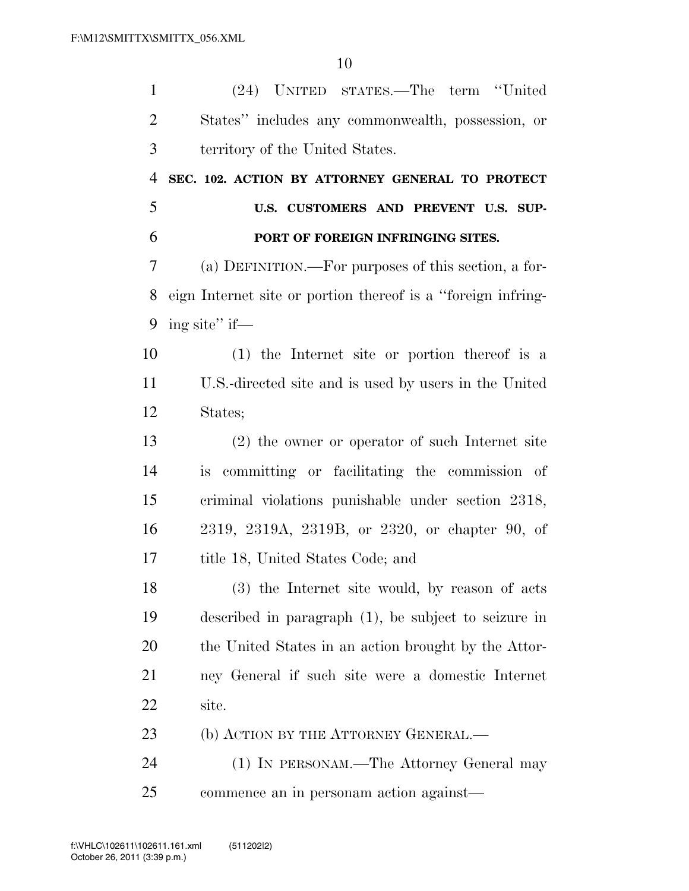(24) UNITED STATES.—The term ''United States'' includes any commonwealth, possession, or territory of the United States.

## SEC. 102. ACTION BY ATTORNEY GENERAL TO PROTECT U.S. CUSTOMERS AND PREVENT U.S. SUPPORT OF FOREIGN INFRINGING SITES.

(a) DEFINITION.—For purposes of this section, a foreign Internet site or portion thereof is a ''foreign infringing site'' if—

(1) the Internet site or portion thereof is a U.S.-directed site and is used by users in the United States;

(2) the owner or operator of such Internet site is committing or facilitating the commission of criminal violations punishable under section 2318, 2319, 2319A, 2319B, or 2320, or chapter 90, of title 18, United States Code; and

(3) the Internet site would, by reason of acts described in paragraph (1), be subject to seizure in the United States in an action brought by the Attorney General if such site were a domestic Internet site.

(b) ACTION BY THE ATTORNEY GENERAL.—

(1) IN PERSONAM.—The Attorney General may commence an in personam action against—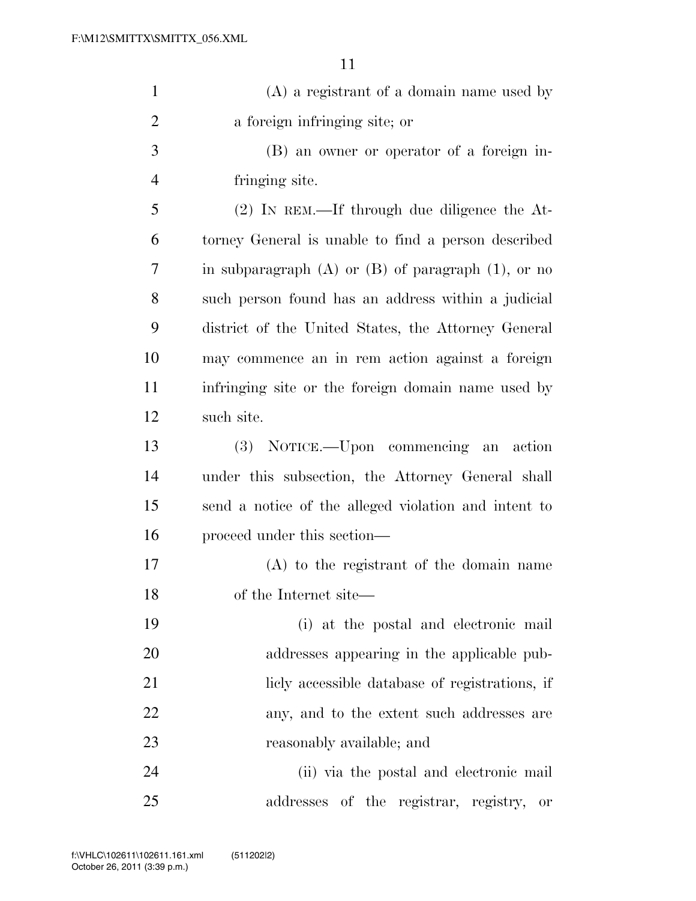(A) a registrant of a domain name used by a foreign infringing site; or

(B) an owner or operator of a foreign infringing site.

(2) IN REM.—If through due diligence the Attorney General is unable to find a person described in subparagraph (A) or (B) of paragraph (1), or no such person found has an address within a judicial district of the United States, the Attorney General may commence an in rem action against a foreign infringing site or the foreign domain name used by such site.

(3) NOTICE.—Upon commencing an action under this subsection, the Attorney General shall send a notice of the alleged violation and intent to proceed under this section—

(A) to the registrant of the domain name of the Internet site—

(i) at the postal and electronic mail addresses appearing in the applicable publicly accessible database of registrations, if any, and to the extent such addresses are reasonably available; and

(ii) via the postal and electronic mail addresses of the registrar, registry, or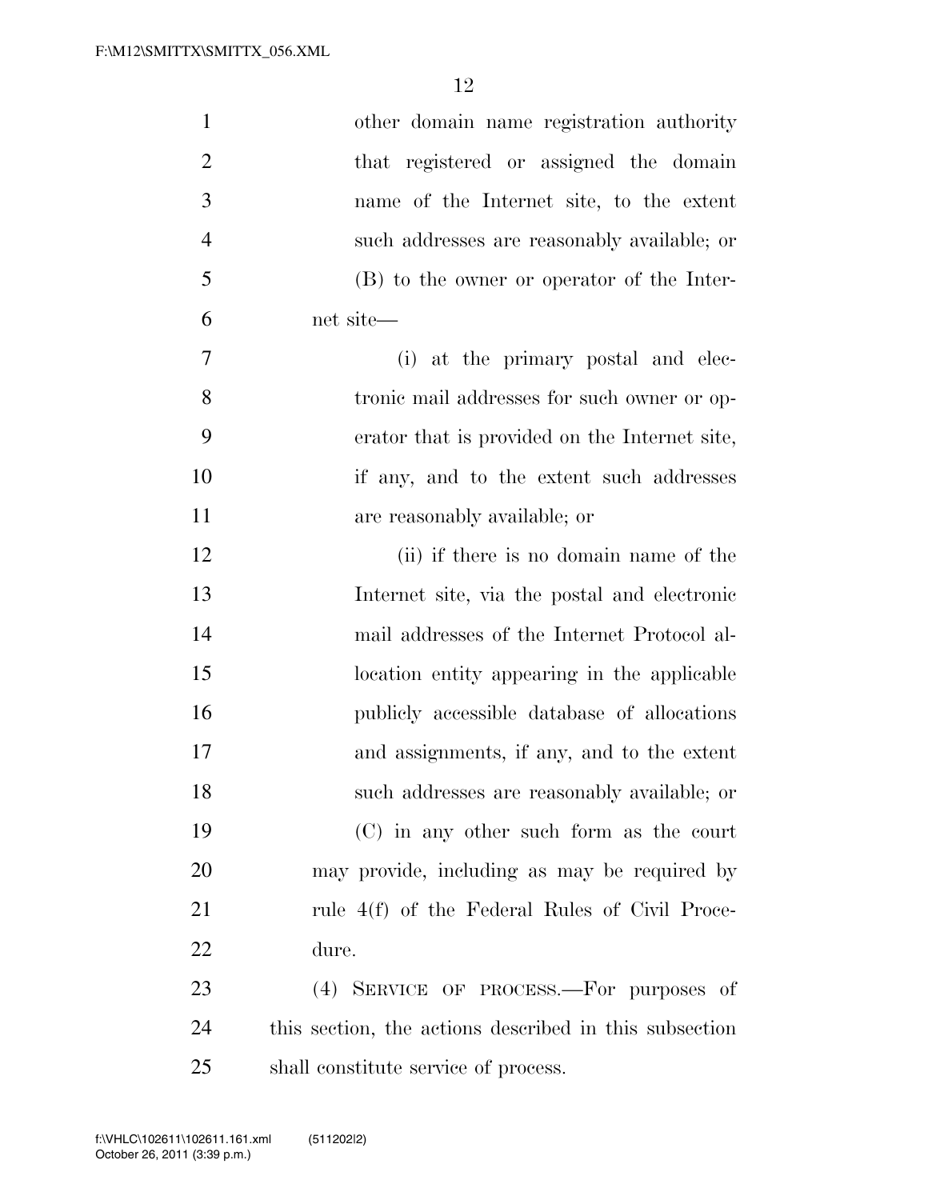other domain name registration authority that registered or assigned the domain name of the Internet site, to the extent such addresses are reasonably available; or

(B) to the owner or operator of the Internet site—

(i) at the primary postal and electronic mail addresses for such owner or operator that is provided on the Internet site, if any, and to the extent such addresses are reasonably available; or

(ii) if there is no domain name of the Internet site, via the postal and electronic mail addresses of the Internet Protocol allocation entity appearing in the applicable publicly accessible database of allocations and assignments, if any, and to the extent such addresses are reasonably available; or

(C) in any other such form as the court may provide, including as may be required by rule 4(f) of the Federal Rules of Civil Procedure.

(4) SERVICE OF PROCESS.—For purposes of this section, the actions described in this subsection shall constitute service of process.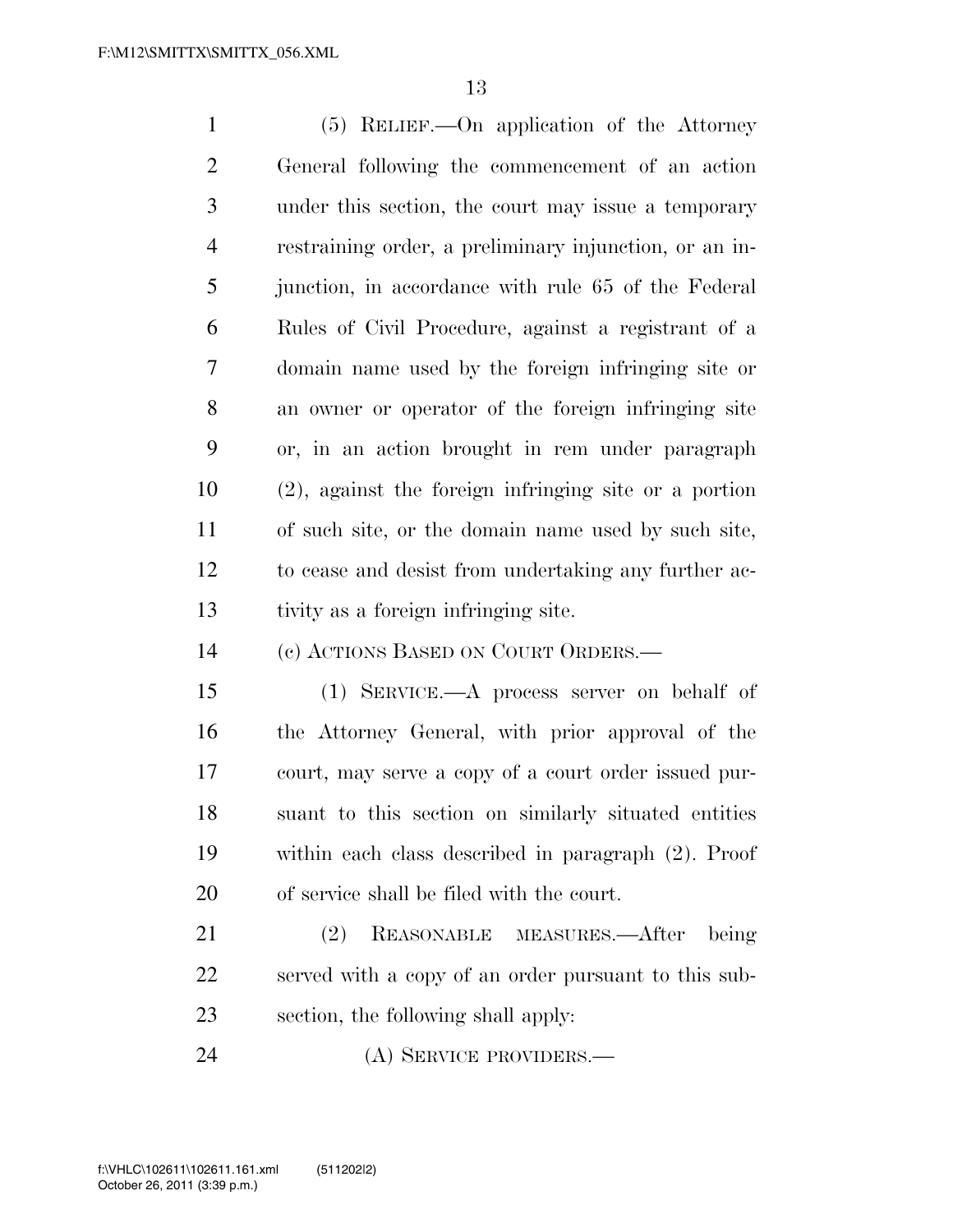(5) RELIEF.—On application of the Attorney General following the commencement of an action under this section, the court may issue a temporary restraining order, a preliminary injunction, or an injunction, in accordance with rule 65 of the Federal Rules of Civil Procedure, against a registrant of a domain name used by the foreign infringing site or an owner or operator of the foreign infringing site or, in an action brought in rem under paragraph (2), against the foreign infringing site or a portion of such site, or the domain name used by such site, to cease and desist from undertaking any further activity as a foreign infringing site.

(c) ACTIONS BASED ON COURT ORDERS.—

(1) SERVICE.—A process server on behalf of the Attorney General, with prior approval of the court, may serve a copy of a court order issued pursuant to this section on similarly situated entities within each class described in paragraph (2). Proof of service shall be filed with the court.

(2) REASONABLE MEASURES.—After being served with a copy of an order pursuant to this subsection, the following shall apply:

(A) SERVICE PROVIDERS.—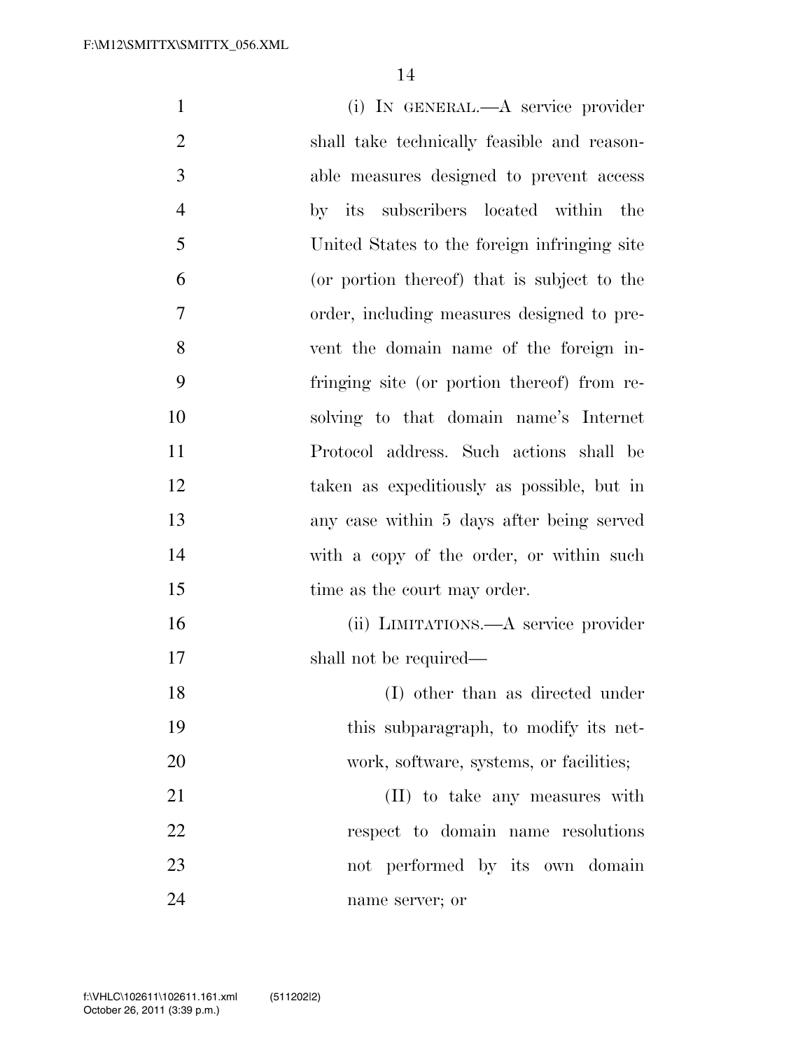(i) IN GENERAL.—A service provider shall take technically feasible and reasonable measures designed to prevent access by its subscribers located within the United States to the foreign infringing site (or portion thereof) that is subject to the order, including measures designed to prevent the domain name of the foreign infringing site (or portion thereof) from resolving to that domain name's Internet Protocol address. Such actions shall be taken as expeditiously as possible, but in any case within 5 days after being served with a copy of the order, or within such time as the court may order.

(ii) LIMITATIONS.—A service provider shall not be required—

(I) other than as directed under this subparagraph, to modify its network, software, systems, or facilities;

(II) to take any measures with respect to domain name resolutions not performed by its own domain name server; or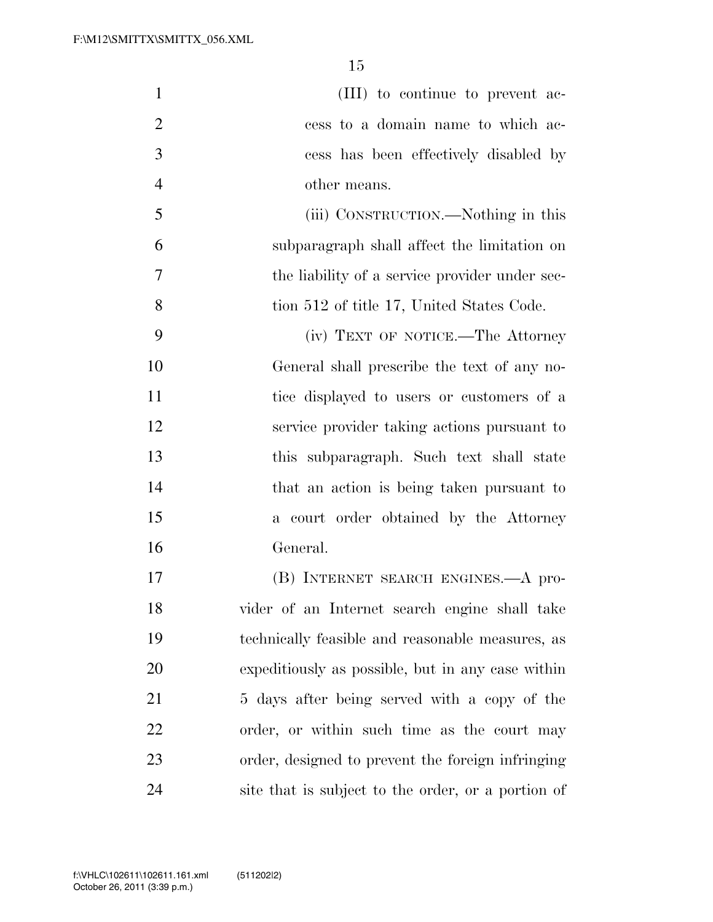(III) to continue to prevent access to a domain name to which access has been effectively disabled by other means.

(iii) CONSTRUCTION.—Nothing in this subparagraph shall affect the limitation on the liability of a service provider under section 512 of title 17, United States Code.

(iv) TEXT OF NOTICE.—The Attorney General shall prescribe the text of any notice displayed to users or customers of a service provider taking actions pursuant to this subparagraph. Such text shall state that an action is being taken pursuant to a court order obtained by the Attorney General.

(B) INTERNET SEARCH ENGINES.—A provider of an Internet search engine shall take technically feasible and reasonable measures, as expeditiously as possible, but in any case within 5 days after being served with a copy of the order, or within such time as the court may order, designed to prevent the foreign infringing site that is subject to the order, or a portion of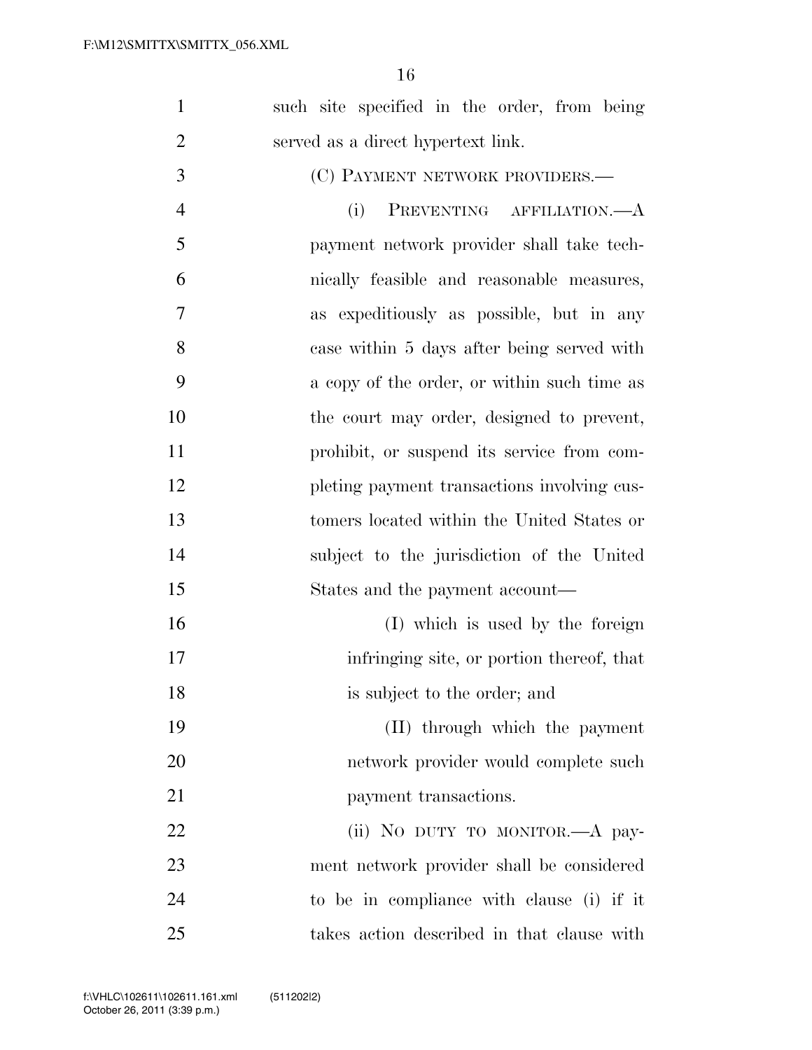such site specified in the order, from being served as a direct hypertext link.

(C) PAYMENT NETWORK PROVIDERS.—

(i) PREVENTING AFFILIATION.—A payment network provider shall take technically feasible and reasonable measures, as expeditiously as possible, but in any case within 5 days after being served with a copy of the order, or within such time as the court may order, designed to prevent, prohibit, or suspend its service from completing payment transactions involving customers located within the United States or subject to the jurisdiction of the United States and the payment account—

(I) which is used by the foreign infringing site, or portion thereof, that is subject to the order; and

(II) through which the payment network provider would complete such payment transactions.

(ii) NO DUTY TO MONITOR.—A payment network provider shall be considered to be in compliance with clause (i) if it takes action described in that clause with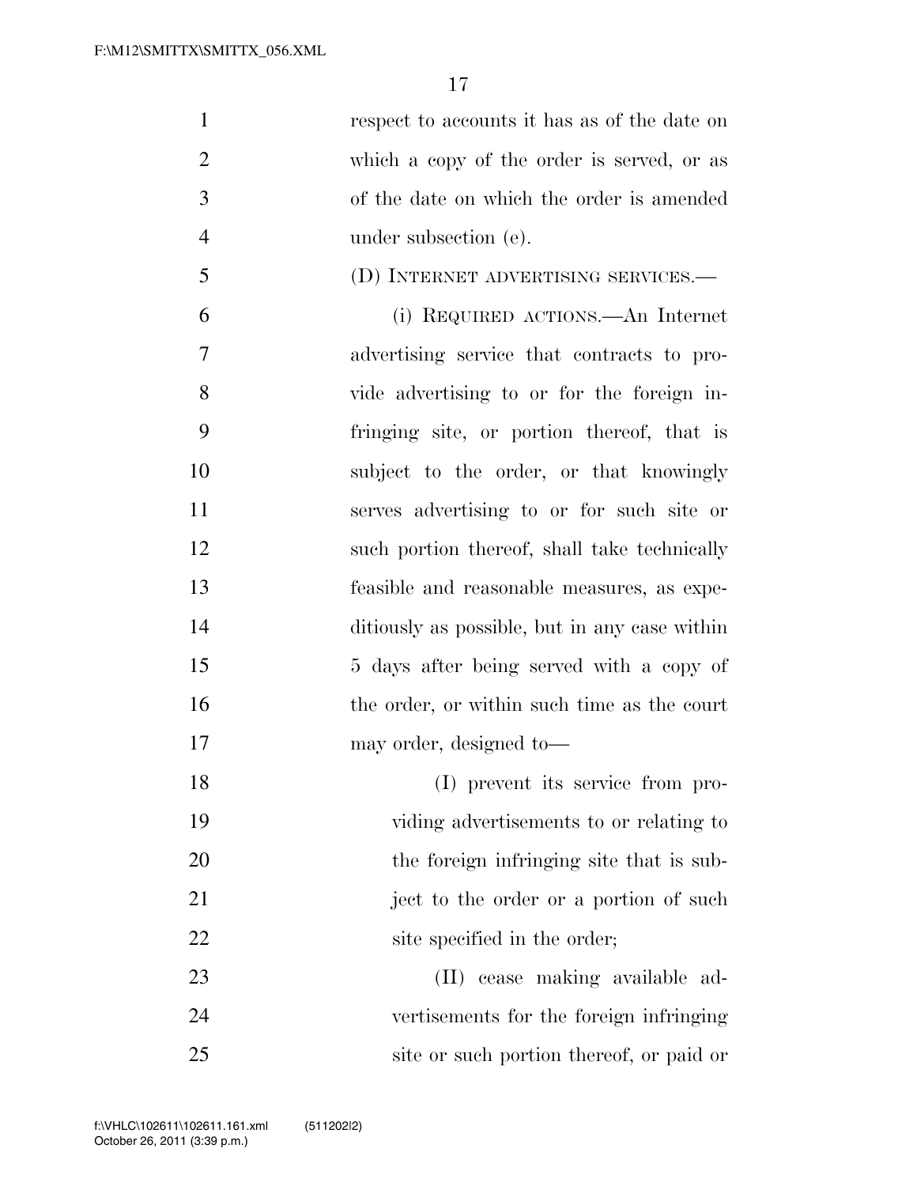respect to accounts it has as of the date on which a copy of the order is served, or as of the date on which the order is amended under subsection (e).

(D) INTERNET ADVERTISING SERVICES.—

(i) REQUIRED ACTIONS.—An Internet advertising service that contracts to provide advertising to or for the foreign infringing site, or portion thereof, that is subject to the order, or that knowingly serves advertising to or for such site or such portion thereof, shall take technically feasible and reasonable measures, as expeditiously as possible, but in any case within 5 days after being served with a copy of the order, or within such time as the court may order, designed to—

(I) prevent its service from providing advertisements to or relating to the foreign infringing site that is subject to the order or a portion of such site specified in the order;

(II) cease making available advertisements for the foreign infringing site or such portion thereof, or paid or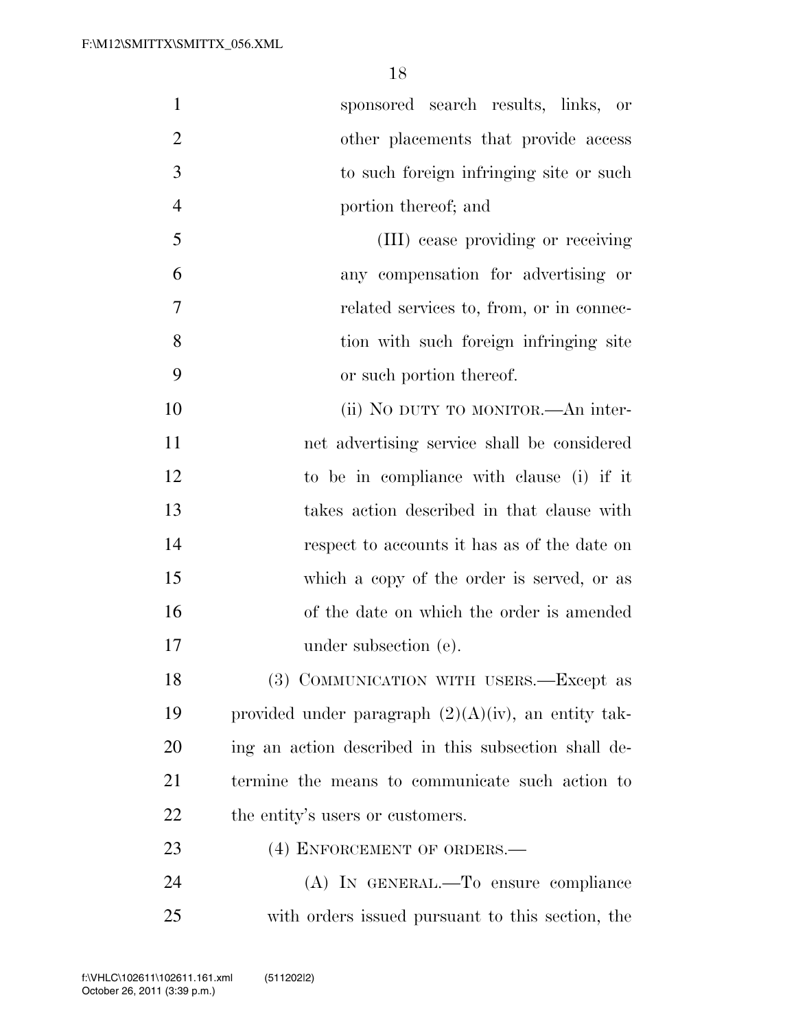sponsored search results, links, or other placements that provide access to such foreign infringing site or such portion thereof; and

(III) cease providing or receiving any compensation for advertising or related services to, from, or in connection with such foreign infringing site or such portion thereof.

(ii) NO DUTY TO MONITOR.—An internet advertising service shall be considered to be in compliance with clause (i) if it takes action described in that clause with respect to accounts it has as of the date on which a copy of the order is served, or as of the date on which the order is amended under subsection (e).

(3) COMMUNICATION WITH USERS.—Except as provided under paragraph (2)(A)(iv), an entity taking an action described in this subsection shall determine the means to communicate such action to the entity's users or customers.

(4) ENFORCEMENT OF ORDERS.—

(A) IN GENERAL.—To ensure compliance with orders issued pursuant to this section, the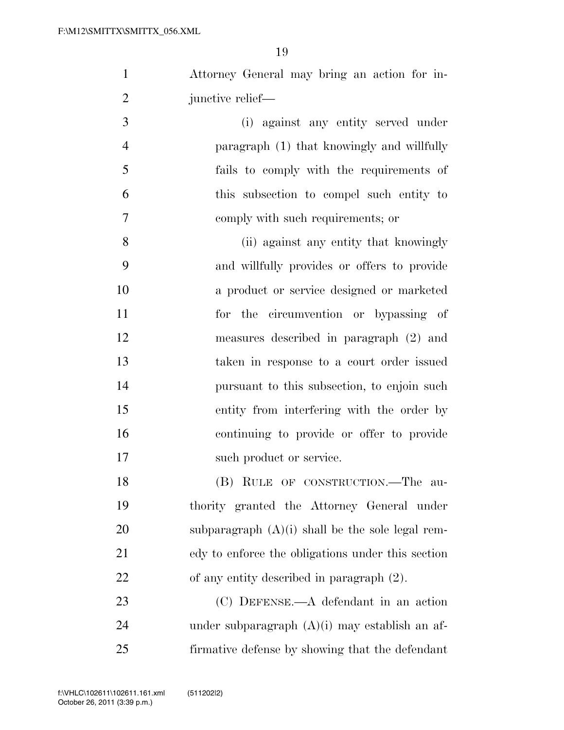Attorney General may bring an action for injunctive relief—

(i) against any entity served under paragraph (1) that knowingly and willfully fails to comply with the requirements of this subsection to compel such entity to comply with such requirements; or

(ii) against any entity that knowingly and willfully provides or offers to provide a product or service designed or marketed for the circumvention or bypassing of measures described in paragraph (2) and taken in response to a court order issued pursuant to this subsection, to enjoin such entity from interfering with the order by continuing to provide or offer to provide such product or service.

(B) RULE OF CONSTRUCTION.—The authority granted the Attorney General under subparagraph (A)(i) shall be the sole legal remedy to enforce the obligations under this section of any entity described in paragraph (2).

(C) DEFENSE.—A defendant in an action under subparagraph (A)(i) may establish an affirmative defense by showing that the defendant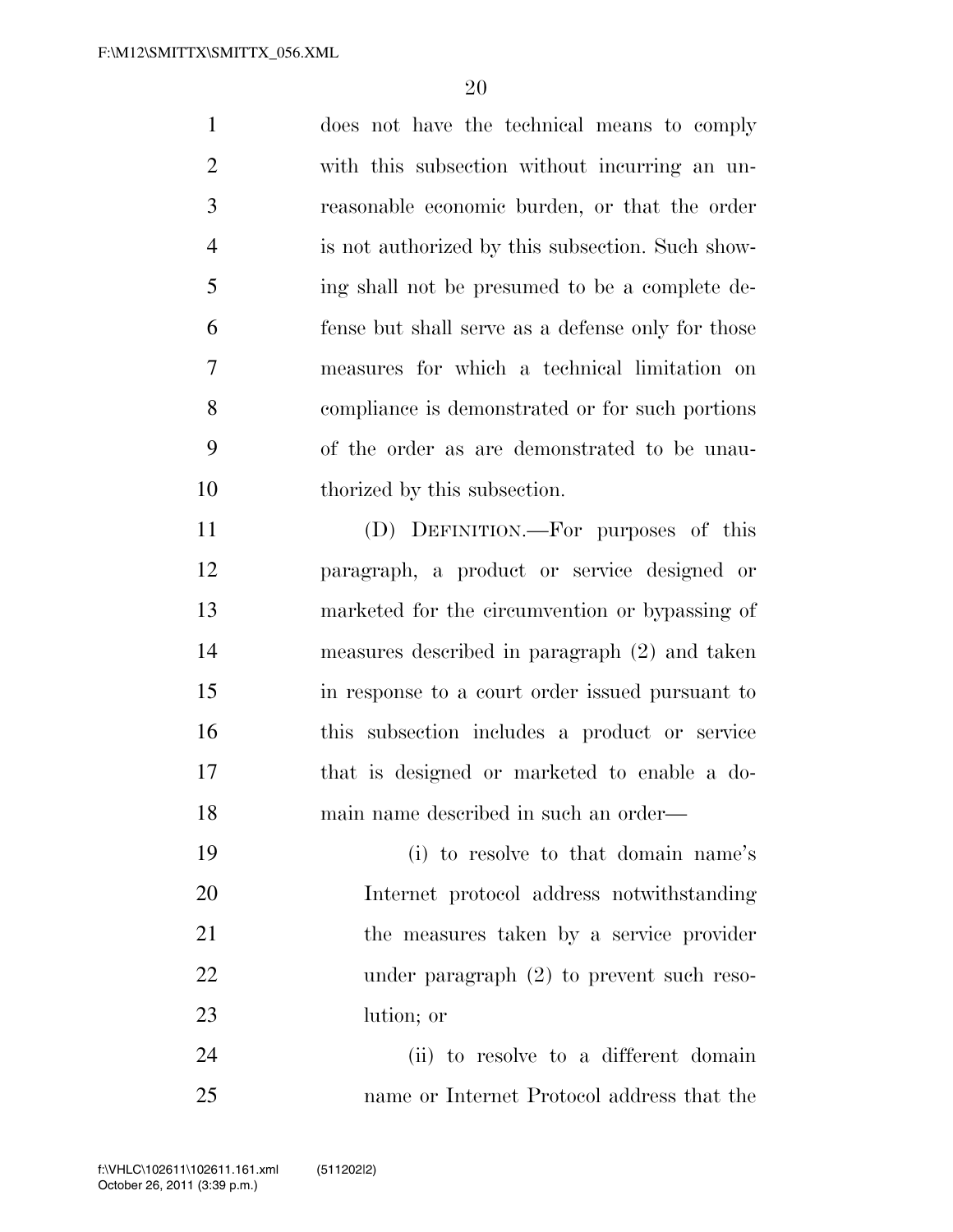does not have the technical means to comply with this subsection without incurring an unreasonable economic burden, or that the order is not authorized by this subsection. Such showing shall not be presumed to be a complete defense but shall serve as a defense only for those measures for which a technical limitation on compliance is demonstrated or for such portions of the order as are demonstrated to be unauthorized by this subsection.

(D) DEFINITION.—For purposes of this paragraph, a product or service designed or marketed for the circumvention or bypassing of measures described in paragraph (2) and taken in response to a court order issued pursuant to this subsection includes a product or service that is designed or marketed to enable a domain name described in such an order—

(i) to resolve to that domain name's Internet protocol address notwithstanding the measures taken by a service provider under paragraph (2) to prevent such resolution; or

(ii) to resolve to a different domain name or Internet Protocol address that the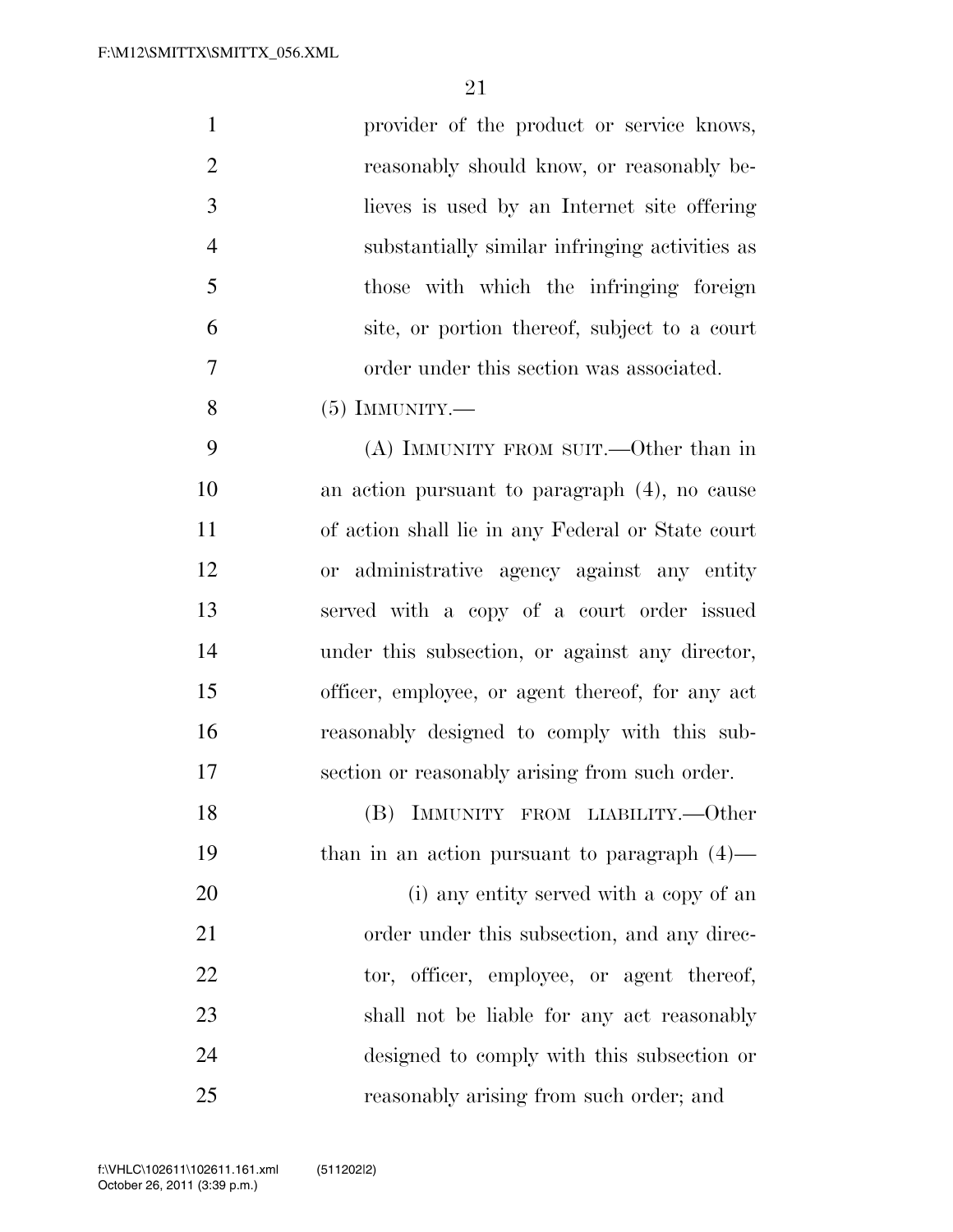provider of the product or service knows, reasonably should know, or reasonably believes is used by an Internet site offering substantially similar infringing activities as those with which the infringing foreign site, or portion thereof, subject to a court order under this section was associated.

(5) IMMUNITY.—

(A) IMMUNITY FROM SUIT.—Other than in an action pursuant to paragraph (4), no cause of action shall lie in any Federal or State court or administrative agency against any entity served with a copy of a court order issued under this subsection, or against any director, officer, employee, or agent thereof, for any act reasonably designed to comply with this subsection or reasonably arising from such order.

(B) IMMUNITY FROM LIABILITY.—Other than in an action pursuant to paragraph (4)—

(i) any entity served with a copy of an order under this subsection, and any director, officer, employee, or agent thereof, shall not be liable for any act reasonably designed to comply with this subsection or reasonably arising from such order; and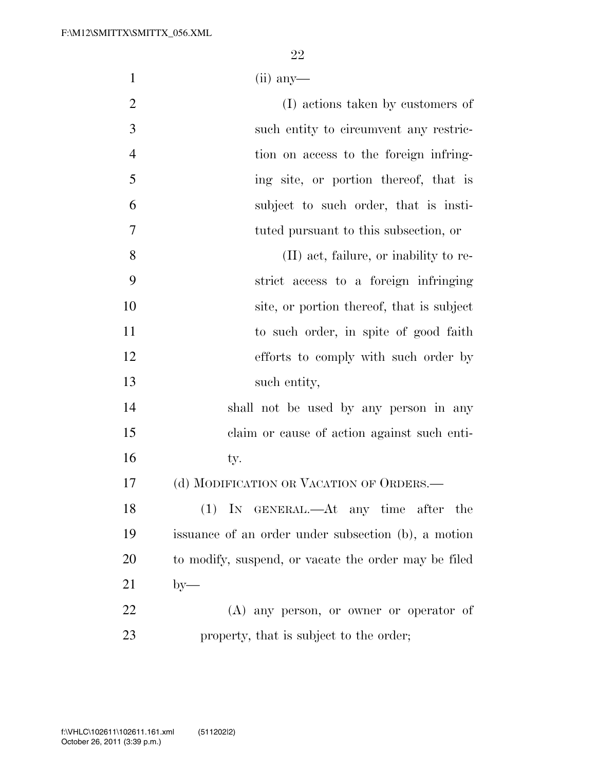(ii) any—

(I) actions taken by customers of such entity to circumvent any restriction on access to the foreign infringing site, or portion thereof, that is subject to such order, that is instituted pursuant to this subsection, or

(II) act, failure, or inability to restrict access to a foreign infringing site, or portion thereof, that is subject to such order, in spite of good faith efforts to comply with such order by such entity,

shall not be used by any person in any claim or cause of action against such entity.

(d) MODIFICATION OR VACATION OF ORDERS.—

(1) IN GENERAL.—At any time after the issuance of an order under subsection (b), a motion to modify, suspend, or vacate the order may be filed by—

(A) any person, or owner or operator of property, that is subject to the order;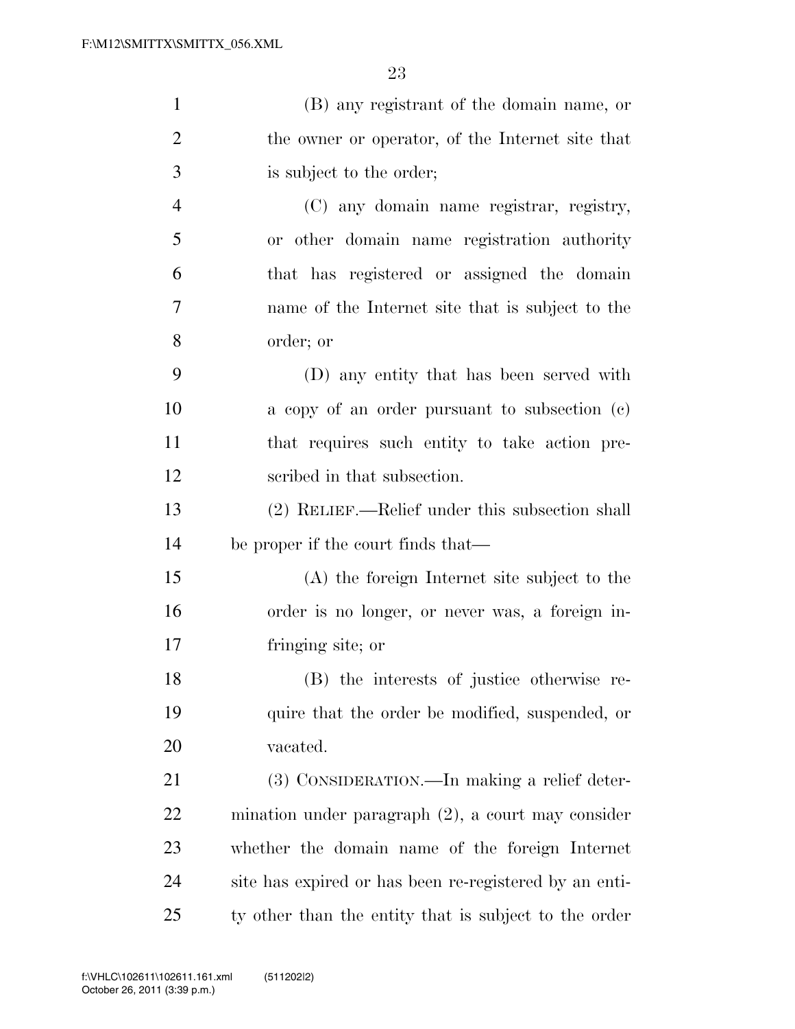(B) any registrant of the domain name, or the owner or operator, of the Internet site that is subject to the order;

(C) any domain name registrar, registry, or other domain name registration authority that has registered or assigned the domain name of the Internet site that is subject to the order; or

(D) any entity that has been served with a copy of an order pursuant to subsection (c) that requires such entity to take action prescribed in that subsection.

(2) RELIEF.—Relief under this subsection shall be proper if the court finds that—

(A) the foreign Internet site subject to the order is no longer, or never was, a foreign infringing site; or

(B) the interests of justice otherwise require that the order be modified, suspended, or vacated.

(3) CONSIDERATION.—In making a relief determination under paragraph (2), a court may consider whether the domain name of the foreign Internet site has expired or has been re-registered by an entity other than the entity that is subject to the order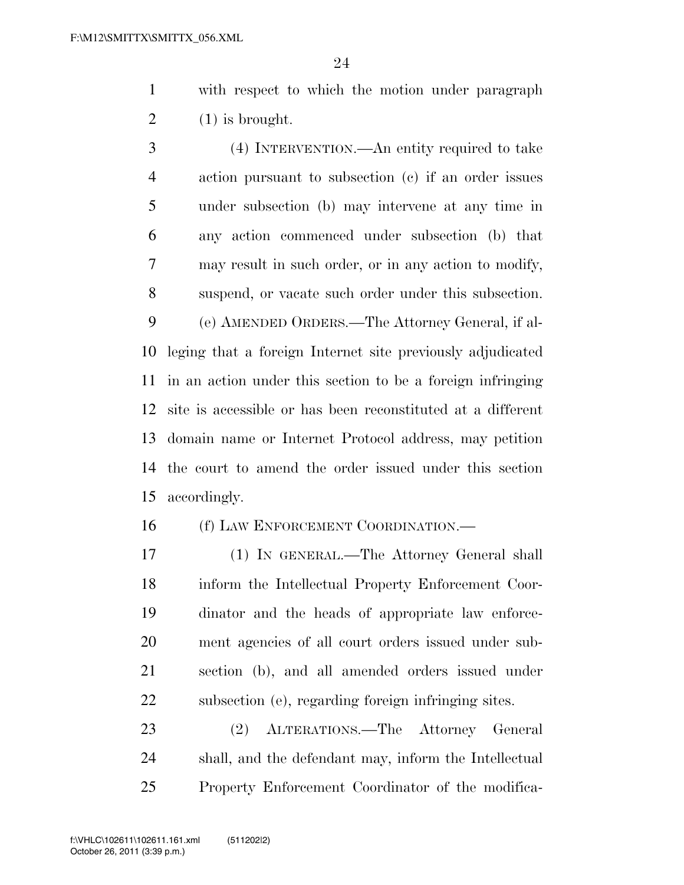with respect to which the motion under paragraph (1) is brought.

(4) INTERVENTION.—An entity required to take action pursuant to subsection (c) if an order issues under subsection (b) may intervene at any time in any action commenced under subsection (b) that may result in such order, or in any action to modify, suspend, or vacate such order under this subsection.

(e) AMENDED ORDERS.—The Attorney General, if alleging that a foreign Internet site previously adjudicated in an action under this section to be a foreign infringing site is accessible or has been reconstituted at a different domain name or Internet Protocol address, may petition the court to amend the order issued under this section accordingly.

(f) LAW ENFORCEMENT COORDINATION.—

(1) IN GENERAL.—The Attorney General shall inform the Intellectual Property Enforcement Coordinator and the heads of appropriate law enforcement agencies of all court orders issued under subsection (b), and all amended orders issued under subsection (e), regarding foreign infringing sites.

(2) ALTERATIONS.—The Attorney General shall, and the defendant may, inform the Intellectual Property Enforcement Coordinator of the modifica-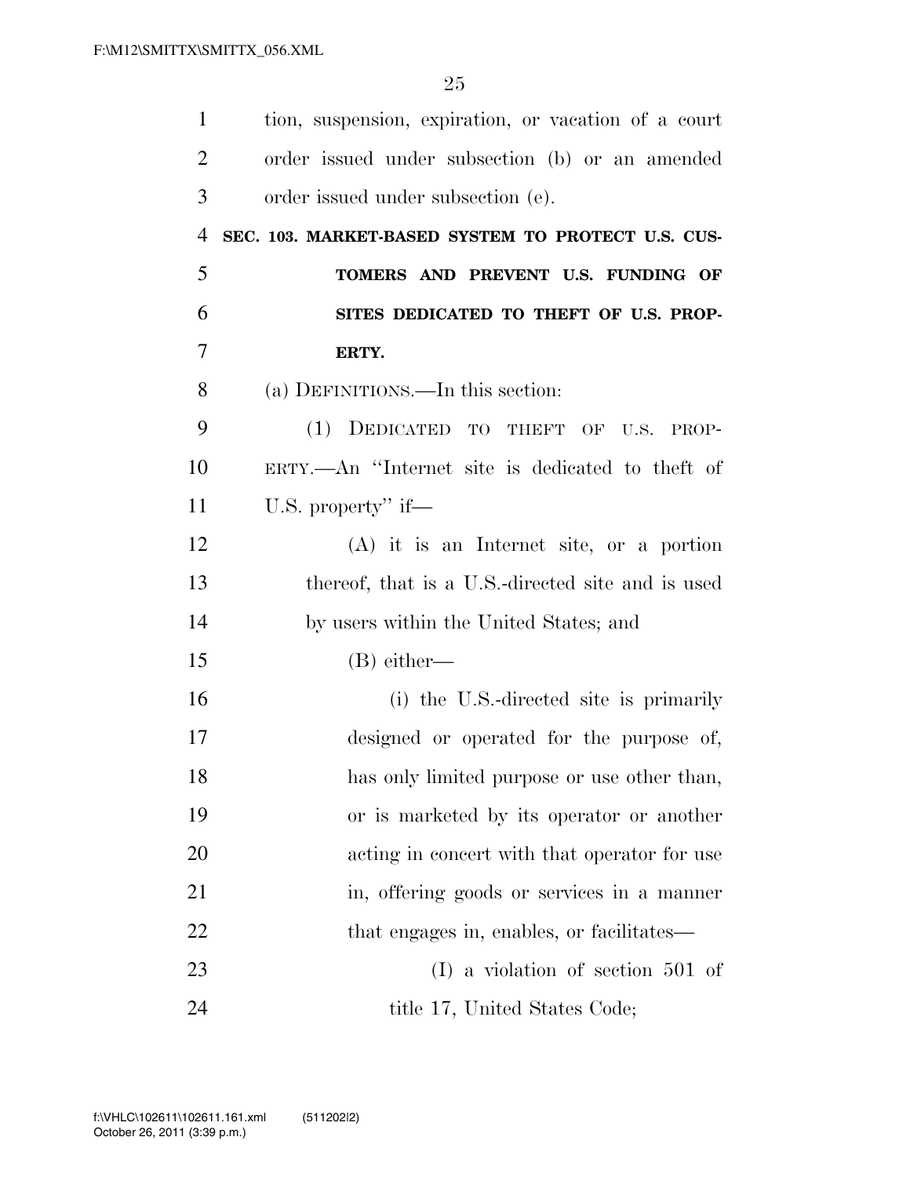tion, suspension, expiration, or vacation of a court order issued under subsection (b) or an amended order issued under subsection (e).

**SEC. 103. MARKET-BASED SYSTEM TO PROTECT U.S. CUSTOMERS AND PREVENT U.S. FUNDING OF SITES DEDICATED TO THEFT OF U.S. PROPERTY.**

(a) DEFINITIONS.—In this section:

(1) DEDICATED TO THEFT OF U.S. PROPERTY.—An "Internet site is dedicated to theft of U.S. property" if—

(A) it is an Internet site, or a portion thereof, that is a U.S.-directed site and is used by users within the United States; and

(B) either—

(i) the U.S.-directed site is primarily designed or operated for the purpose of, has only limited purpose or use other than, or is marketed by its operator or another acting in concert with that operator for use in, offering goods or services in a manner that engages in, enables, or facilitates—

(I) a violation of section 501 of title 17, United States Code;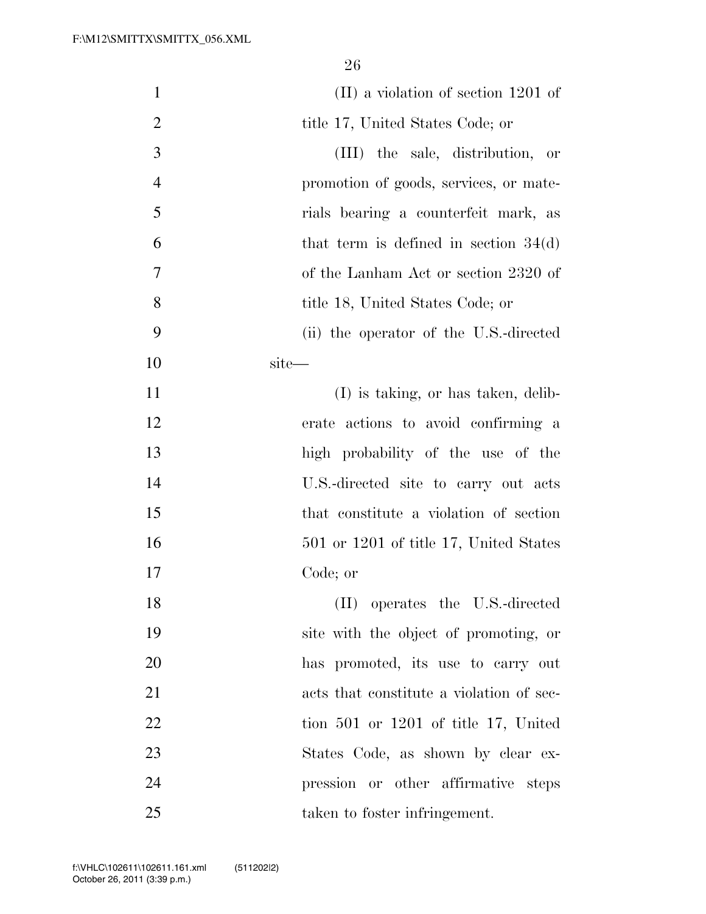(II) a violation of section 1201 of title 17, United States Code; or

(III) the sale, distribution, or promotion of goods, services, or materials bearing a counterfeit mark, as that term is defined in section 34(d) of the Lanham Act or section 2320 of title 18, United States Code; or

(ii) the operator of the U.S.-directed site—

(I) is taking, or has taken, deliberate actions to avoid confirming a high probability of the use of the U.S.-directed site to carry out acts that constitute a violation of section 501 or 1201 of title 17, United States Code; or

(II) operates the U.S.-directed site with the object of promoting, or has promoted, its use to carry out acts that constitute a violation of section 501 or 1201 of title 17, United States Code, as shown by clear expression or other affirmative steps taken to foster infringement.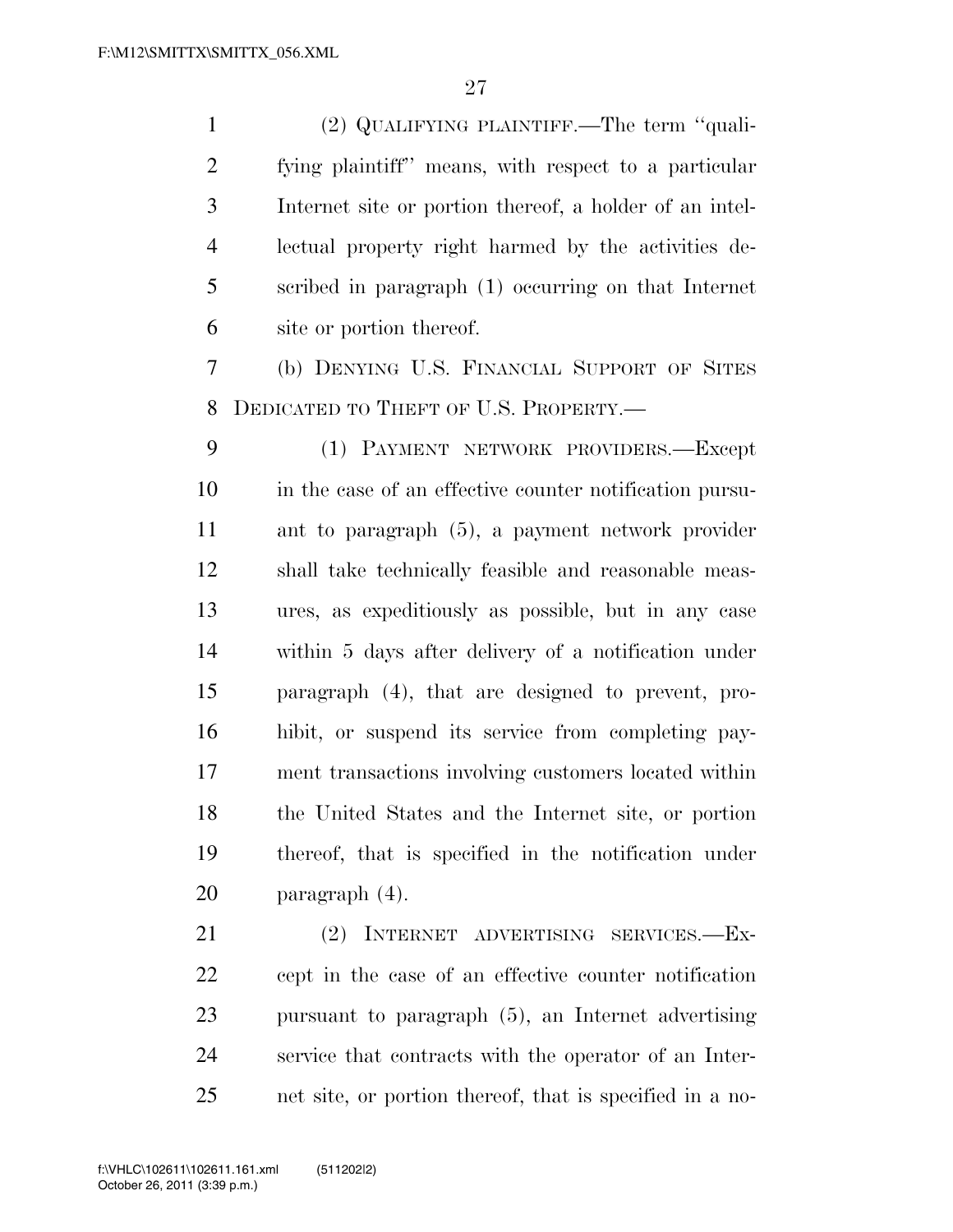(2) QUALIFYING PLAINTIFF.—The term ''qualifying plaintiff'' means, with respect to a particular Internet site or portion thereof, a holder of an intellectual property right harmed by the activities described in paragraph (1) occurring on that Internet site or portion thereof.

(b) DENYING U.S. FINANCIAL SUPPORT OF SITES DEDICATED TO THEFT OF U.S. PROPERTY.—

(1) PAYMENT NETWORK PROVIDERS.—Except in the case of an effective counter notification pursuant to paragraph (5), a payment network provider shall take technically feasible and reasonable measures, as expeditiously as possible, but in any case within 5 days after delivery of a notification under paragraph (4), that are designed to prevent, prohibit, or suspend its service from completing payment transactions involving customers located within the United States and the Internet site, or portion thereof, that is specified in the notification under paragraph (4).

(2) INTERNET ADVERTISING SERVICES.—Except in the case of an effective counter notification pursuant to paragraph (5), an Internet advertising service that contracts with the operator of an Internet site, or portion thereof, that is specified in a no-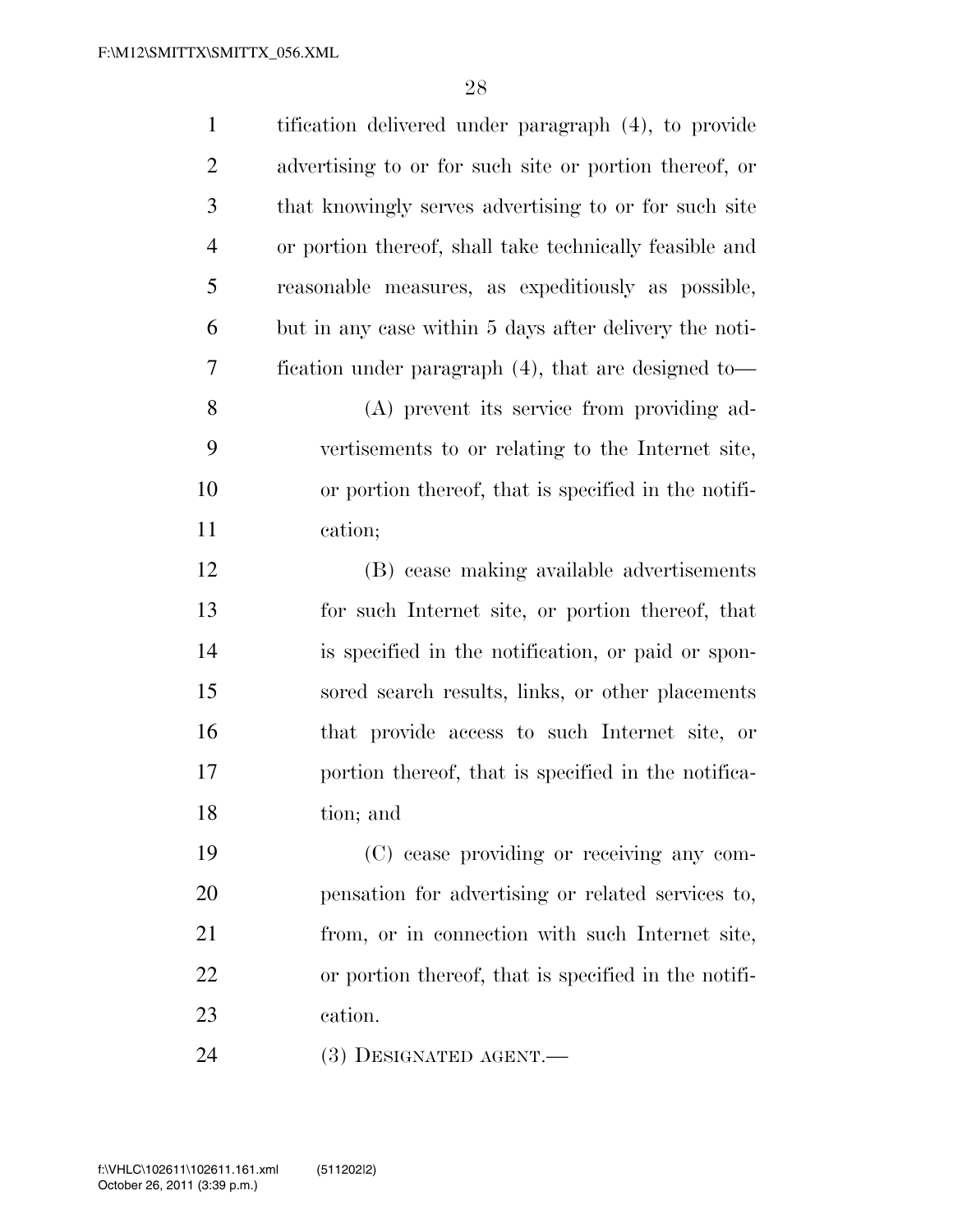tification delivered under paragraph (4), to provide advertising to or for such site or portion thereof, or that knowingly serves advertising to or for such site or portion thereof, shall take technically feasible and reasonable measures, as expeditiously as possible, but in any case within 5 days after delivery the notification under paragraph (4), that are designed to—

(A) prevent its service from providing advertisements to or relating to the Internet site, or portion thereof, that is specified in the notification;

(B) cease making available advertisements for such Internet site, or portion thereof, that is specified in the notification, or paid or sponsored search results, links, or other placements that provide access to such Internet site, or portion thereof, that is specified in the notification; and

(C) cease providing or receiving any compensation for advertising or related services to, from, or in connection with such Internet site, or portion thereof, that is specified in the notification.

(3) DESIGNATED AGENT.—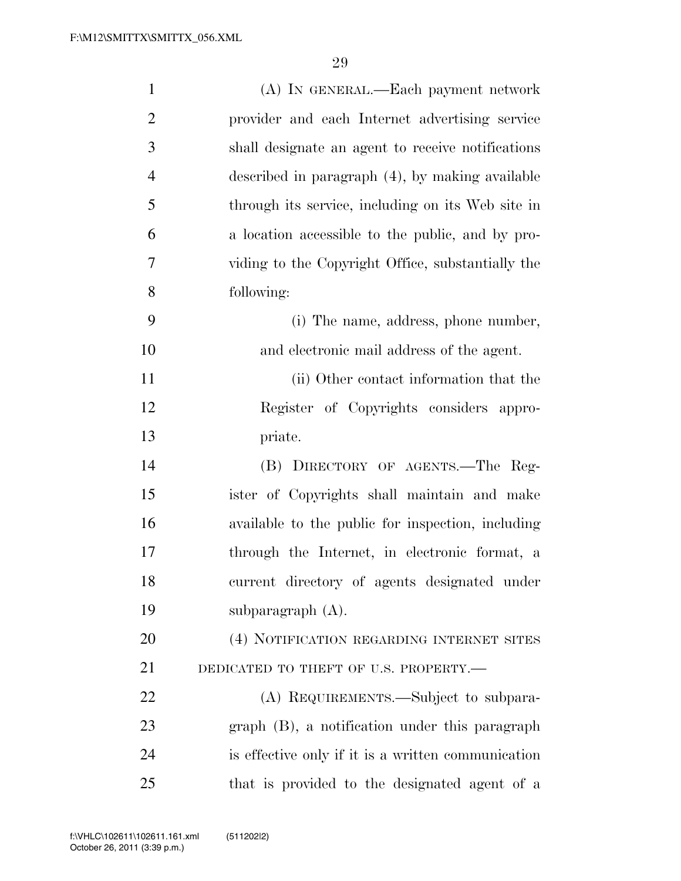(A) IN GENERAL.—Each payment network provider and each Internet advertising service shall designate an agent to receive notifications described in paragraph (4), by making available through its service, including on its Web site in a location accessible to the public, and by providing to the Copyright Office, substantially the following:

(i) The name, address, phone number, and electronic mail address of the agent.

(ii) Other contact information that the Register of Copyrights considers appropriate.

(B) DIRECTORY OF AGENTS.—The Register of Copyrights shall maintain and make available to the public for inspection, including through the Internet, in electronic format, a current directory of agents designated under subparagraph (A).

(4) NOTIFICATION REGARDING INTERNET SITES DEDICATED TO THEFT OF U.S. PROPERTY.—

(A) REQUIREMENTS.—Subject to subparagraph (B), a notification under this paragraph is effective only if it is a written communication that is provided to the designated agent of a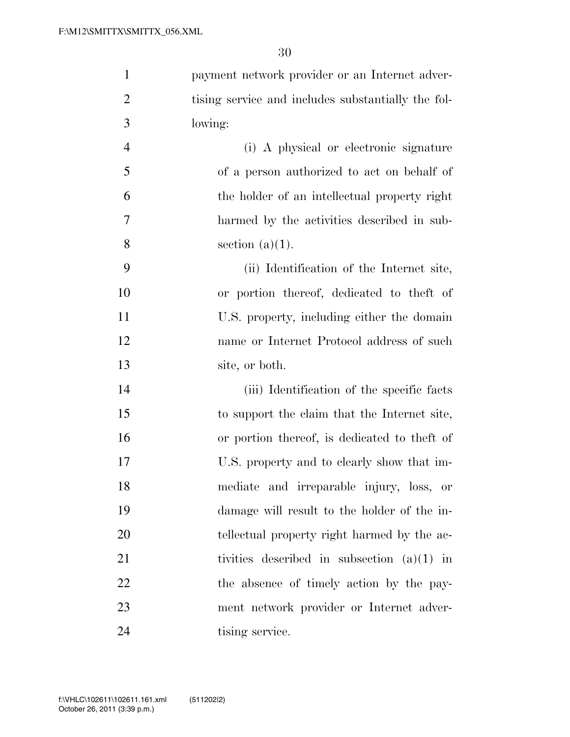payment network provider or an Internet advertising service and includes substantially the following:

(i) A physical or electronic signature of a person authorized to act on behalf of the holder of an intellectual property right harmed by the activities described in subsection (a)(1).

(ii) Identification of the Internet site, or portion thereof, dedicated to theft of U.S. property, including either the domain name or Internet Protocol address of such site, or both.

(iii) Identification of the specific facts to support the claim that the Internet site, or portion thereof, is dedicated to theft of U.S. property and to clearly show that immediate and irreparable injury, loss, or damage will result to the holder of the intellectual property right harmed by the activities described in subsection (a)(1) in the absence of timely action by the payment network provider or Internet advertising service.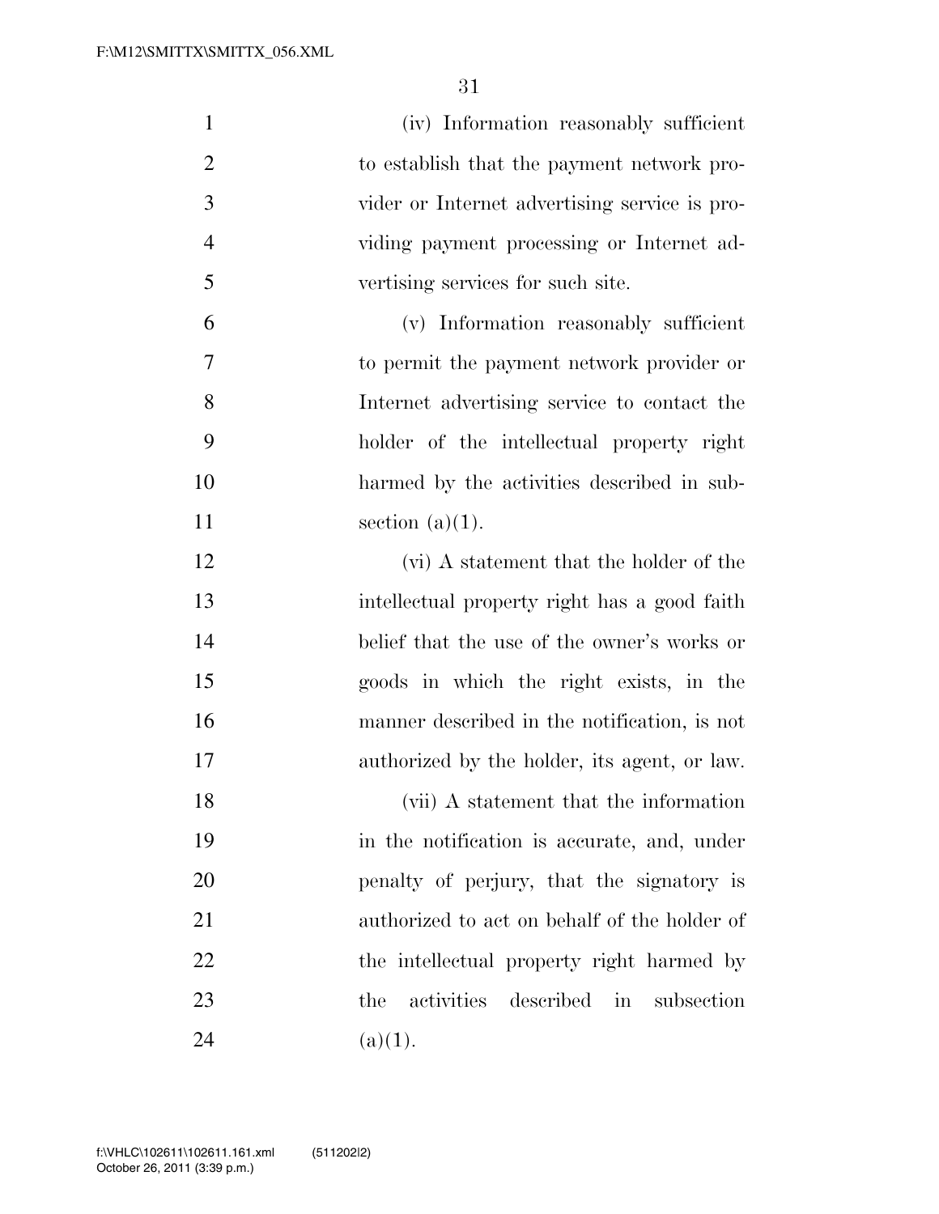(iv) Information reasonably sufficient to establish that the payment network provider or Internet advertising service is providing payment processing or Internet advertising services for such site.

(v) Information reasonably sufficient to permit the payment network provider or Internet advertising service to contact the holder of the intellectual property right harmed by the activities described in subsection (a)(1).

(vi) A statement that the holder of the intellectual property right has a good faith belief that the use of the owner's works or goods in which the right exists, in the manner described in the notification, is not authorized by the holder, its agent, or law.

(vii) A statement that the information in the notification is accurate, and, under penalty of perjury, that the signatory is authorized to act on behalf of the holder of the intellectual property right harmed by the activities described in subsection (a)(1).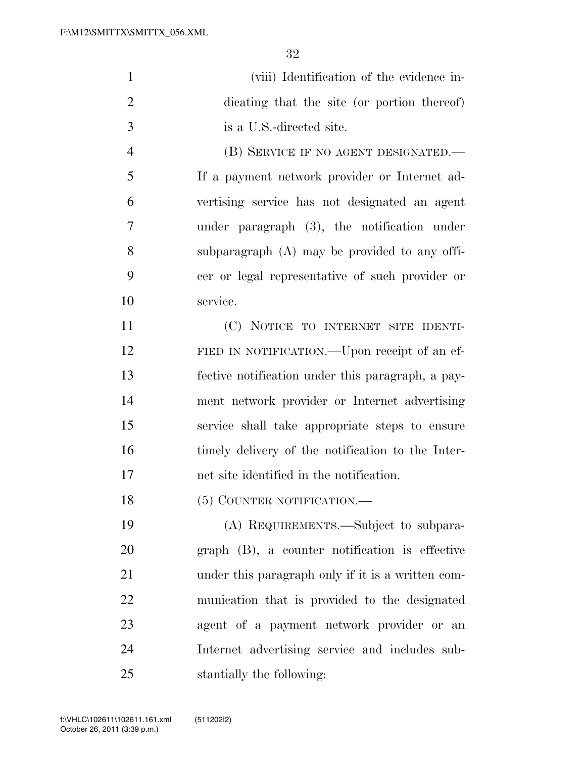(viii) Identification of the evidence indicating that the site (or portion thereof) is a U.S.-directed site.

(B) SERVICE IF NO AGENT DESIGNATED.—If a payment network provider or Internet advertising service has not designated an agent under paragraph (3), the notification under subparagraph (A) may be provided to any officer or legal representative of such provider or service.

(C) NOTICE TO INTERNET SITE IDENTIFIED IN NOTIFICATION.—Upon receipt of an effective notification under this paragraph, a payment network provider or Internet advertising service shall take appropriate steps to ensure timely delivery of the notification to the Internet site identified in the notification.

(5) COUNTER NOTIFICATION.—

(A) REQUIREMENTS.—Subject to subparagraph (B), a counter notification is effective under this paragraph only if it is a written communication that is provided to the designated agent of a payment network provider or an Internet advertising service and includes substantially the following: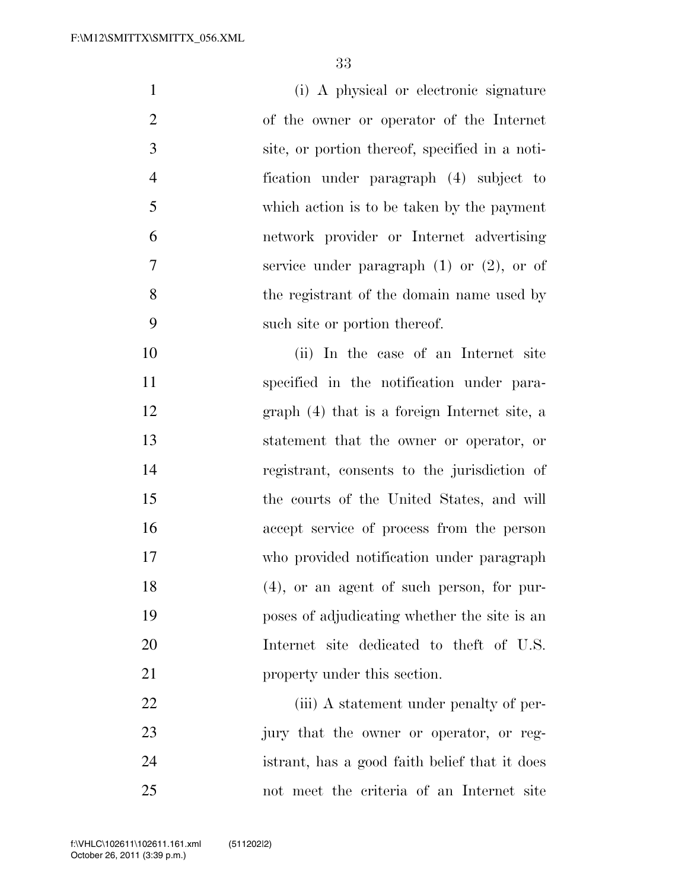(i) A physical or electronic signature of the owner or operator of the Internet site, or portion thereof, specified in a notification under paragraph (4) subject to which action is to be taken by the payment network provider or Internet advertising service under paragraph (1) or (2), or of the registrant of the domain name used by such site or portion thereof.

(ii) In the case of an Internet site specified in the notification under paragraph (4) that is a foreign Internet site, a statement that the owner or operator, or registrant, consents to the jurisdiction of the courts of the United States, and will accept service of process from the person who provided notification under paragraph (4), or an agent of such person, for purposes of adjudicating whether the site is an Internet site dedicated to theft of U.S. property under this section.

(iii) A statement under penalty of perjury that the owner or operator, or registrant, has a good faith belief that it does not meet the criteria of an Internet site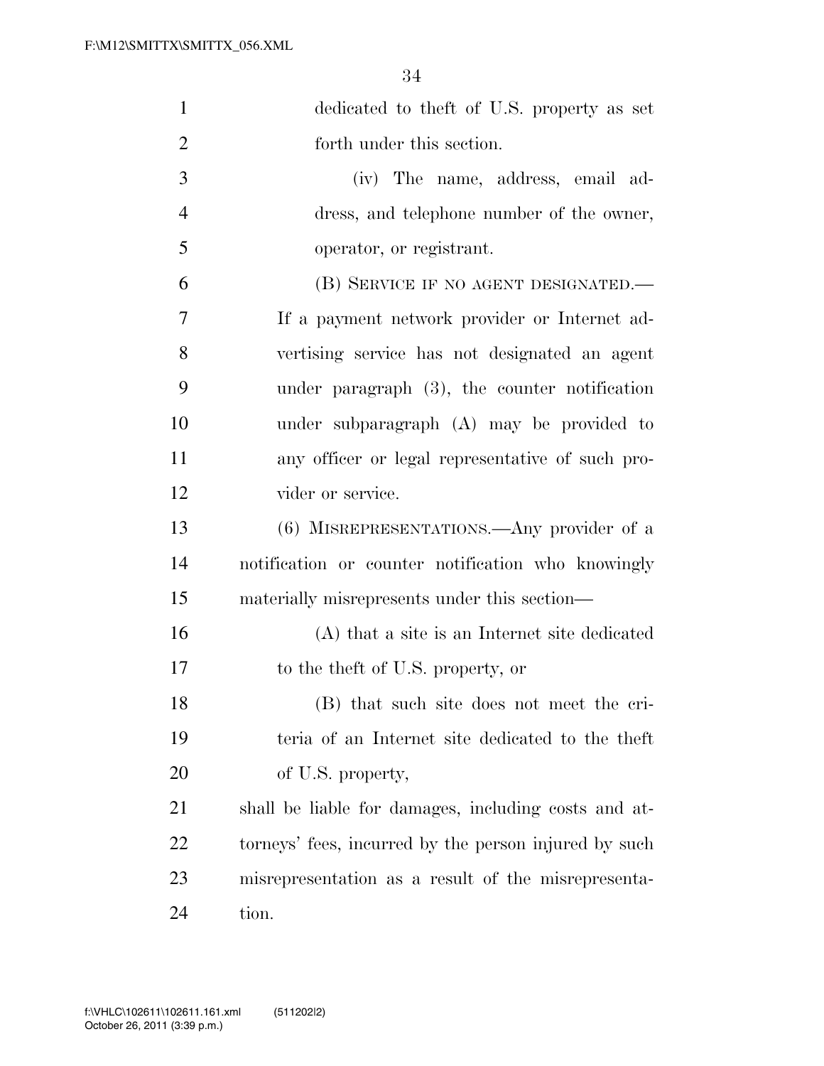dedicated to theft of U.S. property as set forth under this section.

(iv) The name, address, email address, and telephone number of the owner, operator, or registrant.

(B) SERVICE IF NO AGENT DESIGNATED.—If a payment network provider or Internet advertising service has not designated an agent under paragraph (3), the counter notification under subparagraph (A) may be provided to any officer or legal representative of such provider or service.

(6) MISREPRESENTATIONS.—Any provider of a notification or counter notification who knowingly materially misrepresents under this section—

(A) that a site is an Internet site dedicated to the theft of U.S. property, or

(B) that such site does not meet the criteria of an Internet site dedicated to the theft of U.S. property,

shall be liable for damages, including costs and attorneys' fees, incurred by the person injured by such misrepresentation as a result of the misrepresentation.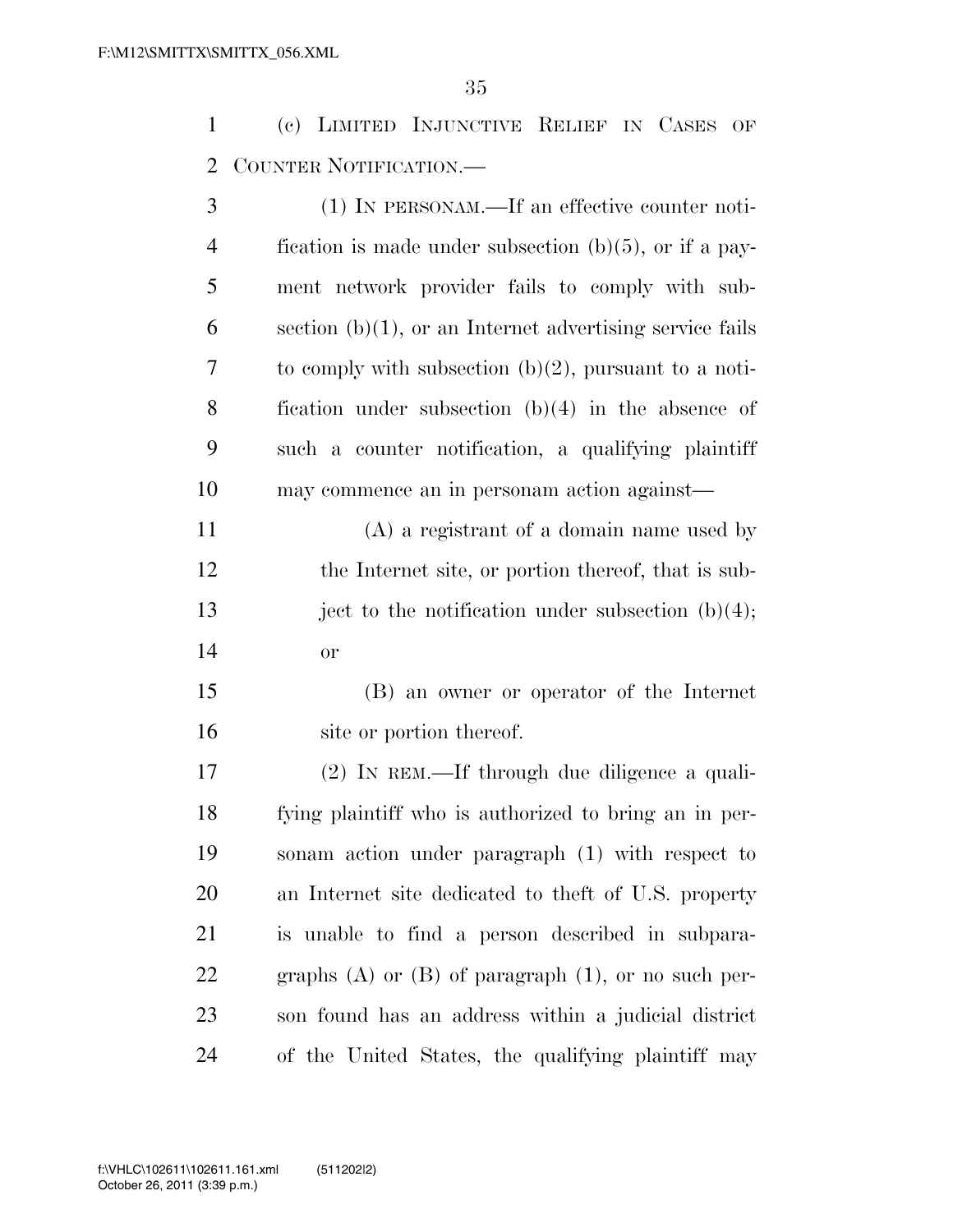(c) LIMITED INJUNCTIVE RELIEF IN CASES OF COUNTER NOTIFICATION.—

(1) IN PERSONAM.—If an effective counter notification is made under subsection (b)(5), or if a payment network provider fails to comply with subsection (b)(1), or an Internet advertising service fails to comply with subsection (b)(2), pursuant to a notification under subsection (b)(4) in the absence of such a counter notification, a qualifying plaintiff may commence an in personam action against—

(A) a registrant of a domain name used by the Internet site, or portion thereof, that is subject to the notification under subsection (b)(4); or

(B) an owner or operator of the Internet site or portion thereof.

(2) IN REM.—If through due diligence a qualifying plaintiff who is authorized to bring an in personam action under paragraph (1) with respect to an Internet site dedicated to theft of U.S. property is unable to find a person described in subparagraphs (A) or (B) of paragraph (1), or no such person found has an address within a judicial district of the United States, the qualifying plaintiff may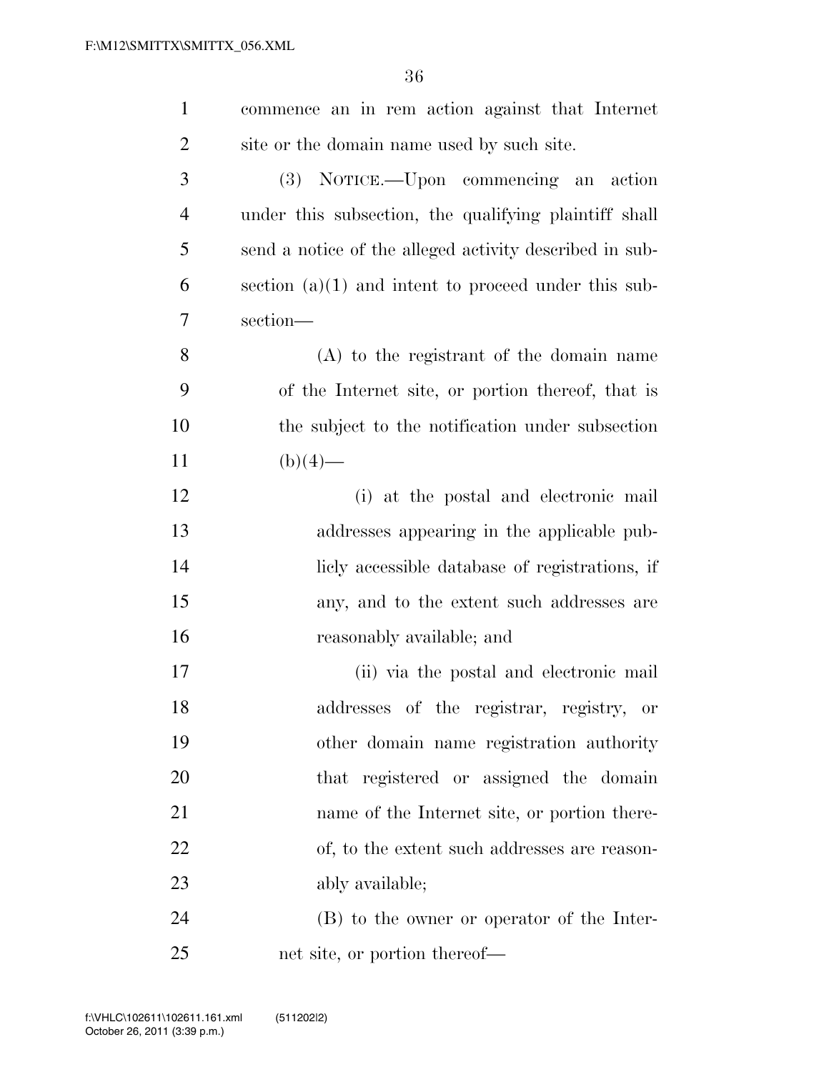commence an in rem action against that Internet site or the domain name used by such site.

(3) NOTICE.—Upon commencing an action under this subsection, the qualifying plaintiff shall send a notice of the alleged activity described in subsection (a)(1) and intent to proceed under this subsection—

(A) to the registrant of the domain name of the Internet site, or portion thereof, that is the subject to the notification under subsection (b)(4)—

(i) at the postal and electronic mail addresses appearing in the applicable publicly accessible database of registrations, if any, and to the extent such addresses are reasonably available; and

(ii) via the postal and electronic mail addresses of the registrar, registry, or other domain name registration authority that registered or assigned the domain name of the Internet site, or portion thereof, to the extent such addresses are reasonably available;

(B) to the owner or operator of the Internet site, or portion thereof—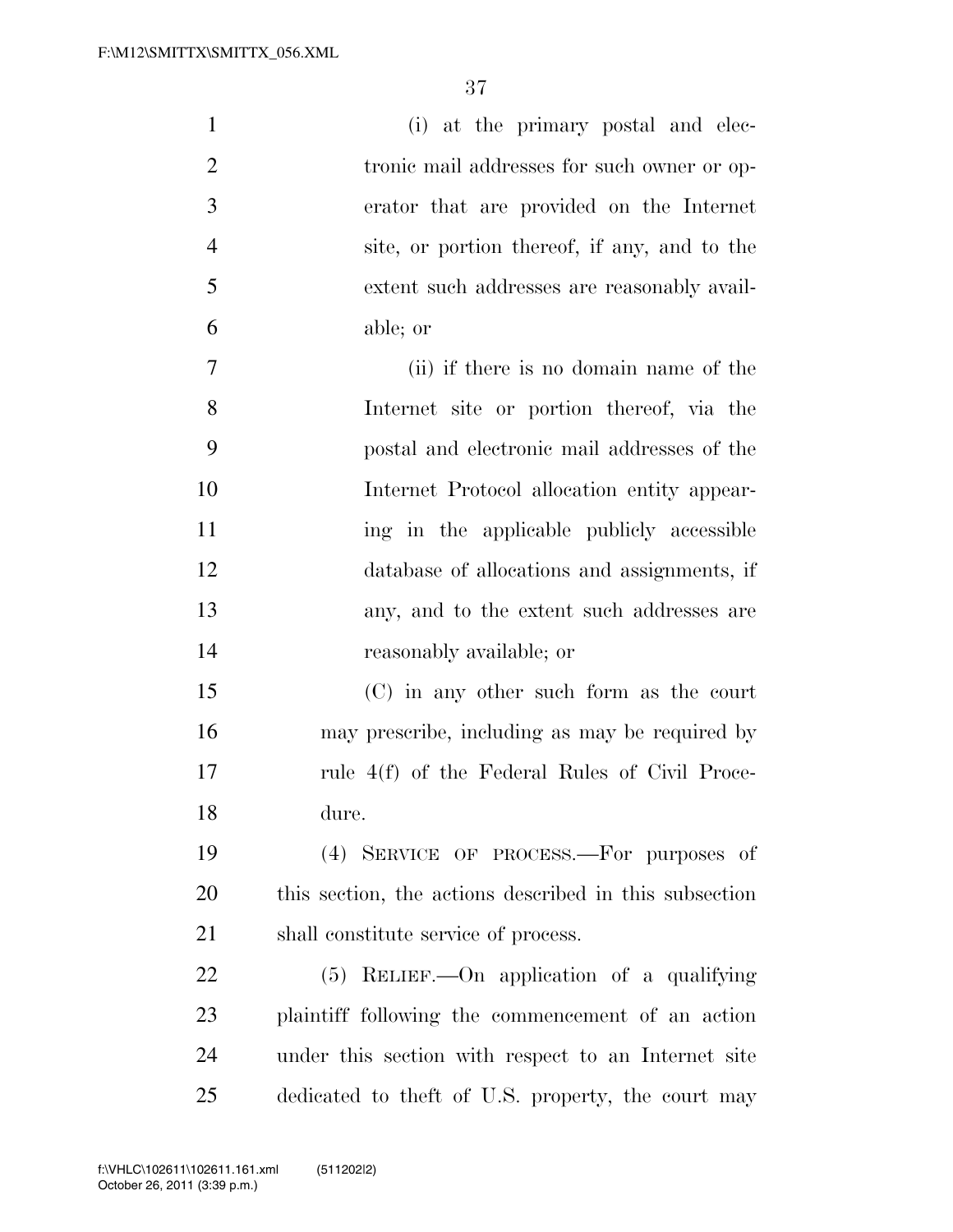(i) at the primary postal and electronic mail addresses for such owner or operator that are provided on the Internet site, or portion thereof, if any, and to the extent such addresses are reasonably available; or

(ii) if there is no domain name of the Internet site or portion thereof, via the postal and electronic mail addresses of the Internet Protocol allocation entity appearing in the applicable publicly accessible database of allocations and assignments, if any, and to the extent such addresses are reasonably available; or

(C) in any other such form as the court may prescribe, including as may be required by rule 4(f) of the Federal Rules of Civil Procedure.

(4) SERVICE OF PROCESS.—For purposes of this section, the actions described in this subsection shall constitute service of process.

(5) RELIEF.—On application of a qualifying plaintiff following the commencement of an action under this section with respect to an Internet site dedicated to theft of U.S. property, the court may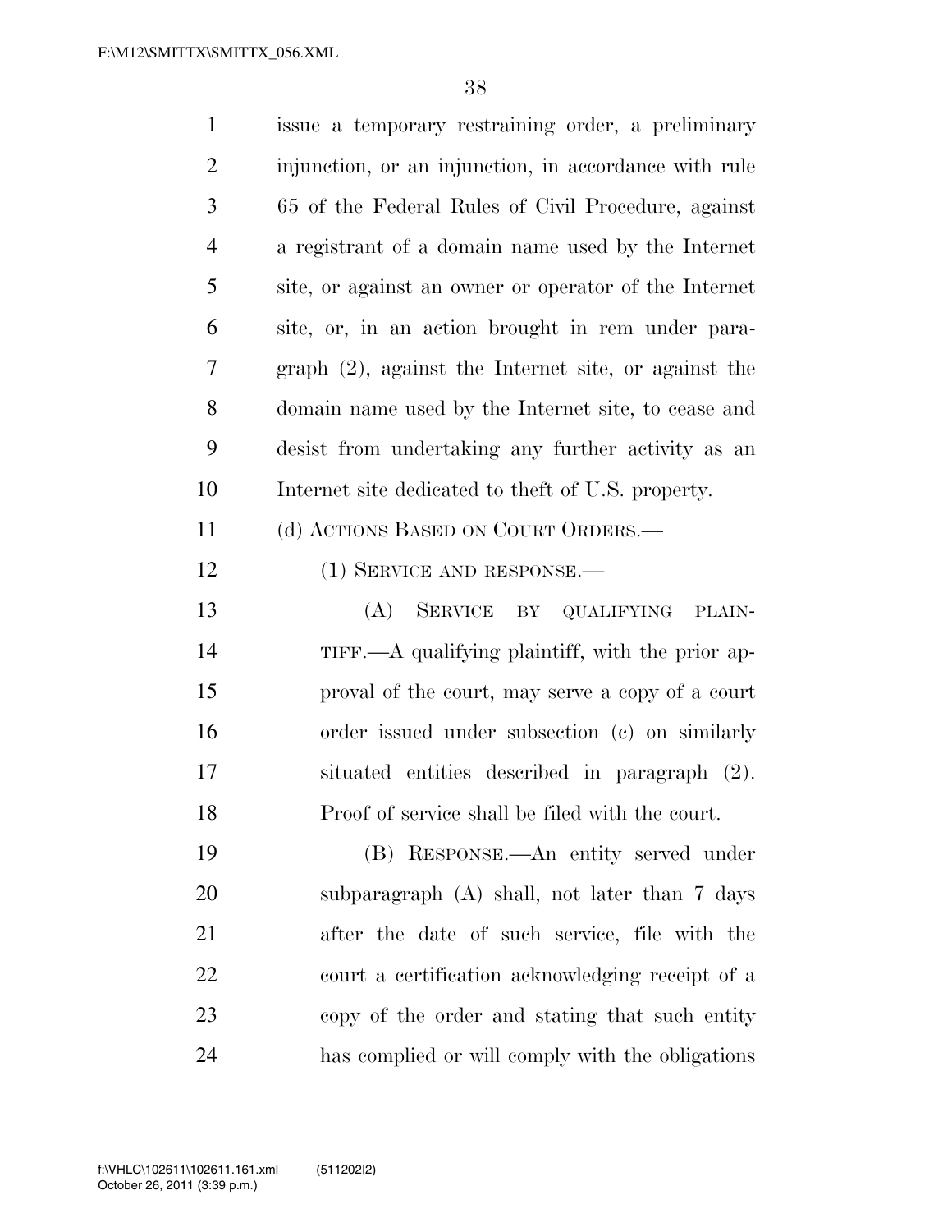issue a temporary restraining order, a preliminary injunction, or an injunction, in accordance with rule 65 of the Federal Rules of Civil Procedure, against a registrant of a domain name used by the Internet site, or against an owner or operator of the Internet site, or, in an action brought in rem under paragraph (2), against the Internet site, or against the domain name used by the Internet site, to cease and desist from undertaking any further activity as an Internet site dedicated to theft of U.S. property.

(d) ACTIONS BASED ON COURT ORDERS.—

(1) SERVICE AND RESPONSE.—

(A) SERVICE BY QUALIFYING PLAINTIFF.—A qualifying plaintiff, with the prior approval of the court, may serve a copy of a court order issued under subsection (c) on similarly situated entities described in paragraph (2). Proof of service shall be filed with the court.

(B) RESPONSE.—An entity served under subparagraph (A) shall, not later than 7 days after the date of such service, file with the court a certification acknowledging receipt of a copy of the order and stating that such entity has complied or will comply with the obligations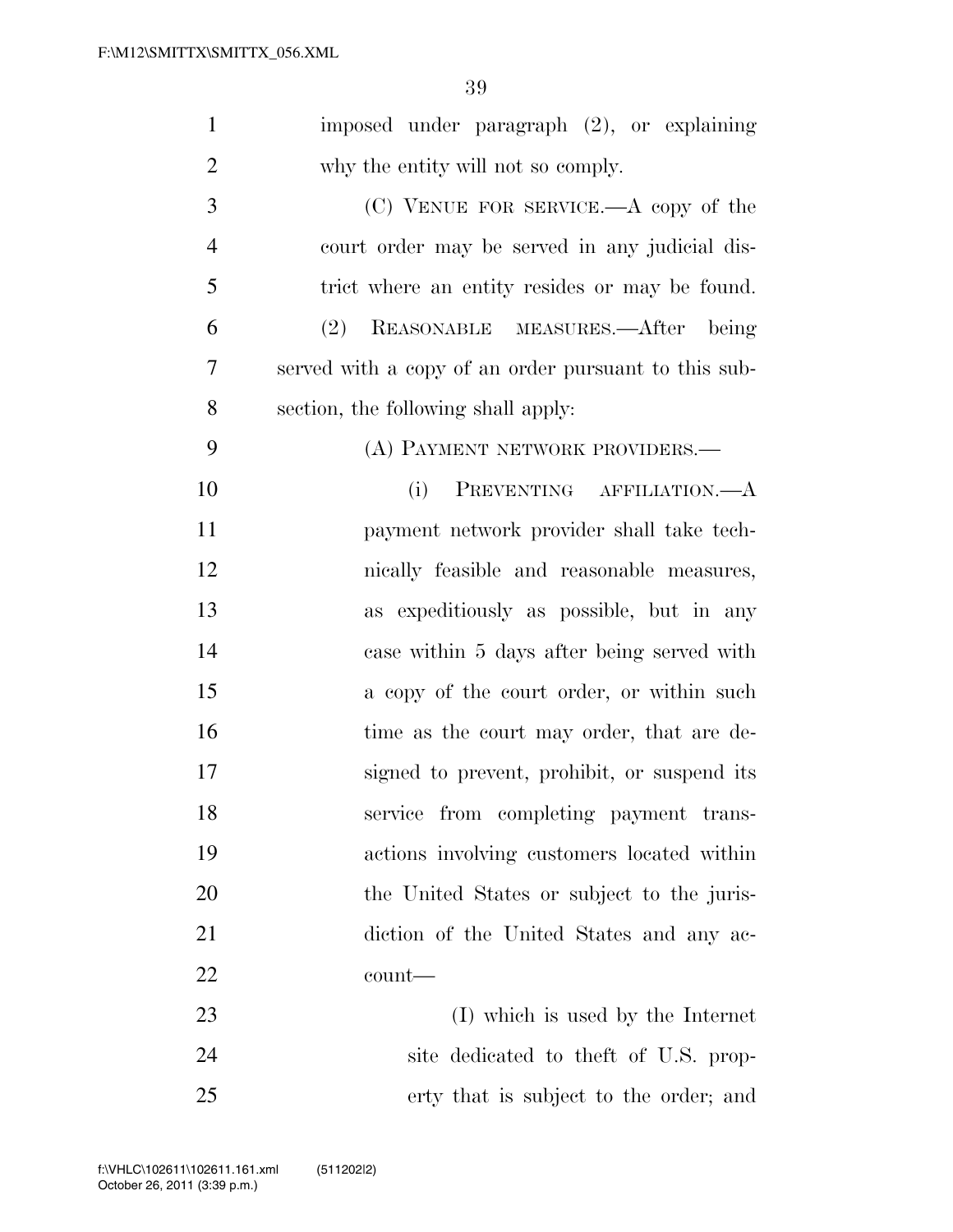imposed under paragraph (2), or explaining why the entity will not so comply.

(C) VENUE FOR SERVICE.—A copy of the court order may be served in any judicial district where an entity resides or may be found.

(2) REASONABLE MEASURES.—After being served with a copy of an order pursuant to this subsection, the following shall apply:

(A) PAYMENT NETWORK PROVIDERS.—

(i) PREVENTING AFFILIATION.—A payment network provider shall take technically feasible and reasonable measures, as expeditiously as possible, but in any case within 5 days after being served with a copy of the court order, or within such time as the court may order, that are designed to prevent, prohibit, or suspend its service from completing payment transactions involving customers located within the United States or subject to the jurisdiction of the United States and any account—

(I) which is used by the Internet site dedicated to theft of U.S. property that is subject to the order; and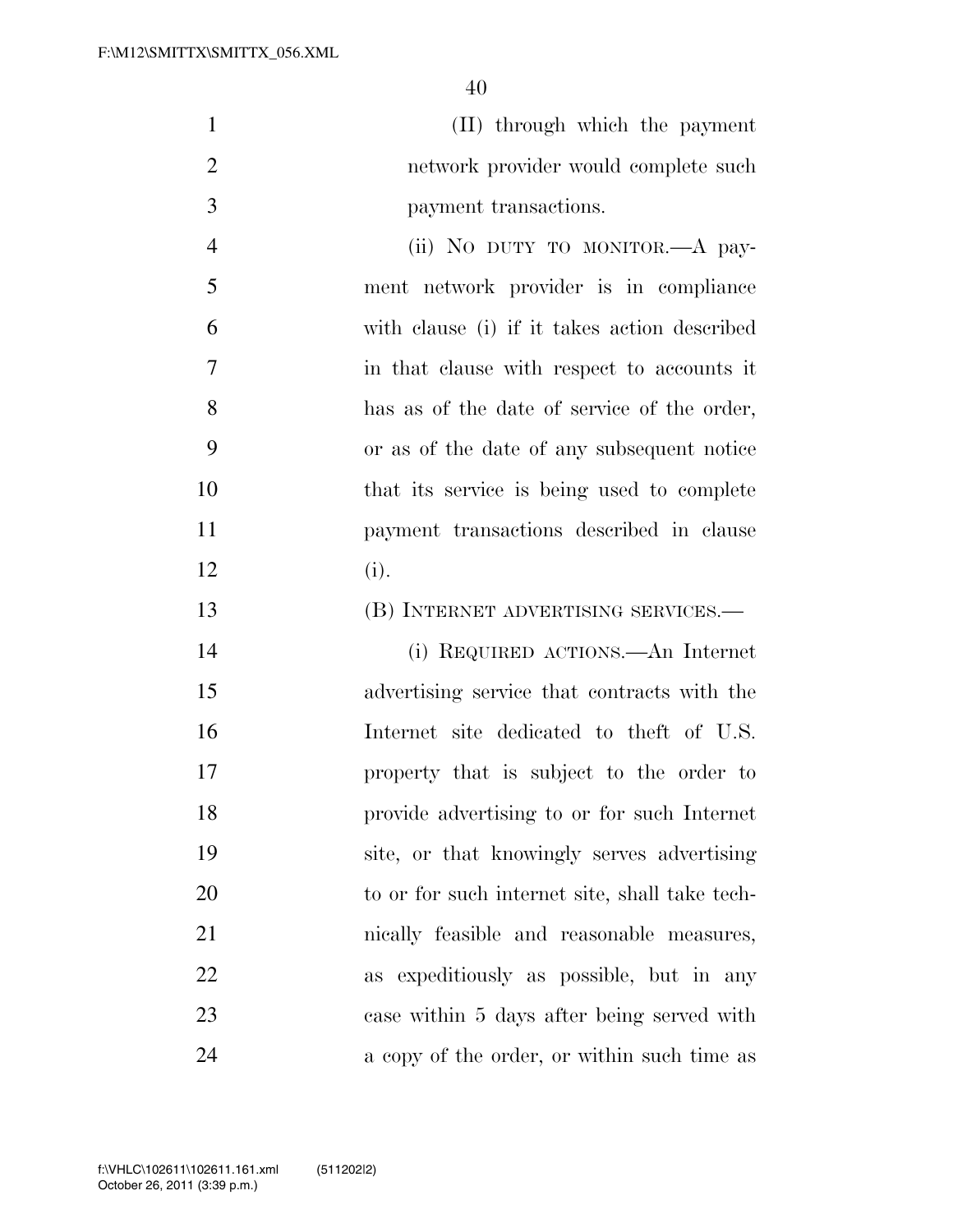(II) through which the payment network provider would complete such payment transactions.

(ii) NO DUTY TO MONITOR.—A payment network provider is in compliance with clause (i) if it takes action described in that clause with respect to accounts it has as of the date of service of the order, or as of the date of any subsequent notice that its service is being used to complete payment transactions described in clause (i).

(B) INTERNET ADVERTISING SERVICES.—

(i) REQUIRED ACTIONS.—An Internet advertising service that contracts with the Internet site dedicated to theft of U.S. property that is subject to the order to provide advertising to or for such Internet site, or that knowingly serves advertising to or for such internet site, shall take technically feasible and reasonable measures, as expeditiously as possible, but in any case within 5 days after being served with a copy of the order, or within such time as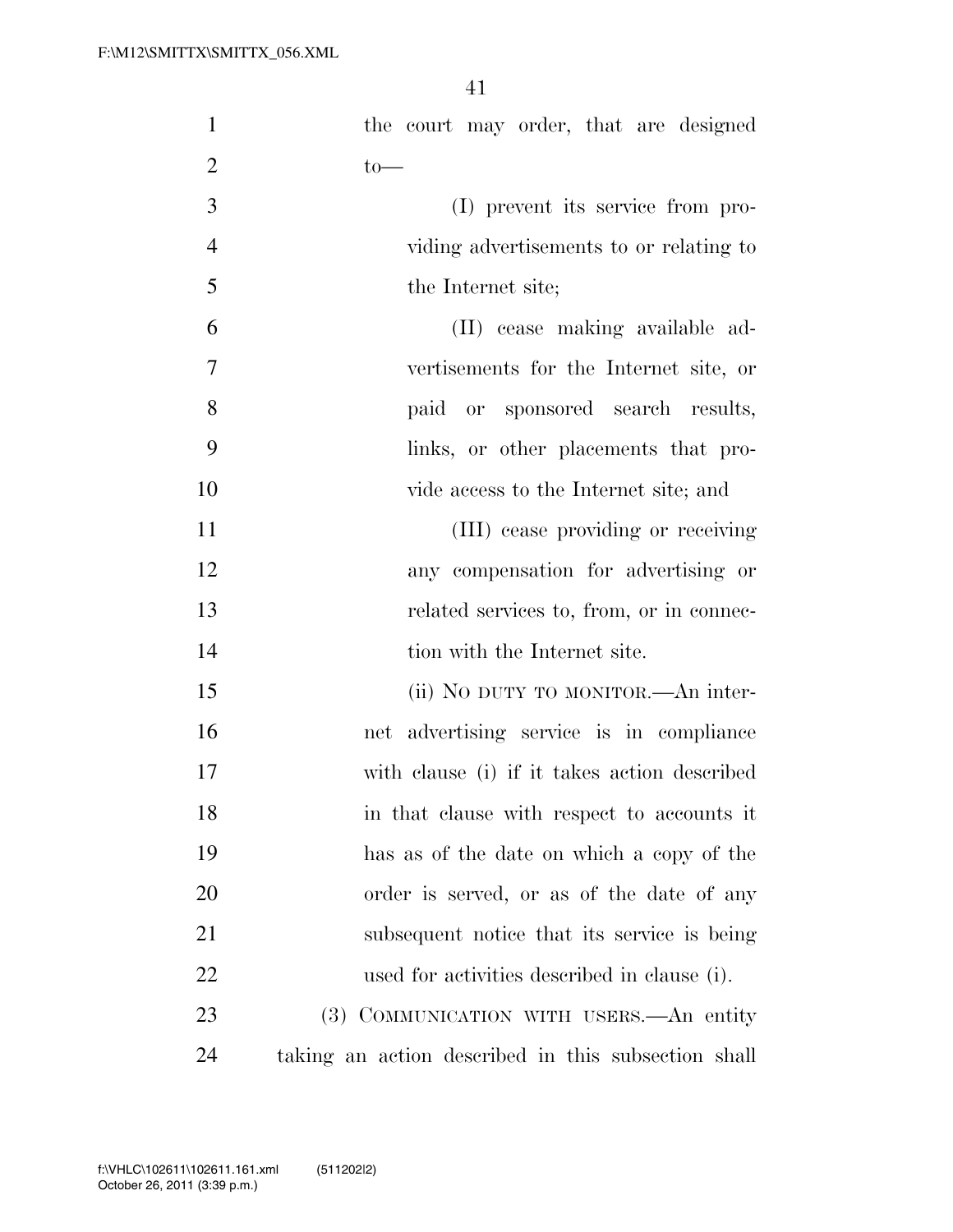the court may order, that are designed to—

(I) prevent its service from providing advertisements to or relating to the Internet site;

(II) cease making available advertisements for the Internet site, or paid or sponsored search results, links, or other placements that provide access to the Internet site; and

(III) cease providing or receiving any compensation for advertising or related services to, from, or in connection with the Internet site.

(ii) NO DUTY TO MONITOR.—An internet advertising service is in compliance with clause (i) if it takes action described in that clause with respect to accounts it has as of the date on which a copy of the order is served, or as of the date of any subsequent notice that its service is being used for activities described in clause (i).

(3) COMMUNICATION WITH USERS.—An entity taking an action described in this subsection shall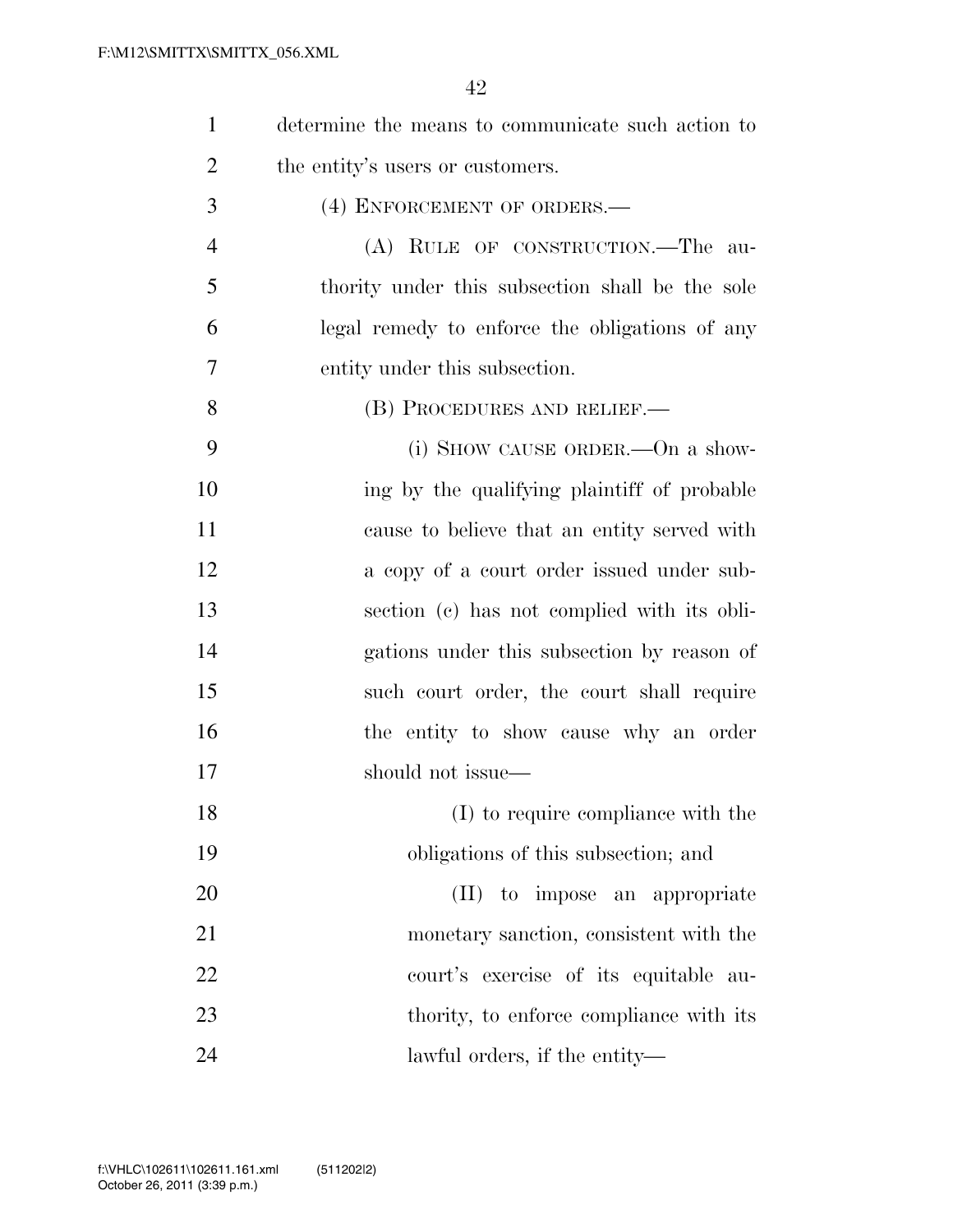determine the means to communicate such action to the entity's users or customers.

(4) ENFORCEMENT OF ORDERS.—

(A) RULE OF CONSTRUCTION.—The authority under this subsection shall be the sole legal remedy to enforce the obligations of any entity under this subsection.

(B) PROCEDURES AND RELIEF.—

(i) SHOW CAUSE ORDER.—On a showing by the qualifying plaintiff of probable cause to believe that an entity served with a copy of a court order issued under subsection (c) has not complied with its obligations under this subsection by reason of such court order, the court shall require the entity to show cause why an order should not issue—

(I) to require compliance with the obligations of this subsection; and

(II) to impose an appropriate monetary sanction, consistent with the court's exercise of its equitable authority, to enforce compliance with its lawful orders, if the entity—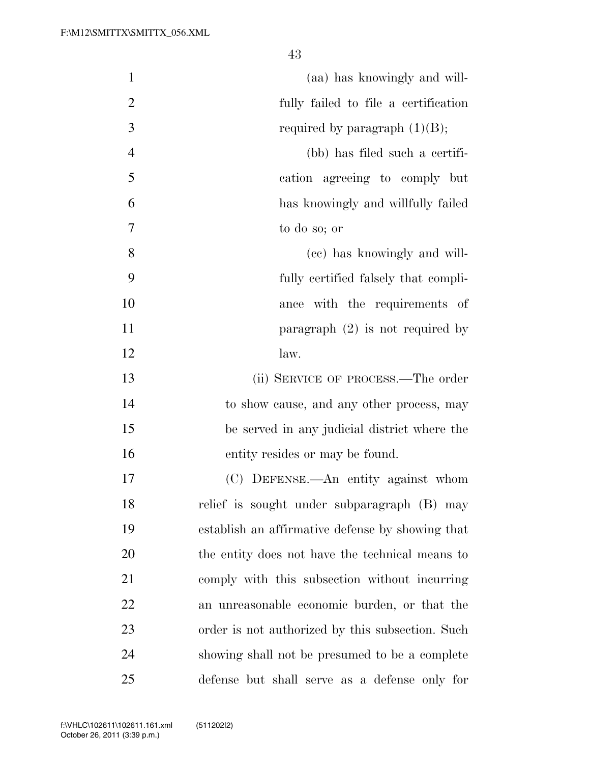(aa) has knowingly and willfully failed to file a certification required by paragraph (1)(B);

(bb) has filed such a certification agreeing to comply but has knowingly and willfully failed to do so; or

(cc) has knowingly and willfully certified falsely that compliance with the requirements of paragraph (2) is not required by law.

(ii) SERVICE OF PROCESS.—The order to show cause, and any other process, may be served in any judicial district where the entity resides or may be found.

(C) DEFENSE.—An entity against whom relief is sought under subparagraph (B) may establish an affirmative defense by showing that the entity does not have the technical means to comply with this subsection without incurring an unreasonable economic burden, or that the order is not authorized by this subsection. Such showing shall not be presumed to be a complete defense but shall serve as a defense only for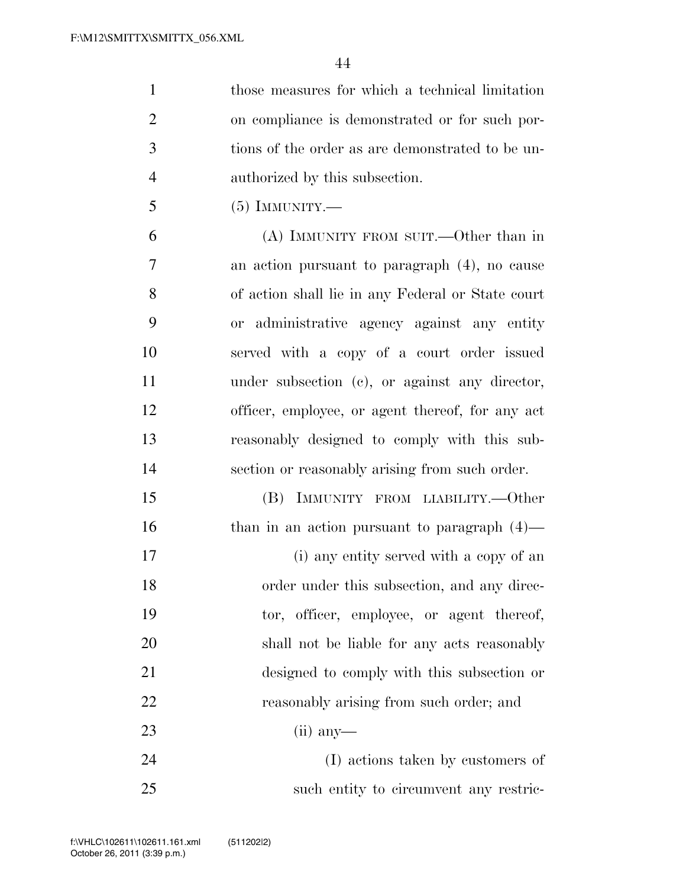those measures for which a technical limitation on compliance is demonstrated or for such portions of the order as are demonstrated to be unauthorized by this subsection.

(5) IMMUNITY.—

(A) IMMUNITY FROM SUIT.—Other than in an action pursuant to paragraph (4), no cause of action shall lie in any Federal or State court or administrative agency against any entity served with a copy of a court order issued under subsection (c), or against any director, officer, employee, or agent thereof, for any act reasonably designed to comply with this subsection or reasonably arising from such order.

(B) IMMUNITY FROM LIABILITY.—Other than in an action pursuant to paragraph (4)—

(i) any entity served with a copy of an order under this subsection, and any director, officer, employee, or agent thereof, shall not be liable for any acts reasonably designed to comply with this subsection or reasonably arising from such order; and

(ii) any—

(I) actions taken by customers of such entity to circumvent any restric-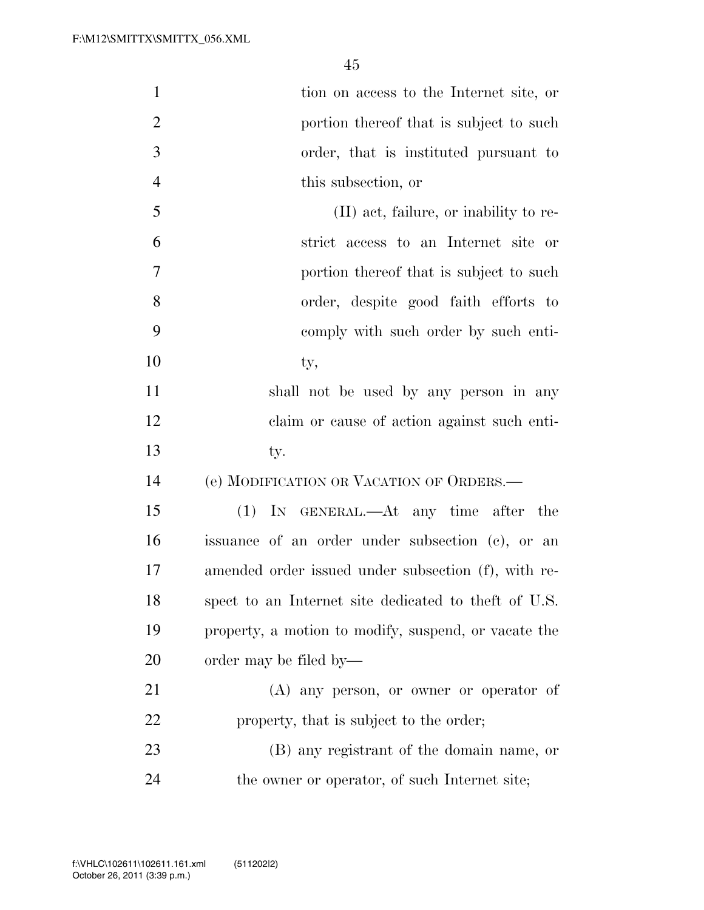tion on access to the Internet site, or portion thereof that is subject to such order, that is instituted pursuant to this subsection, or

(II) act, failure, or inability to restrict access to an Internet site or portion thereof that is subject to such order, despite good faith efforts to comply with such order by such entity,

shall not be used by any person in any claim or cause of action against such entity.

(e) MODIFICATION OR VACATION OF ORDERS.—

(1) IN GENERAL.—At any time after the issuance of an order under subsection (c), or an amended order issued under subsection (f), with respect to an Internet site dedicated to theft of U.S. property, a motion to modify, suspend, or vacate the order may be filed by—

(A) any person, or owner or operator of property, that is subject to the order;

(B) any registrant of the domain name, or the owner or operator, of such Internet site;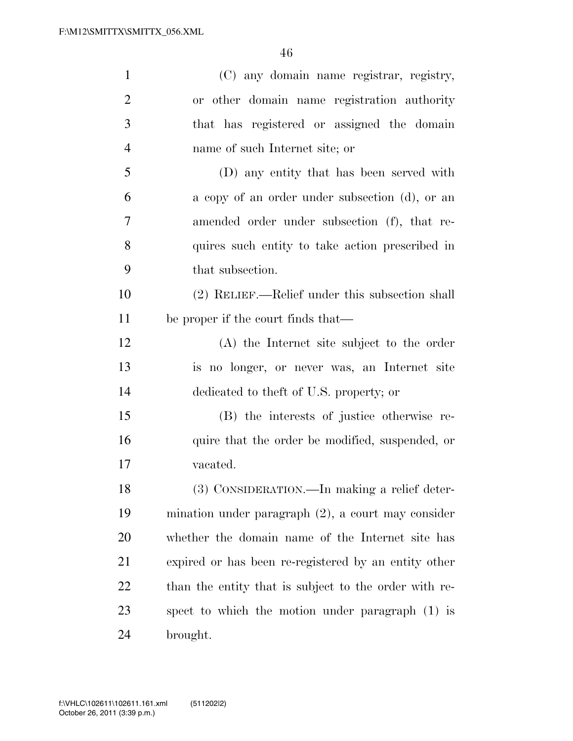(C) any domain name registrar, registry, or other domain name registration authority that has registered or assigned the domain name of such Internet site; or

(D) any entity that has been served with a copy of an order under subsection (d), or an amended order under subsection (f), that requires such entity to take action prescribed in that subsection.

(2) RELIEF.—Relief under this subsection shall be proper if the court finds that—

(A) the Internet site subject to the order is no longer, or never was, an Internet site dedicated to theft of U.S. property; or

(B) the interests of justice otherwise require that the order be modified, suspended, or vacated.

(3) CONSIDERATION.—In making a relief determination under paragraph (2), a court may consider whether the domain name of the Internet site has expired or has been re-registered by an entity other than the entity that is subject to the order with respect to which the motion under paragraph (1) is brought.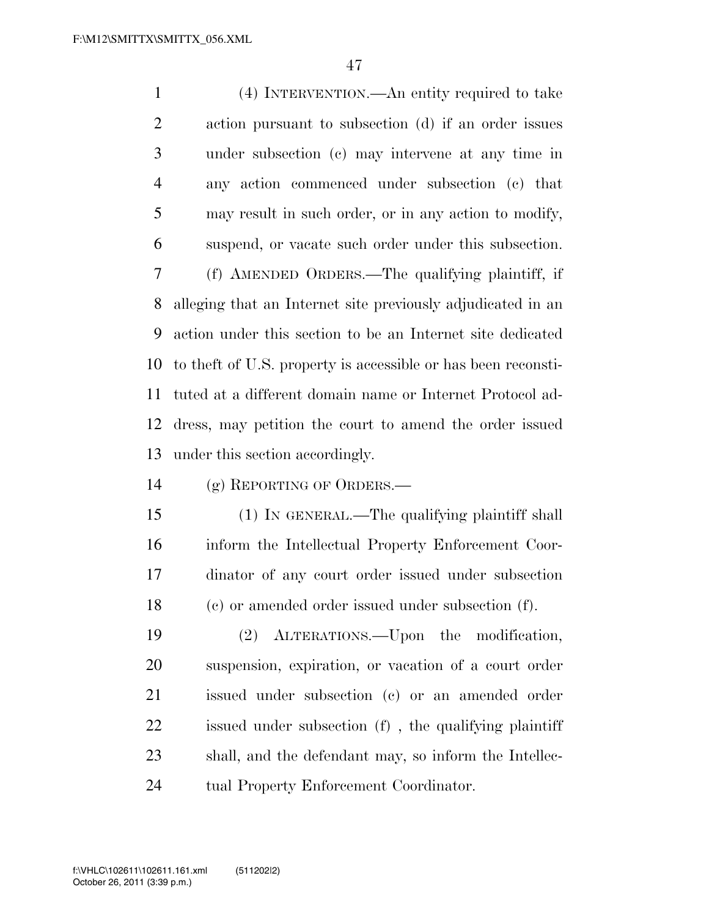(4) INTERVENTION.—An entity required to take action pursuant to subsection (d) if an order issues under subsection (c) may intervene at any time in any action commenced under subsection (c) that may result in such order, or in any action to modify, suspend, or vacate such order under this subsection.

(f) AMENDED ORDERS.—The qualifying plaintiff, if alleging that an Internet site previously adjudicated in an action under this section to be an Internet site dedicated to theft of U.S. property is accessible or has been reconstituted at a different domain name or Internet Protocol address, may petition the court to amend the order issued under this section accordingly.

(g) REPORTING OF ORDERS.—

(1) IN GENERAL.—The qualifying plaintiff shall inform the Intellectual Property Enforcement Coordinator of any court order issued under subsection (c) or amended order issued under subsection (f).

(2) ALTERATIONS.—Upon the modification, suspension, expiration, or vacation of a court order issued under subsection (c) or an amended order issued under subsection (f) , the qualifying plaintiff shall, and the defendant may, so inform the Intellectual Property Enforcement Coordinator.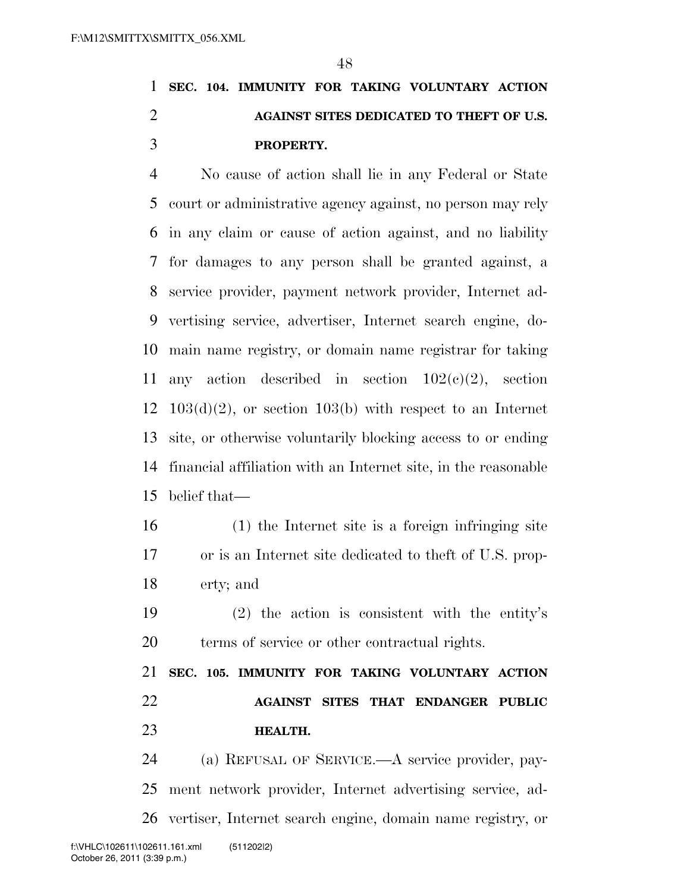**SEC. 104. IMMUNITY FOR TAKING VOLUNTARY ACTION AGAINST SITES DEDICATED TO THEFT OF U.S. PROPERTY.**

No cause of action shall lie in any Federal or State court or administrative agency against, no person may rely in any claim or cause of action against, and no liability for damages to any person shall be granted against, a service provider, payment network provider, Internet advertising service, advertiser, Internet search engine, domain name registry, or domain name registrar for taking any action described in section 102(c)(2), section 103(d)(2), or section 103(b) with respect to an Internet site, or otherwise voluntarily blocking access to or ending financial affiliation with an Internet site, in the reasonable belief that—

(1) the Internet site is a foreign infringing site or is an Internet site dedicated to theft of U.S. property; and

(2) the action is consistent with the entity's terms of service or other contractual rights.

**SEC. 105. IMMUNITY FOR TAKING VOLUNTARY ACTION AGAINST SITES THAT ENDANGER PUBLIC HEALTH.**

(a) REFUSAL OF SERVICE.—A service provider, payment network provider, Internet advertising service, advertiser, Internet search engine, domain name registry, or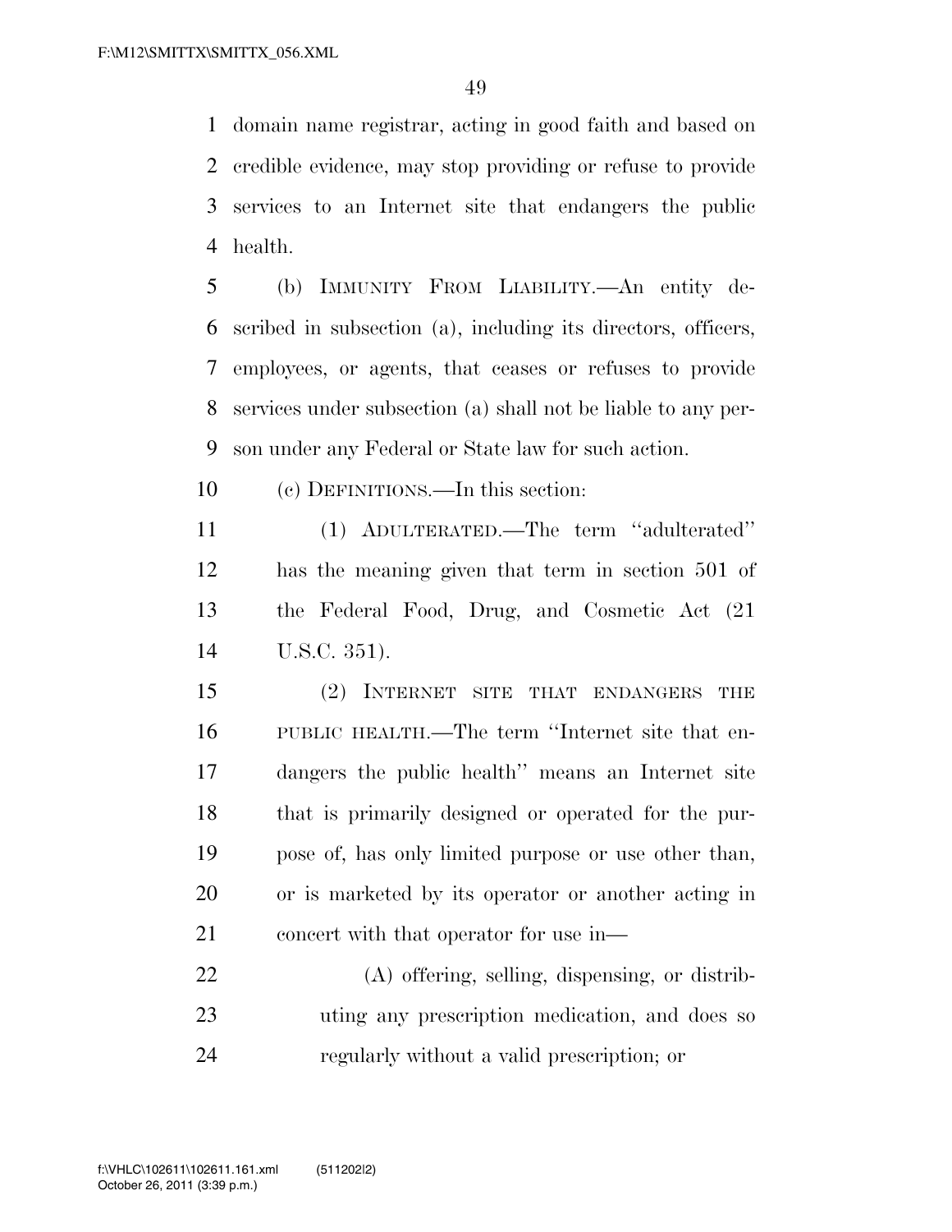domain name registrar, acting in good faith and based on credible evidence, may stop providing or refuse to provide services to an Internet site that endangers the public health.

(b) IMMUNITY FROM LIABILITY.—An entity described in subsection (a), including its directors, officers, employees, or agents, that ceases or refuses to provide services under subsection (a) shall not be liable to any person under any Federal or State law for such action.

(c) DEFINITIONS.—In this section:

(1) ADULTERATED.—The term ''adulterated'' has the meaning given that term in section 501 of the Federal Food, Drug, and Cosmetic Act (21 U.S.C. 351).

(2) INTERNET SITE THAT ENDANGERS THE PUBLIC HEALTH.—The term ''Internet site that endangers the public health'' means an Internet site that is primarily designed or operated for the purpose of, has only limited purpose or use other than, or is marketed by its operator or another acting in concert with that operator for use in—

(A) offering, selling, dispensing, or distributing any prescription medication, and does so regularly without a valid prescription; or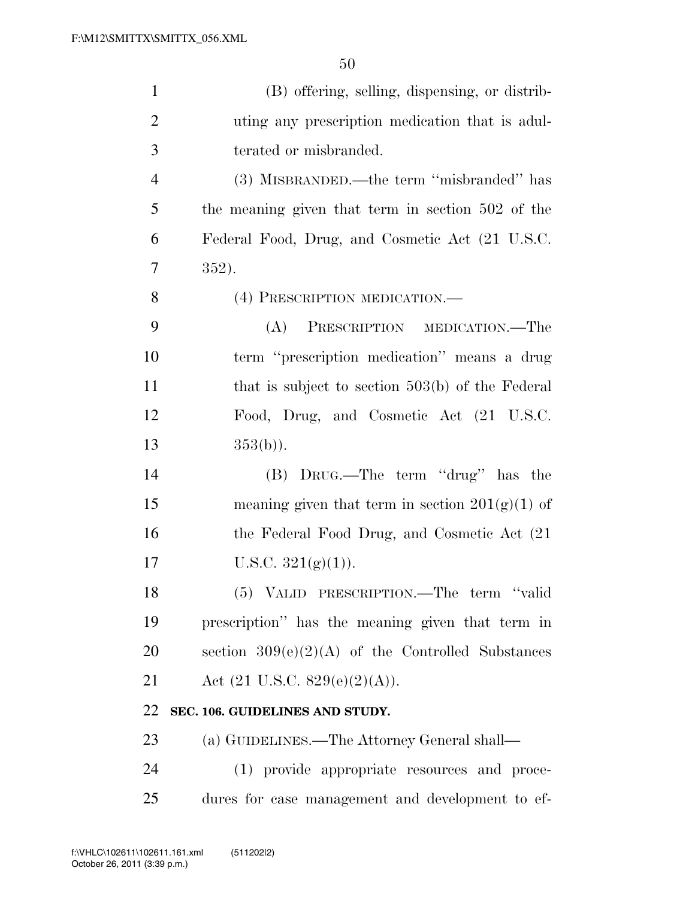(B) offering, selling, dispensing, or distributing any prescription medication that is adulterated or misbranded.

(3) MISBRANDED.—the term "misbranded" has the meaning given that term in section 502 of the Federal Food, Drug, and Cosmetic Act (21 U.S.C. 352).

(4) PRESCRIPTION MEDICATION.—

(A) PRESCRIPTION MEDICATION.—The term "prescription medication" means a drug that is subject to section 503(b) of the Federal Food, Drug, and Cosmetic Act (21 U.S.C. 353(b)).

(B) DRUG.—The term "drug" has the meaning given that term in section 201(g)(1) of the Federal Food Drug, and Cosmetic Act (21 U.S.C. 321(g)(1)).

(5) VALID PRESCRIPTION.—The term "valid prescription" has the meaning given that term in section 309(e)(2)(A) of the Controlled Substances Act (21 U.S.C. 829(e)(2)(A)).

**SEC. 106. GUIDELINES AND STUDY.**

(a) GUIDELINES.—The Attorney General shall—

(1) provide appropriate resources and procedures for case management and development to ef-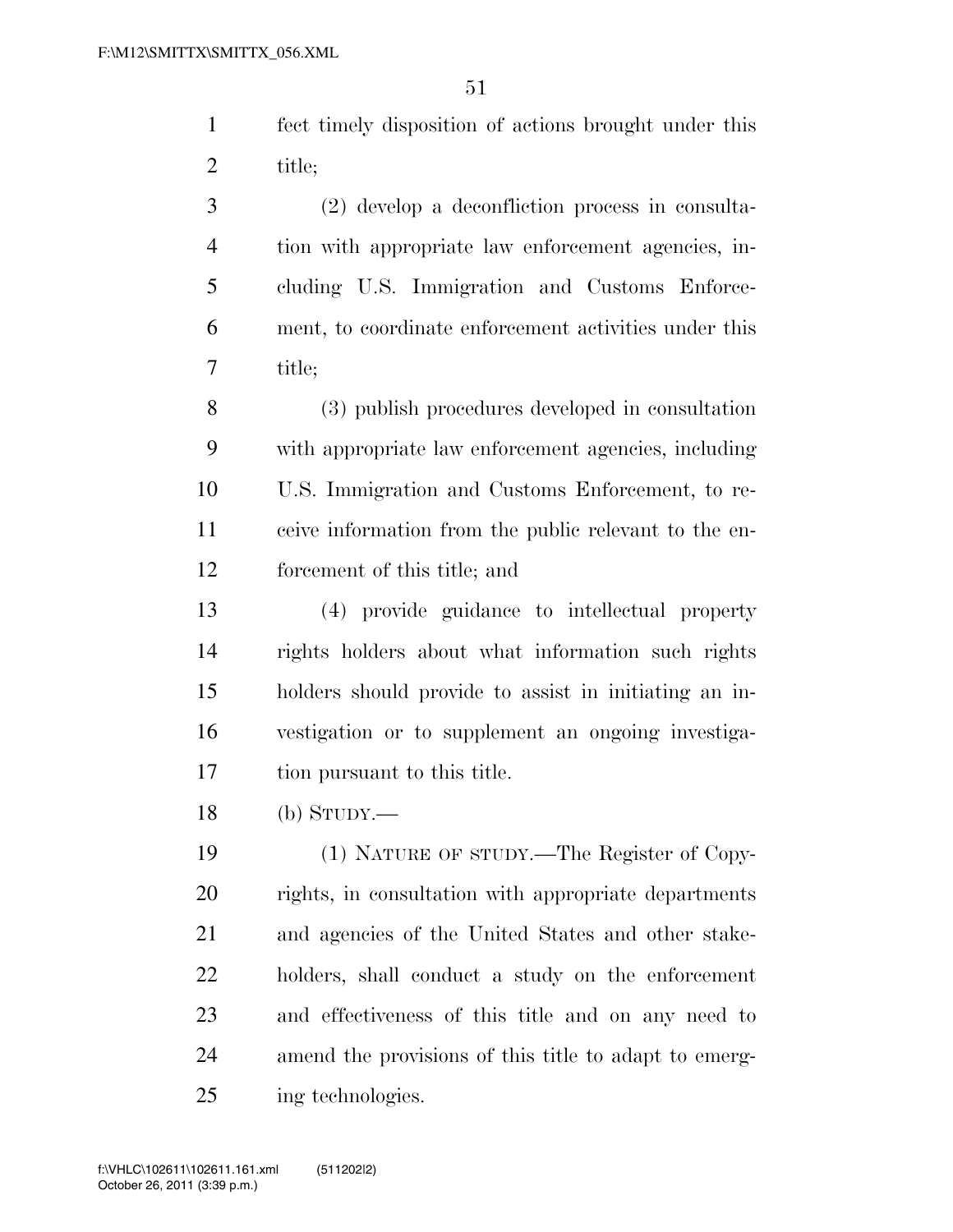fect timely disposition of actions brought under this title;

(2) develop a deconfliction process in consultation with appropriate law enforcement agencies, including U.S. Immigration and Customs Enforcement, to coordinate enforcement activities under this title;

(3) publish procedures developed in consultation with appropriate law enforcement agencies, including U.S. Immigration and Customs Enforcement, to receive information from the public relevant to the enforcement of this title; and

(4) provide guidance to intellectual property rights holders about what information such rights holders should provide to assist in initiating an investigation or to supplement an ongoing investigation pursuant to this title.

(b) STUDY.—

(1) NATURE OF STUDY.—The Register of Copyrights, in consultation with appropriate departments and agencies of the United States and other stakeholders, shall conduct a study on the enforcement and effectiveness of this title and on any need to amend the provisions of this title to adapt to emerging technologies.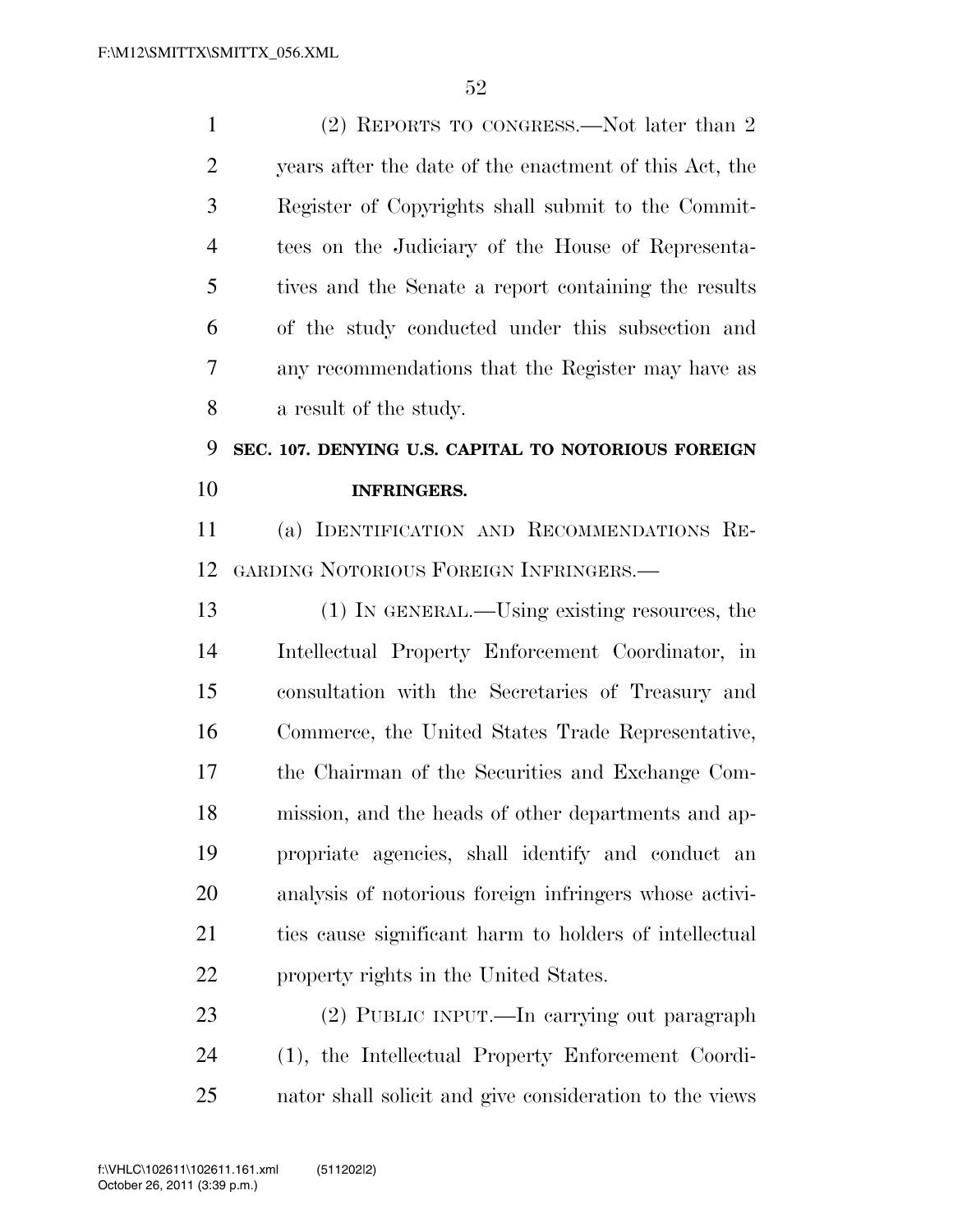(2) REPORTS TO CONGRESS.—Not later than 2 years after the date of the enactment of this Act, the Register of Copyrights shall submit to the Committees on the Judiciary of the House of Representatives and the Senate a report containing the results of the study conducted under this subsection and any recommendations that the Register may have as a result of the study.

**SEC. 107. DENYING U.S. CAPITAL TO NOTORIOUS FOREIGN INFRINGERS.**

(a) IDENTIFICATION AND RECOMMENDATIONS REGARDING NOTORIOUS FOREIGN INFRINGERS.—

(1) IN GENERAL.—Using existing resources, the Intellectual Property Enforcement Coordinator, in consultation with the Secretaries of Treasury and Commerce, the United States Trade Representative, the Chairman of the Securities and Exchange Commission, and the heads of other departments and appropriate agencies, shall identify and conduct an analysis of notorious foreign infringers whose activities cause significant harm to holders of intellectual property rights in the United States.

(2) PUBLIC INPUT.—In carrying out paragraph (1), the Intellectual Property Enforcement Coordinator shall solicit and give consideration to the views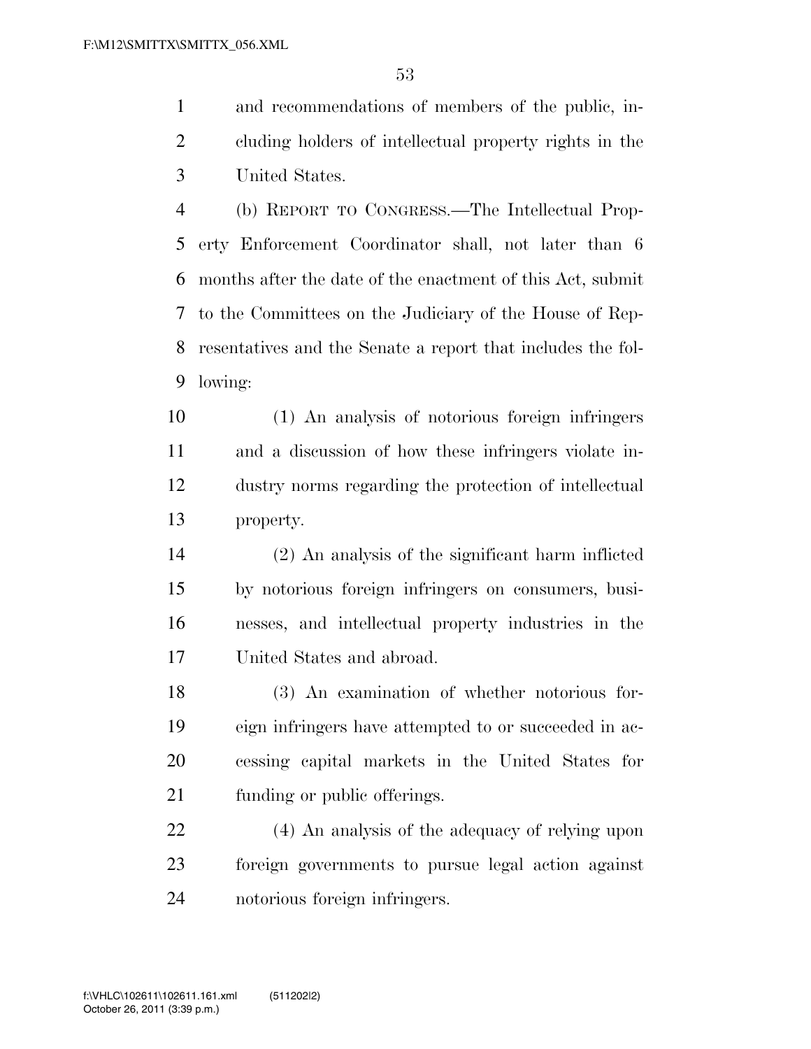and recommendations of members of the public, including holders of intellectual property rights in the United States.

(b) REPORT TO CONGRESS.—The Intellectual Property Enforcement Coordinator shall, not later than 6 months after the date of the enactment of this Act, submit to the Committees on the Judiciary of the House of Representatives and the Senate a report that includes the following:

(1) An analysis of notorious foreign infringers and a discussion of how these infringers violate industry norms regarding the protection of intellectual property.

(2) An analysis of the significant harm inflicted by notorious foreign infringers on consumers, businesses, and intellectual property industries in the United States and abroad.

(3) An examination of whether notorious foreign infringers have attempted to or succeeded in accessing capital markets in the United States for funding or public offerings.

(4) An analysis of the adequacy of relying upon foreign governments to pursue legal action against notorious foreign infringers.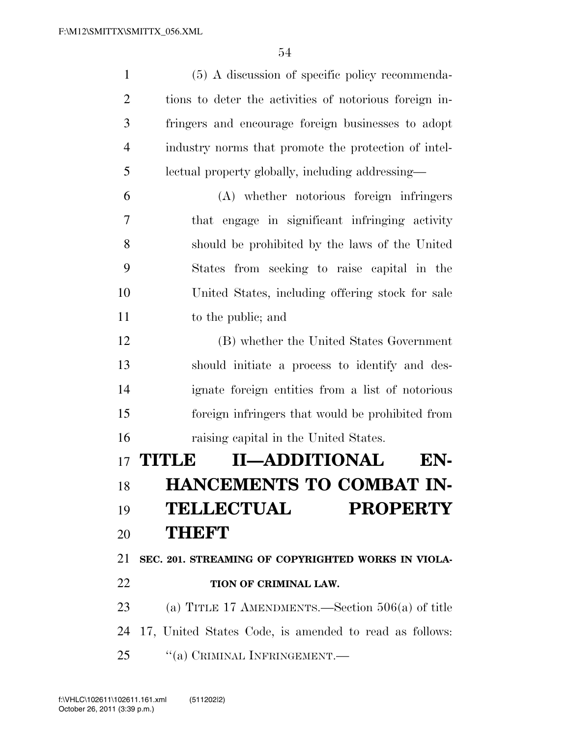(5) A discussion of specific policy recommendations to deter the activities of notorious foreign infringers and encourage foreign businesses to adopt industry norms that promote the protection of intellectual property globally, including addressing—

(A) whether notorious foreign infringers that engage in significant infringing activity should be prohibited by the laws of the United States from seeking to raise capital in the United States, including offering stock for sale to the public; and

(B) whether the United States Government should initiate a process to identify and designate foreign entities from a list of notorious foreign infringers that would be prohibited from raising capital in the United States.

# TITLE II—ADDITIONAL ENHANCEMENTS TO COMBAT INTELLECTUAL PROPERTY THEFT

**SEC. 201. STREAMING OF COPYRIGHTED WORKS IN VIOLATION OF CRIMINAL LAW.**

(a) TITLE 17 AMENDMENTS.—Section 506(a) of title 17, United States Code, is amended to read as follows:

''(a) CRIMINAL INFRINGEMENT.—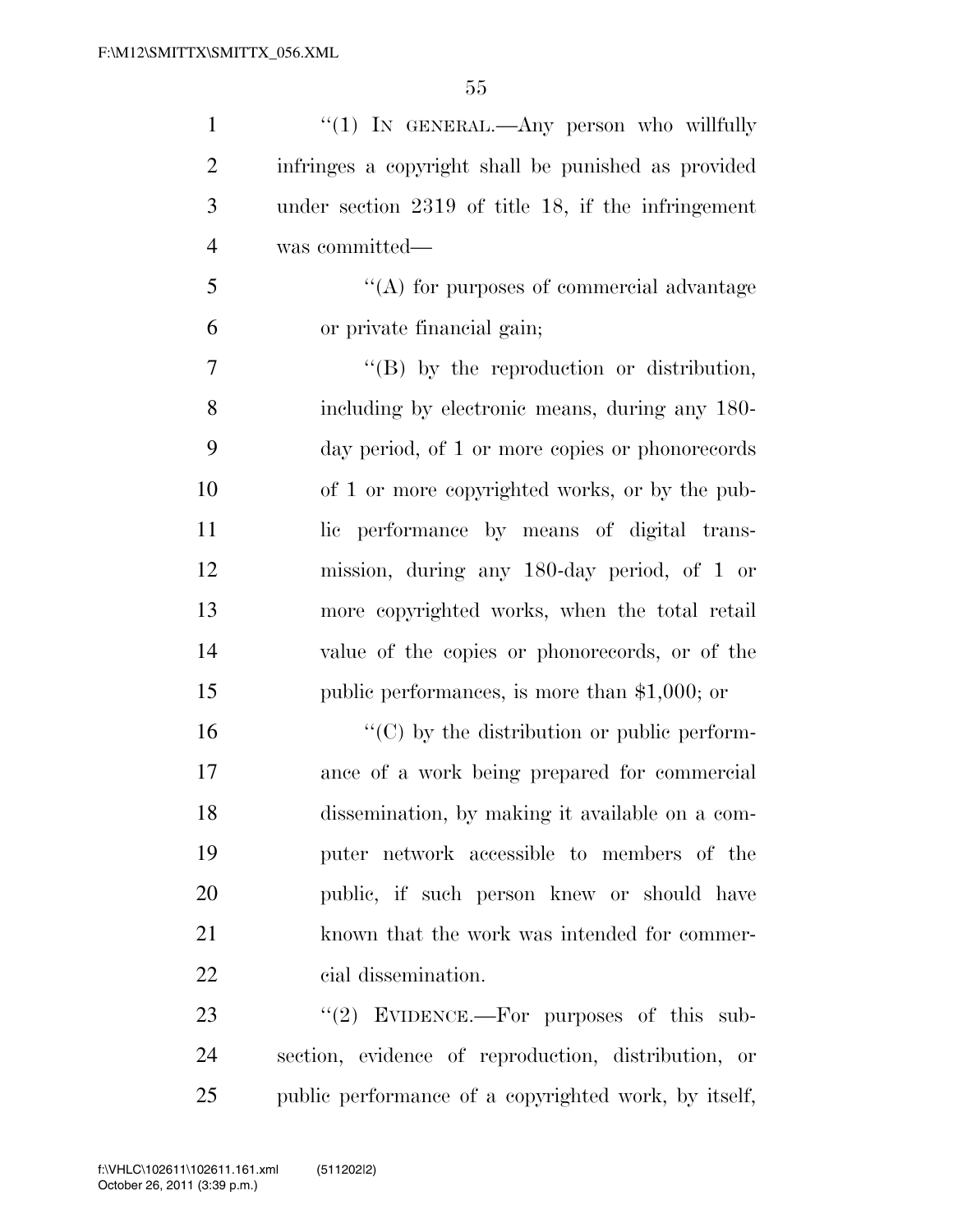"(1) IN GENERAL.—Any person who willfully infringes a copyright shall be punished as provided under section 2319 of title 18, if the infringement was committed—

"(A) for purposes of commercial advantage or private financial gain;

"(B) by the reproduction or distribution, including by electronic means, during any 180-day period, of 1 or more copies or phonorecords of 1 or more copyrighted works, or by the public performance by means of digital transmission, during any 180-day period, of 1 or more copyrighted works, when the total retail value of the copies or phonorecords, or of the public performances, is more than $1,000; or

"(C) by the distribution or public performance of a work being prepared for commercial dissemination, by making it available on a computer network accessible to members of the public, if such person knew or should have known that the work was intended for commercial dissemination.

"(2) EVIDENCE.—For purposes of this subsection, evidence of reproduction, distribution, or public performance of a copyrighted work, by itself,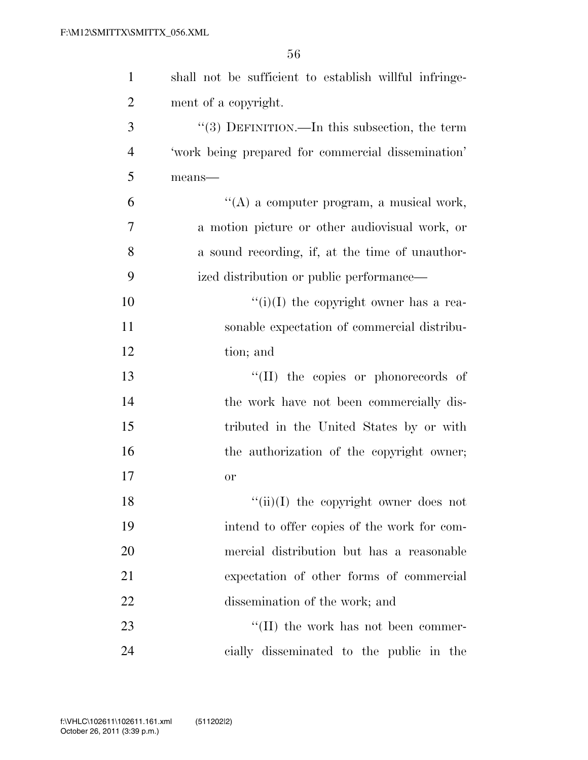shall not be sufficient to establish willful infringement of a copyright.

"(3) DEFINITION.—In this subsection, the term 'work being prepared for commercial dissemination' means—

"(A) a computer program, a musical work, a motion picture or other audiovisual work, or a sound recording, if, at the time of unauthorized distribution or public performance—

"(i)(I) the copyright owner has a reasonable expectation of commercial distribution; and

"(II) the copies or phonorecords of the work have not been commercially distributed in the United States by or with the authorization of the copyright owner; or

"(ii)(I) the copyright owner does not intend to offer copies of the work for commercial distribution but has a reasonable expectation of other forms of commercial dissemination of the work; and

"(II) the work has not been commercially disseminated to the public in the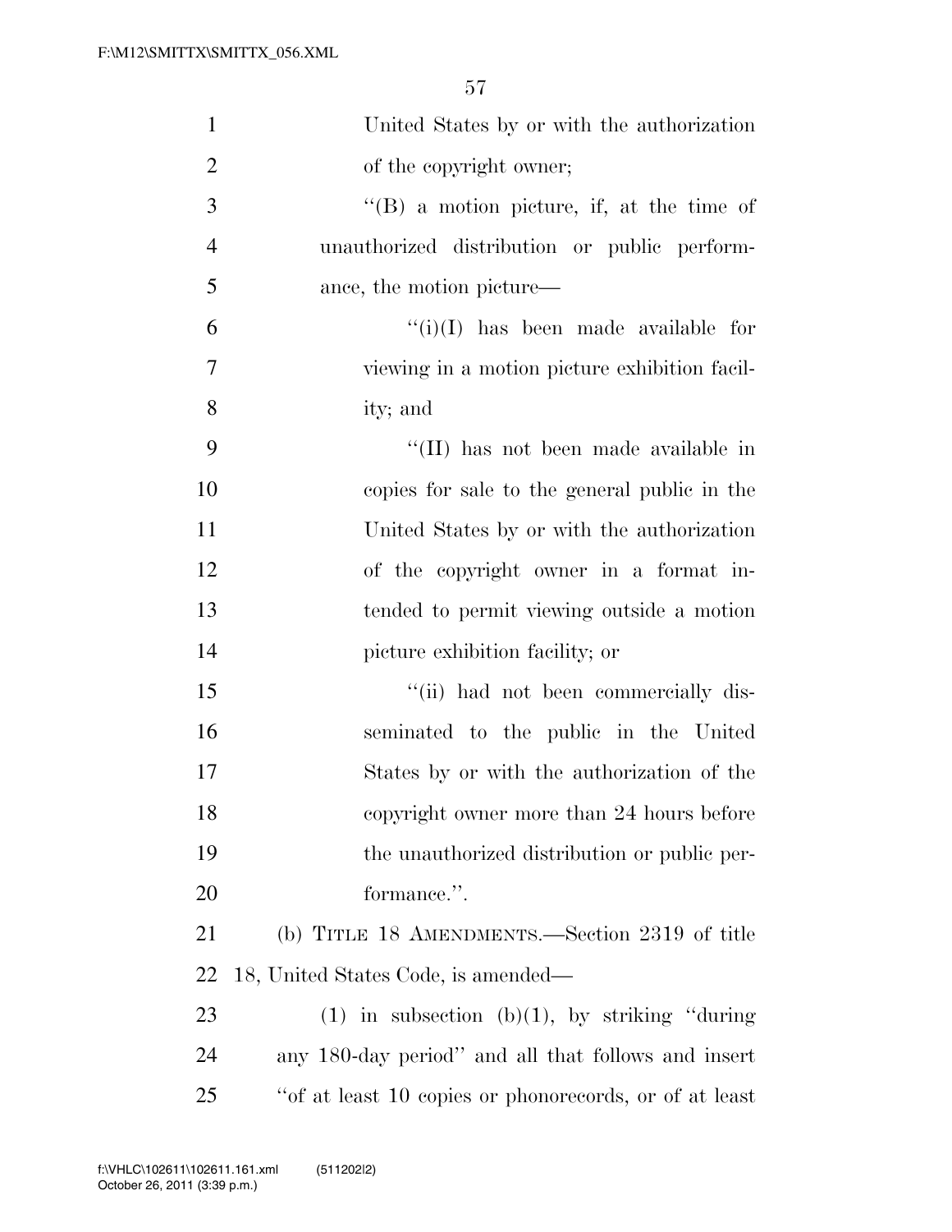United States by or with the authorization of the copyright owner;

''(B) a motion picture, if, at the time of unauthorized distribution or public performance, the motion picture—

''(i)(I) has been made available for viewing in a motion picture exhibition facility; and

''(II) has not been made available in copies for sale to the general public in the United States by or with the authorization of the copyright owner in a format intended to permit viewing outside a motion picture exhibition facility; or

''(ii) had not been commercially disseminated to the public in the United States by or with the authorization of the copyright owner more than 24 hours before the unauthorized distribution or public performance.''.

(b) TITLE 18 AMENDMENTS.—Section 2319 of title 18, United States Code, is amended—

(1) in subsection (b)(1), by striking ''during any 180-day period'' and all that follows and insert ''of at least 10 copies or phonorecords, or of at least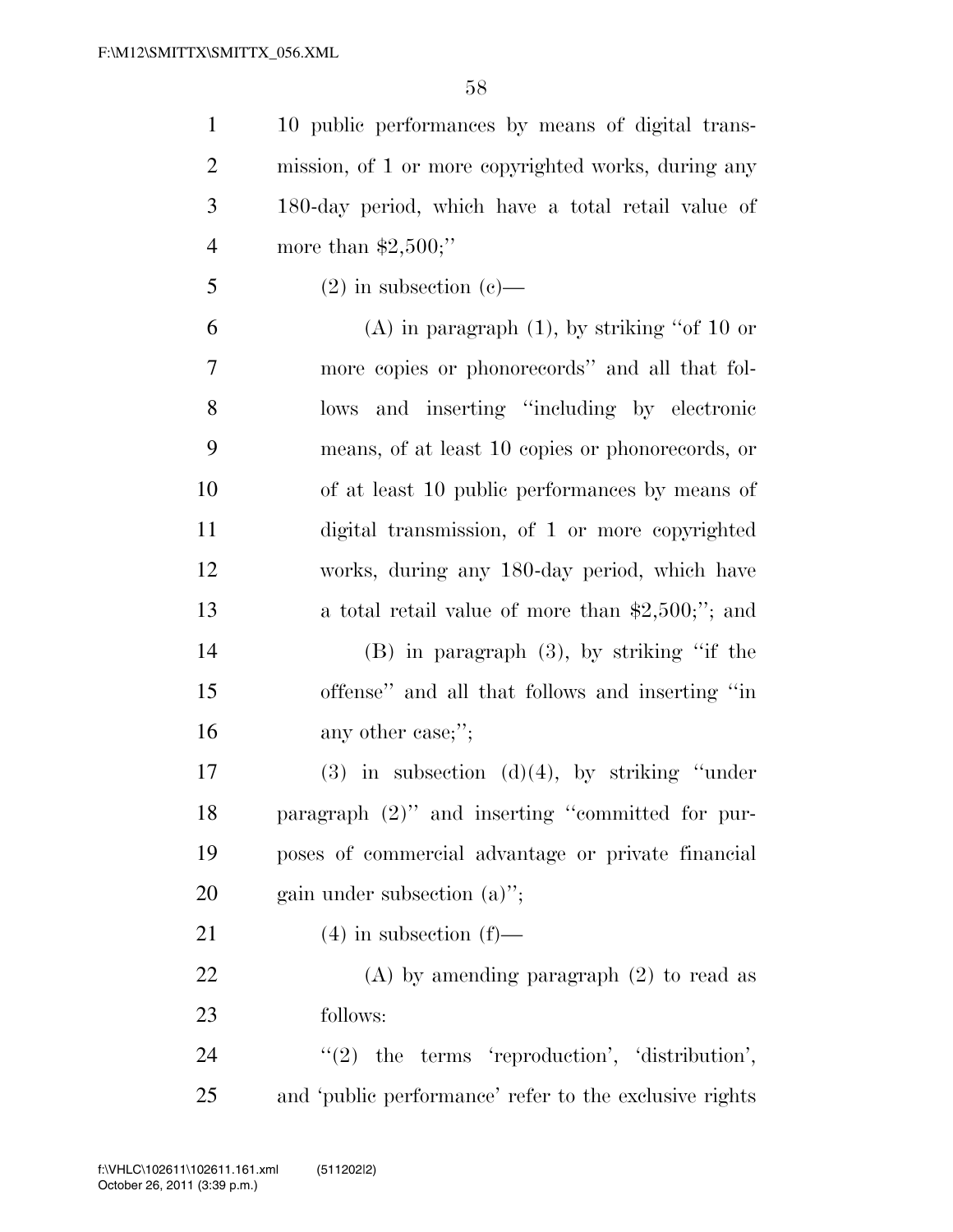10 public performances by means of digital transmission, of 1 or more copyrighted works, during any 180-day period, which have a total retail value of more than $2,500;''

(2) in subsection (c)—

(A) in paragraph (1), by striking ''of 10 or more copies or phonorecords'' and all that follows and inserting ''including by electronic means, of at least 10 copies or phonorecords, or of at least 10 public performances by means of digital transmission, of 1 or more copyrighted works, during any 180-day period, which have a total retail value of more than $2,500;''; and

(B) in paragraph (3), by striking ''if the offense'' and all that follows and inserting ''in any other case;'';

(3) in subsection (d)(4), by striking ''under paragraph (2)'' and inserting ''committed for purposes of commercial advantage or private financial gain under subsection (a)'';

(4) in subsection (f)—

(A) by amending paragraph (2) to read as follows:

''(2) the terms 'reproduction', 'distribution', and 'public performance' refer to the exclusive rights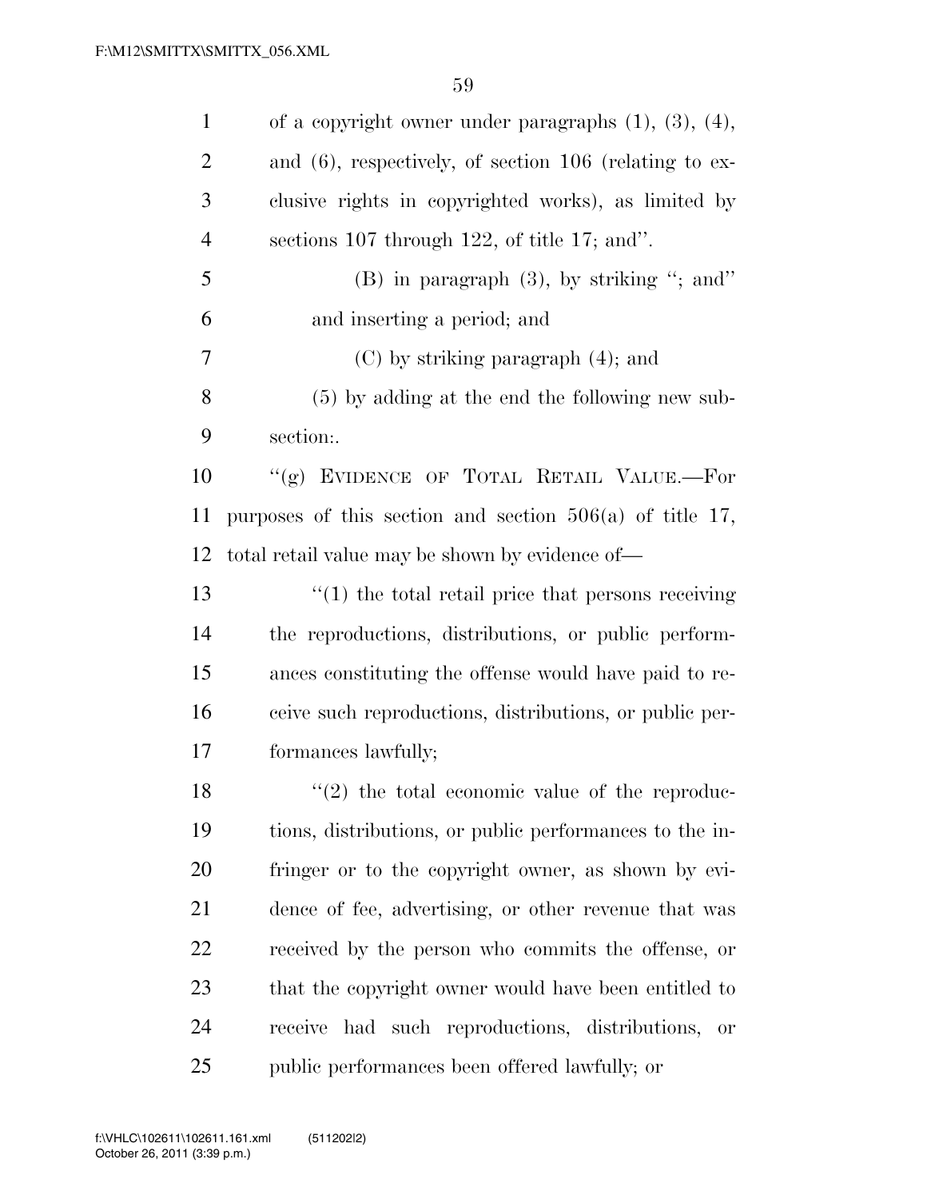of a copyright owner under paragraphs (1), (3), (4), and (6), respectively, of section 106 (relating to exclusive rights in copyrighted works), as limited by sections 107 through 122, of title 17; and''.

(B) in paragraph (3), by striking ''; and'' and inserting a period; and

(C) by striking paragraph (4); and

(5) by adding at the end the following new subsection:.

''(g) EVIDENCE OF TOTAL RETAIL VALUE.—For purposes of this section and section 506(a) of title 17, total retail value may be shown by evidence of—

''(1) the total retail price that persons receiving the reproductions, distributions, or public performances constituting the offense would have paid to receive such reproductions, distributions, or public performances lawfully;

''(2) the total economic value of the reproductions, distributions, or public performances to the infringer or to the copyright owner, as shown by evidence of fee, advertising, or other revenue that was received by the person who commits the offense, or that the copyright owner would have been entitled to receive had such reproductions, distributions, or public performances been offered lawfully; or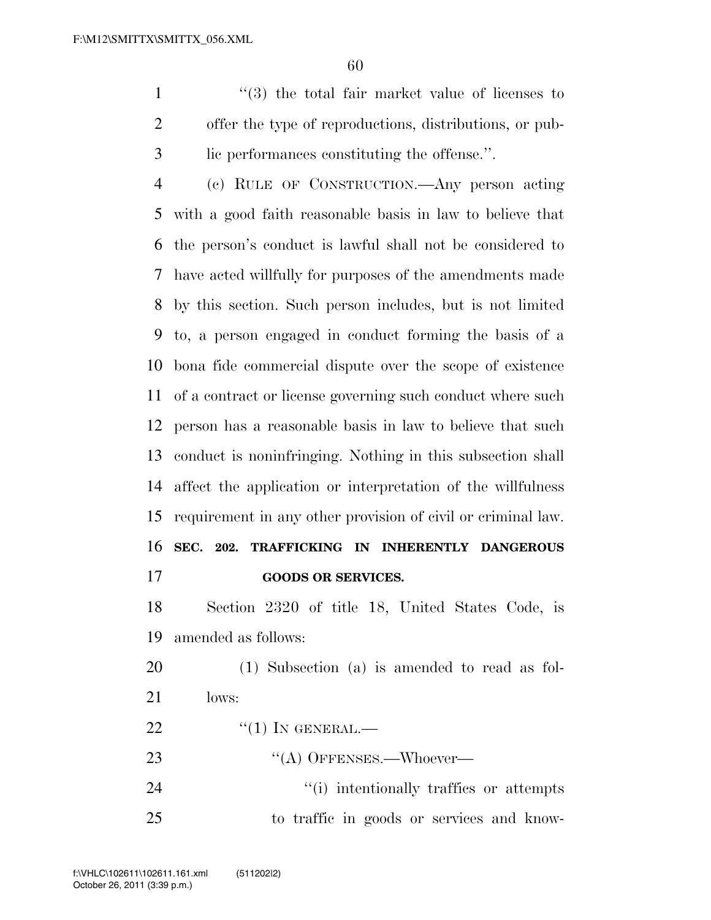"(3) the total fair market value of licenses to offer the type of reproductions, distributions, or public performances constituting the offense.".

(c) RULE OF CONSTRUCTION.—Any person acting with a good faith reasonable basis in law to believe that the person's conduct is lawful shall not be considered to have acted willfully for purposes of the amendments made by this section. Such person includes, but is not limited to, a person engaged in conduct forming the basis of a bona fide commercial dispute over the scope of existence of a contract or license governing such conduct where such person has a reasonable basis in law to believe that such conduct is noninfringing. Nothing in this subsection shall affect the application or interpretation of the willfulness requirement in any other provision of civil or criminal law.

**SEC. 202. TRAFFICKING IN INHERENTLY DANGEROUS GOODS OR SERVICES.**

Section 2320 of title 18, United States Code, is amended as follows:

(1) Subsection (a) is amended to read as follows:

"(1) IN GENERAL.—

"(A) OFFENSES.—Whoever—

"(i) intentionally traffics or attempts to traffic in goods or services and know-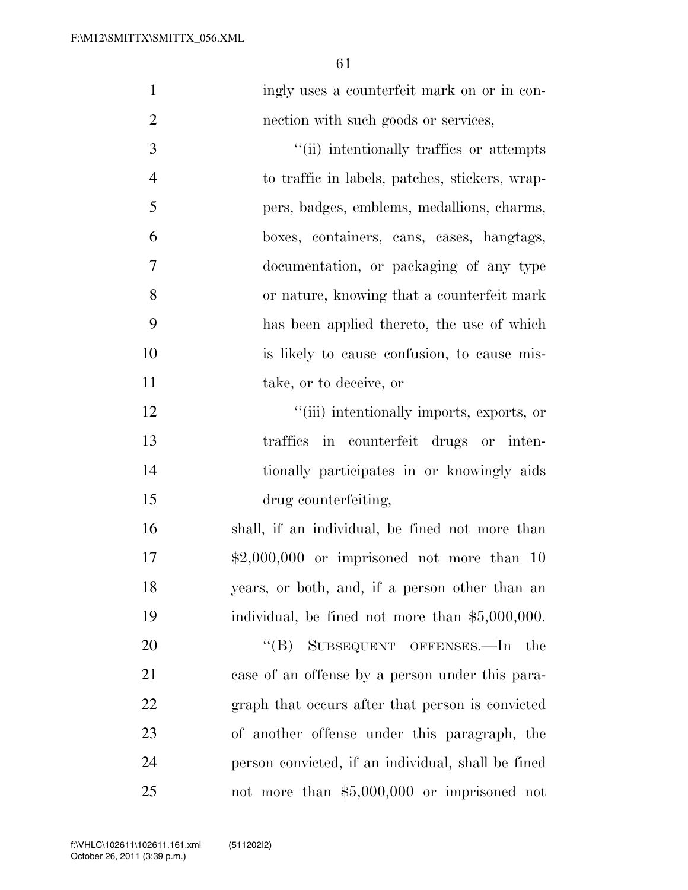ingly uses a counterfeit mark on or in connection with such goods or services,

''(ii) intentionally traffics or attempts to traffic in labels, patches, stickers, wrappers, badges, emblems, medallions, charms, boxes, containers, cans, cases, hangtags, documentation, or packaging of any type or nature, knowing that a counterfeit mark has been applied thereto, the use of which is likely to cause confusion, to cause mistake, or to deceive, or

''(iii) intentionally imports, exports, or traffics in counterfeit drugs or intentionally participates in or knowingly aids drug counterfeiting,

shall, if an individual, be fined not more than $2,000,000 or imprisoned not more than 10 years, or both, and, if a person other than an individual, be fined not more than $5,000,000.

''(B) SUBSEQUENT OFFENSES.—In the case of an offense by a person under this paragraph that occurs after that person is convicted of another offense under this paragraph, the person convicted, if an individual, shall be fined not more than $5,000,000 or imprisoned not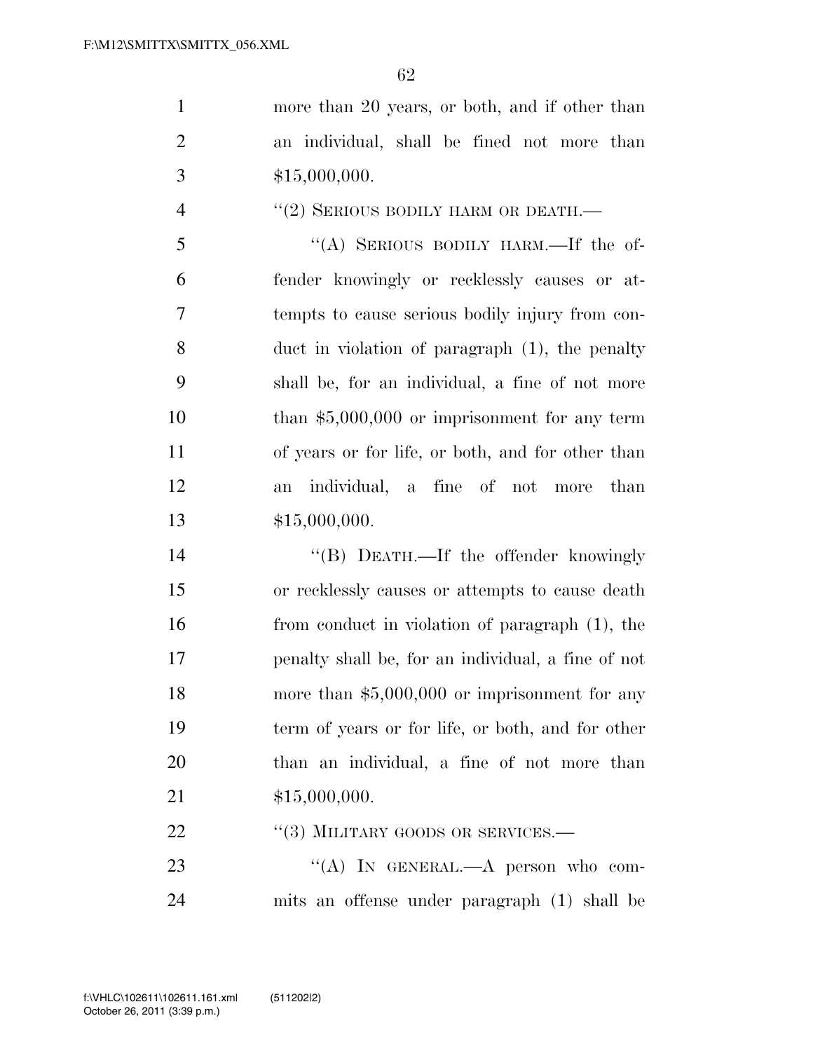more than 20 years, or both, and if other than an individual, shall be fined not more than $15,000,000.

''(2) SERIOUS BODILY HARM OR DEATH.—

''(A) SERIOUS BODILY HARM.—If the offender knowingly or recklessly causes or attempts to cause serious bodily injury from conduct in violation of paragraph (1), the penalty shall be, for an individual, a fine of not more than $5,000,000 or imprisonment for any term of years or for life, or both, and for other than an individual, a fine of not more than $15,000,000.

''(B) DEATH.—If the offender knowingly or recklessly causes or attempts to cause death from conduct in violation of paragraph (1), the penalty shall be, for an individual, a fine of not more than $5,000,000 or imprisonment for any term of years or for life, or both, and for other than an individual, a fine of not more than $15,000,000.

''(3) MILITARY GOODS OR SERVICES.—

''(A) IN GENERAL.—A person who commits an offense under paragraph (1) shall be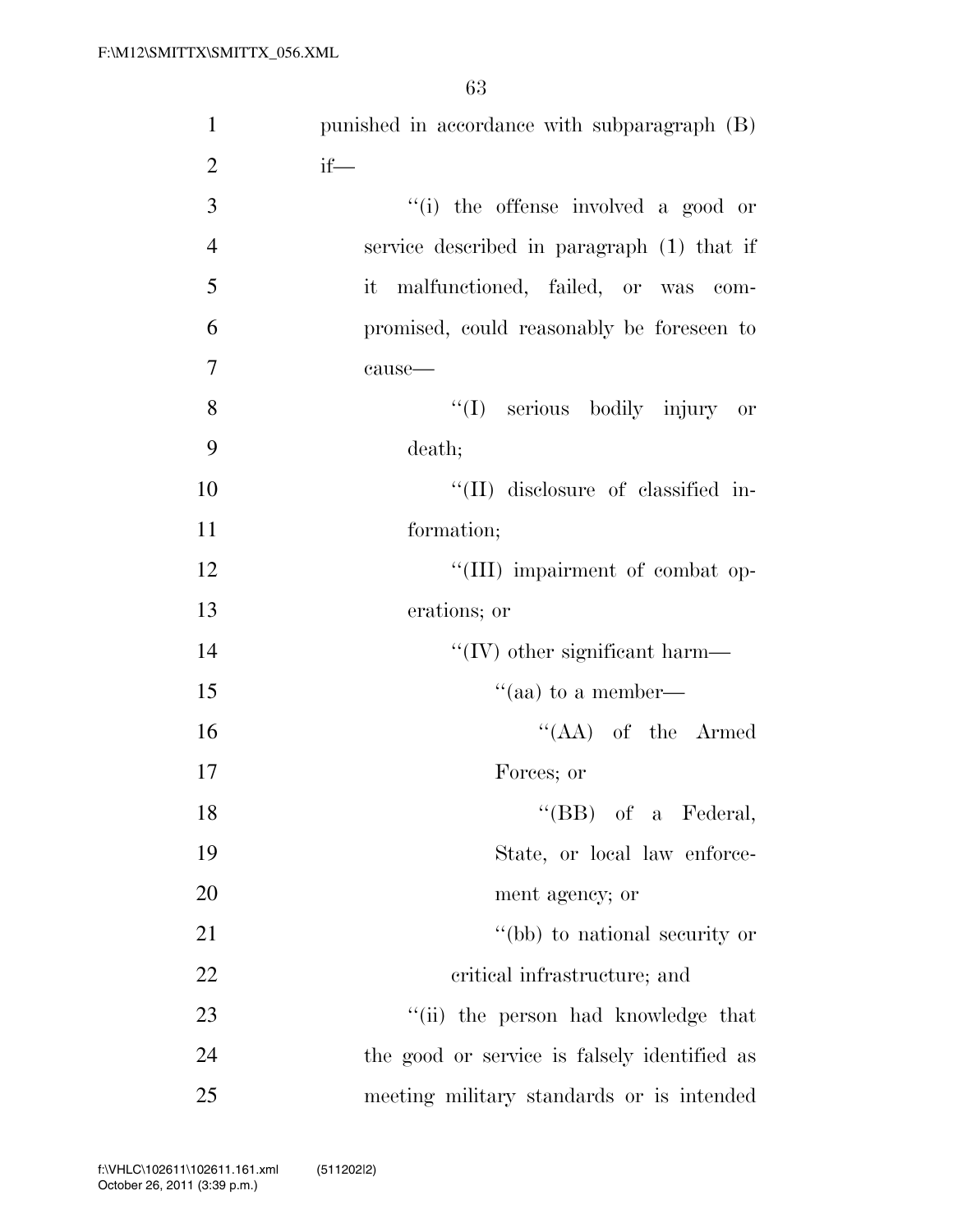punished in accordance with subparagraph (B) if—

''(i) the offense involved a good or service described in paragraph (1) that if it malfunctioned, failed, or was compromised, could reasonably be foreseen to cause—

''(I) serious bodily injury or death;

''(II) disclosure of classified information;

''(III) impairment of combat operations; or

''(IV) other significant harm—

''(aa) to a member—

''(AA) of the Armed Forces; or

''(BB) of a Federal, State, or local law enforcement agency; or

''(bb) to national security or critical infrastructure; and

''(ii) the person had knowledge that the good or service is falsely identified as meeting military standards or is intended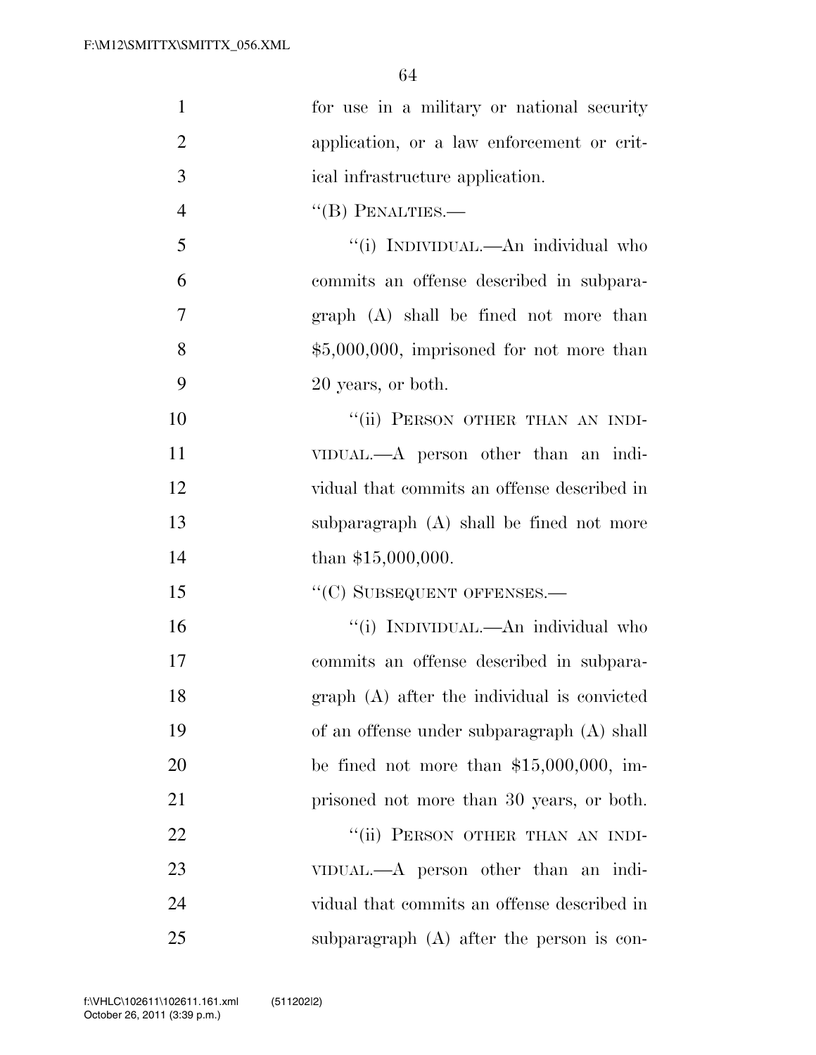for use in a military or national security application, or a law enforcement or critical infrastructure application.

"(B) PENALTIES.—

"(i) INDIVIDUAL.—An individual who commits an offense described in subparagraph (A) shall be fined not more than $5,000,000, imprisoned for not more than 20 years, or both.

"(ii) PERSON OTHER THAN AN INDIVIDUAL.—A person other than an individual that commits an offense described in subparagraph (A) shall be fined not more than $15,000,000.

"(C) SUBSEQUENT OFFENSES.—

"(i) INDIVIDUAL.—An individual who commits an offense described in subparagraph (A) after the individual is convicted of an offense under subparagraph (A) shall be fined not more than $15,000,000, imprisoned not more than 30 years, or both.

"(ii) PERSON OTHER THAN AN INDIVIDUAL.—A person other than an individual that commits an offense described in subparagraph (A) after the person is con-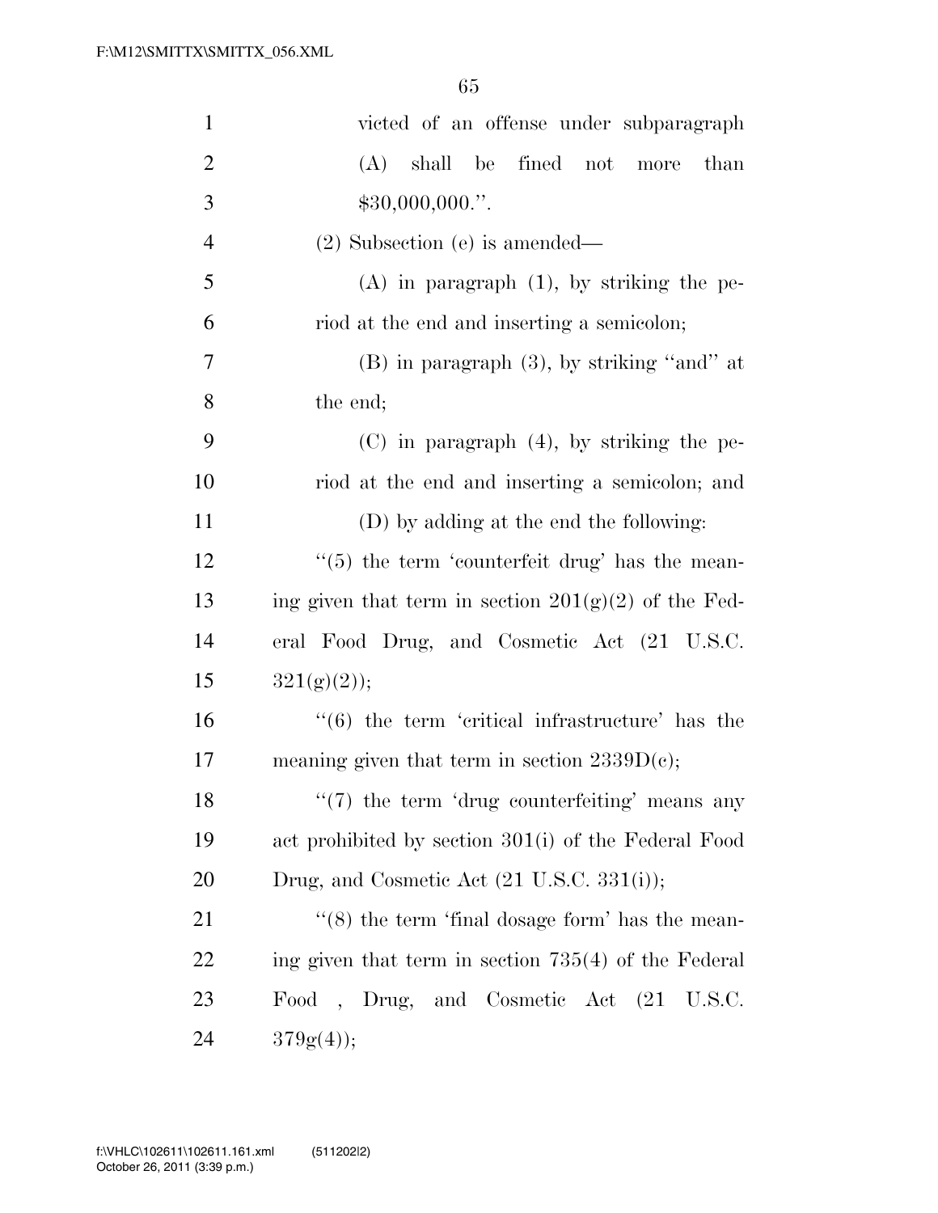victed of an offense under subparagraph (A) shall be fined not more than $30,000,000.''.

(2) Subsection (e) is amended—

(A) in paragraph (1), by striking the period at the end and inserting a semicolon;

(B) in paragraph (3), by striking ''and'' at the end;

(C) in paragraph (4), by striking the period at the end and inserting a semicolon; and

(D) by adding at the end the following:

''(5) the term 'counterfeit drug' has the meaning given that term in section 201(g)(2) of the Federal Food Drug, and Cosmetic Act (21 U.S.C. 321(g)(2));

''(6) the term 'critical infrastructure' has the meaning given that term in section 2339D(c);

''(7) the term 'drug counterfeiting' means any act prohibited by section 301(i) of the Federal Food Drug, and Cosmetic Act (21 U.S.C. 331(i));

''(8) the term 'final dosage form' has the meaning given that term in section 735(4) of the Federal Food , Drug, and Cosmetic Act (21 U.S.C. 379g(4));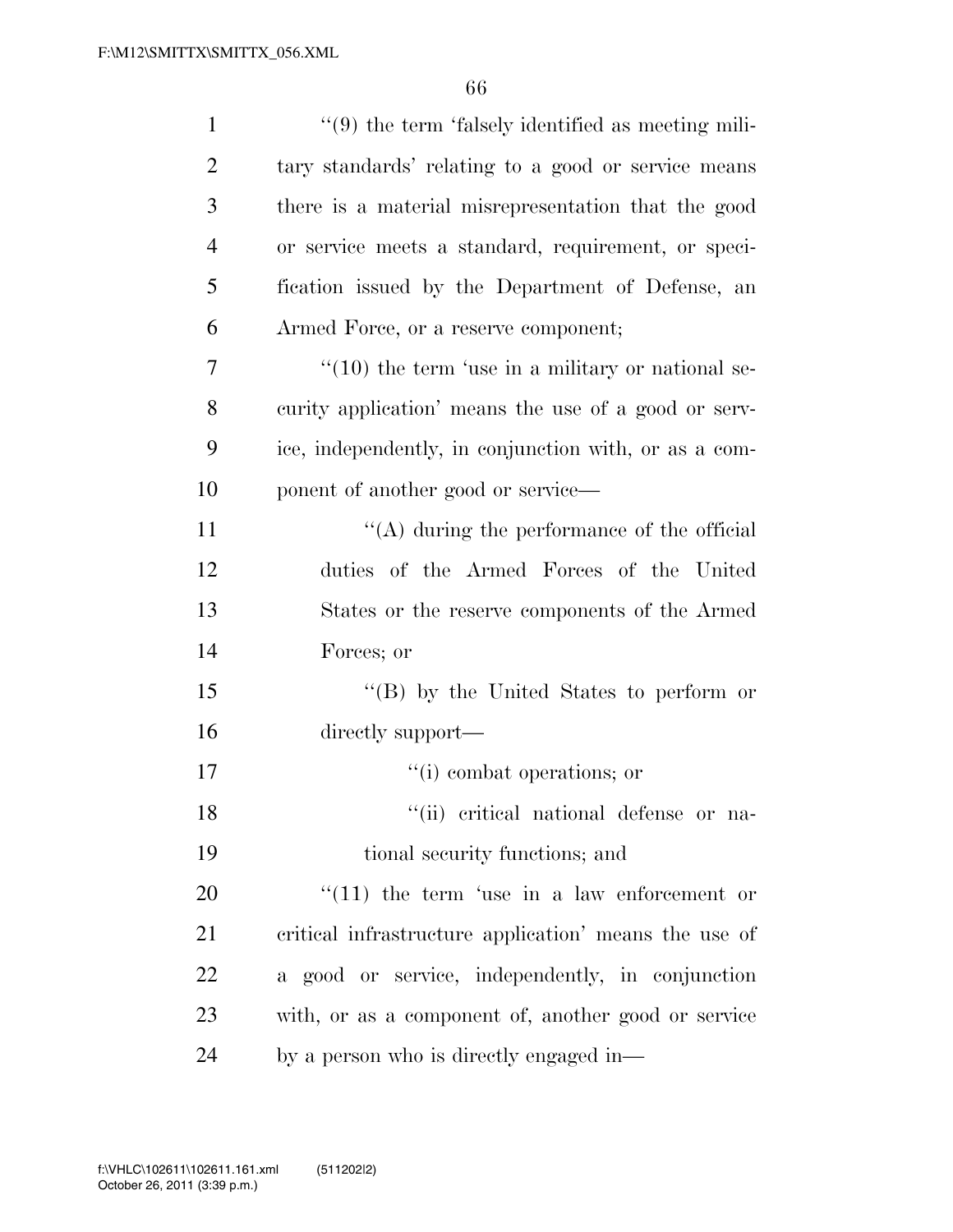"(9) the term 'falsely identified as meeting military standards' relating to a good or service means there is a material misrepresentation that the good or service meets a standard, requirement, or specification issued by the Department of Defense, an Armed Force, or a reserve component;

"(10) the term 'use in a military or national security application' means the use of a good or service, independently, in conjunction with, or as a component of another good or service—

"(A) during the performance of the official duties of the Armed Forces of the United States or the reserve components of the Armed Forces; or

"(B) by the United States to perform or directly support—

"(i) combat operations; or

"(ii) critical national defense or national security functions; and

"(11) the term 'use in a law enforcement or critical infrastructure application' means the use of a good or service, independently, in conjunction with, or as a component of, another good or service by a person who is directly engaged in—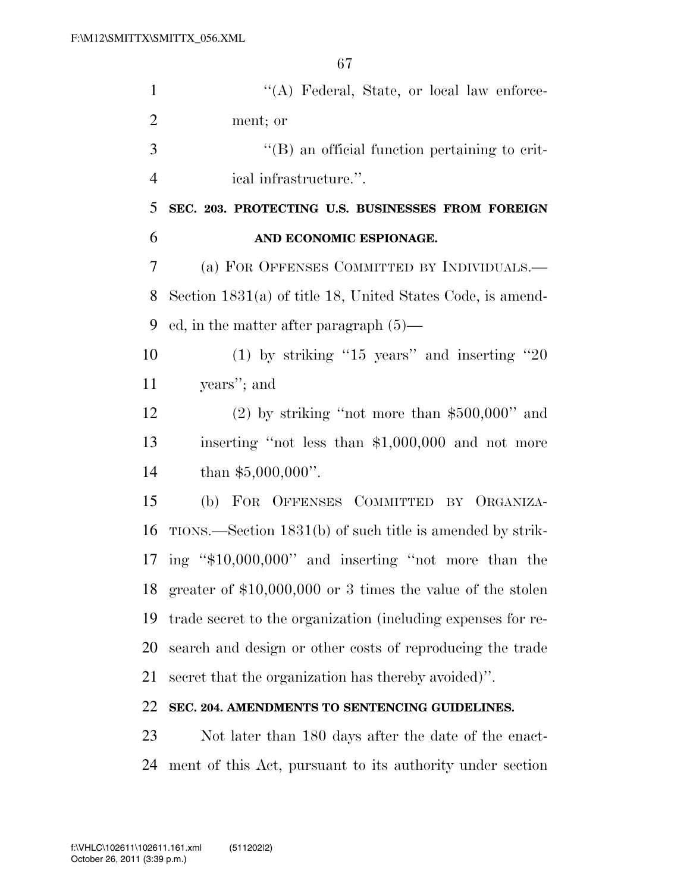''(A) Federal, State, or local law enforcement; or

''(B) an official function pertaining to critical infrastructure.''.

**SEC. 203. PROTECTING U.S. BUSINESSES FROM FOREIGN AND ECONOMIC ESPIONAGE.**

(a) FOR OFFENSES COMMITTED BY INDIVIDUALS.—Section 1831(a) of title 18, United States Code, is amended, in the matter after paragraph (5)—

(1) by striking ''15 years'' and inserting ''20 years''; and

(2) by striking ''not more than $500,000'' and inserting ''not less than $1,000,000 and not more than $5,000,000''.

(b) FOR OFFENSES COMMITTED BY ORGANIZATIONS.—Section 1831(b) of such title is amended by striking ''$10,000,000'' and inserting ''not more than the greater of $10,000,000 or 3 times the value of the stolen trade secret to the organization (including expenses for research and design or other costs of reproducing the trade secret that the organization has thereby avoided)''.

**SEC. 204. AMENDMENTS TO SENTENCING GUIDELINES.**

Not later than 180 days after the date of the enactment of this Act, pursuant to its authority under section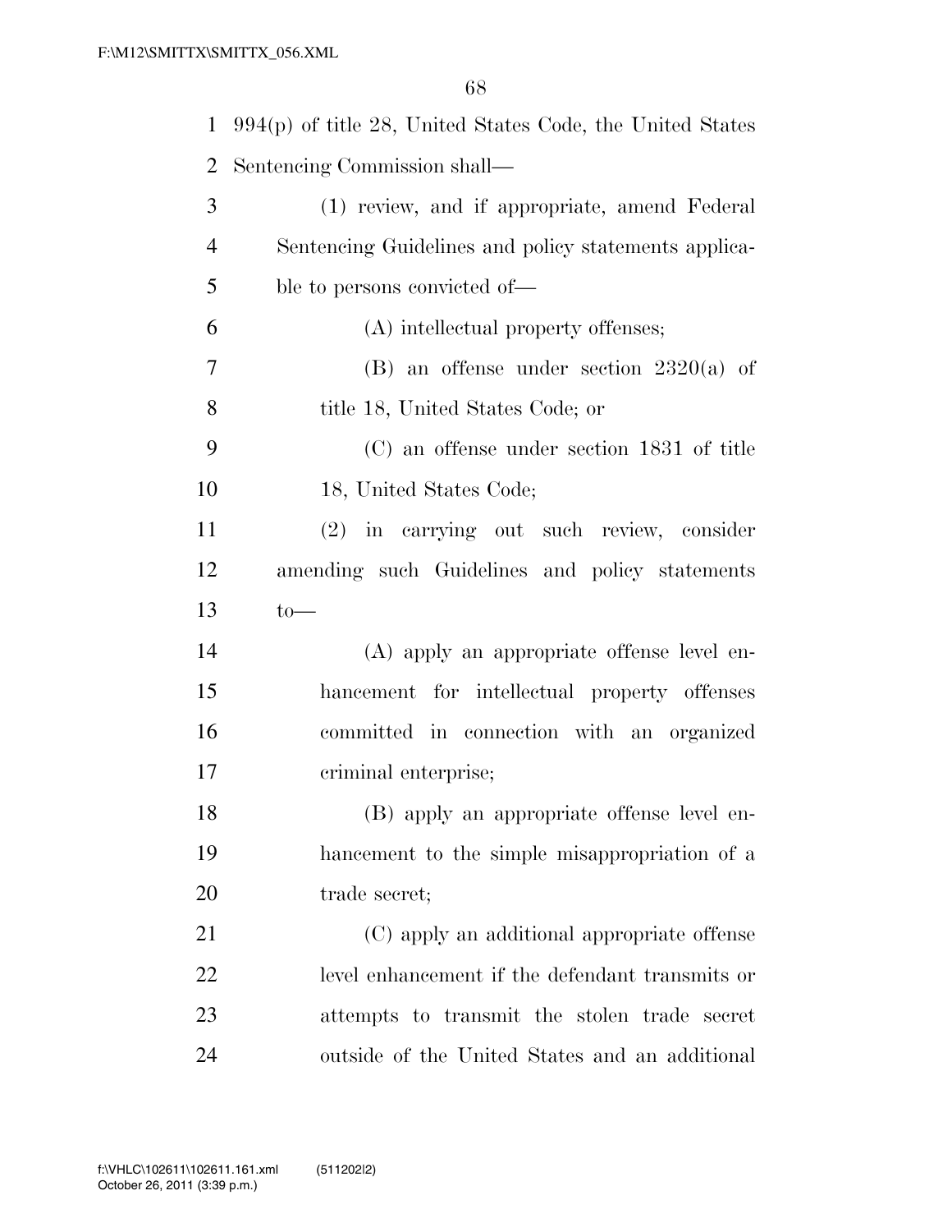994(p) of title 28, United States Code, the United States Sentencing Commission shall—

(1) review, and if appropriate, amend Federal Sentencing Guidelines and policy statements applicable to persons convicted of—

(A) intellectual property offenses;

(B) an offense under section 2320(a) of title 18, United States Code; or

(C) an offense under section 1831 of title 18, United States Code;

(2) in carrying out such review, consider amending such Guidelines and policy statements to—

(A) apply an appropriate offense level enhancement for intellectual property offenses committed in connection with an organized criminal enterprise;

(B) apply an appropriate offense level enhancement to the simple misappropriation of a trade secret;

(C) apply an additional appropriate offense level enhancement if the defendant transmits or attempts to transmit the stolen trade secret outside of the United States and an additional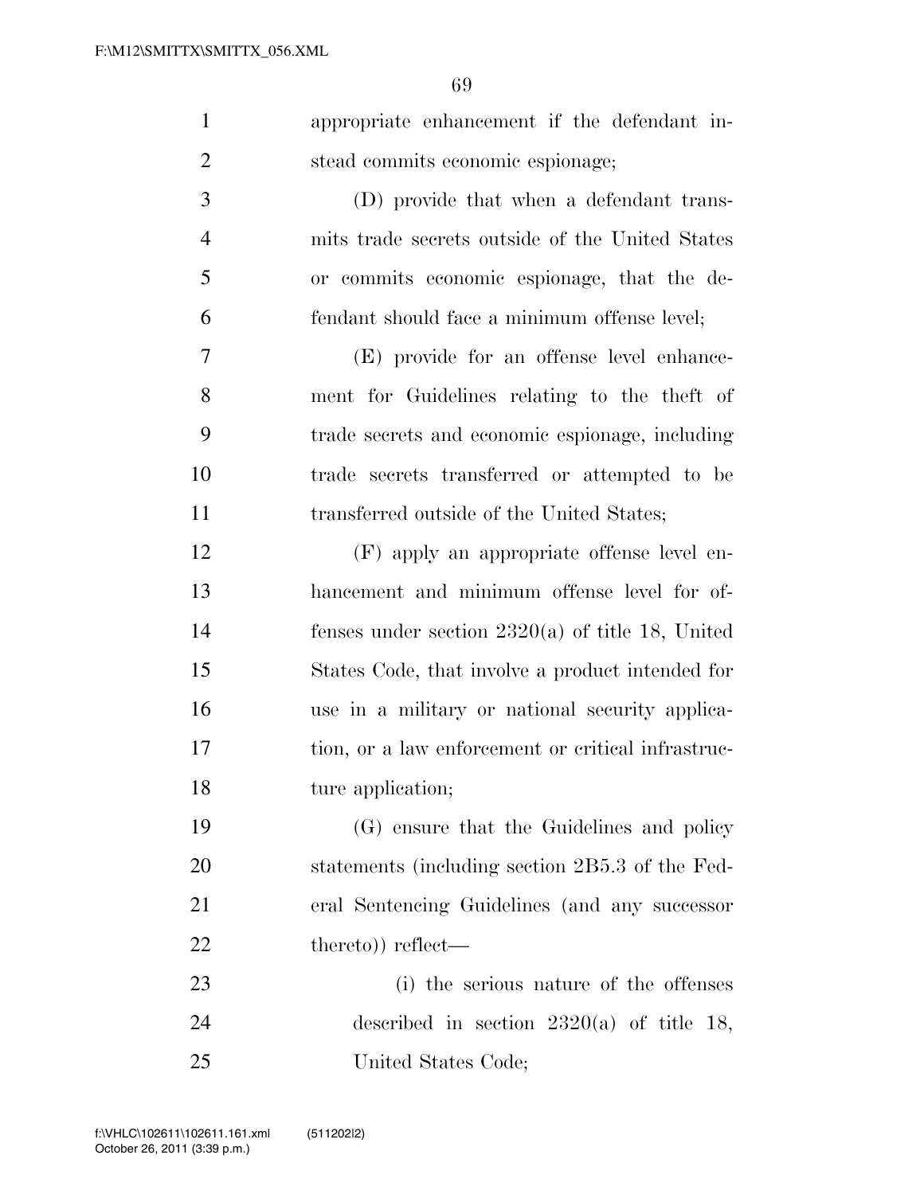appropriate enhancement if the defendant instead commits economic espionage;

(D) provide that when a defendant transmits trade secrets outside of the United States or commits economic espionage, that the defendant should face a minimum offense level;

(E) provide for an offense level enhancement for Guidelines relating to the theft of trade secrets and economic espionage, including trade secrets transferred or attempted to be transferred outside of the United States;

(F) apply an appropriate offense level enhancement and minimum offense level for offenses under section 2320(a) of title 18, United States Code, that involve a product intended for use in a military or national security application, or a law enforcement or critical infrastructure application;

(G) ensure that the Guidelines and policy statements (including section 2B5.3 of the Federal Sentencing Guidelines (and any successor thereto)) reflect—

(i) the serious nature of the offenses described in section 2320(a) of title 18, United States Code;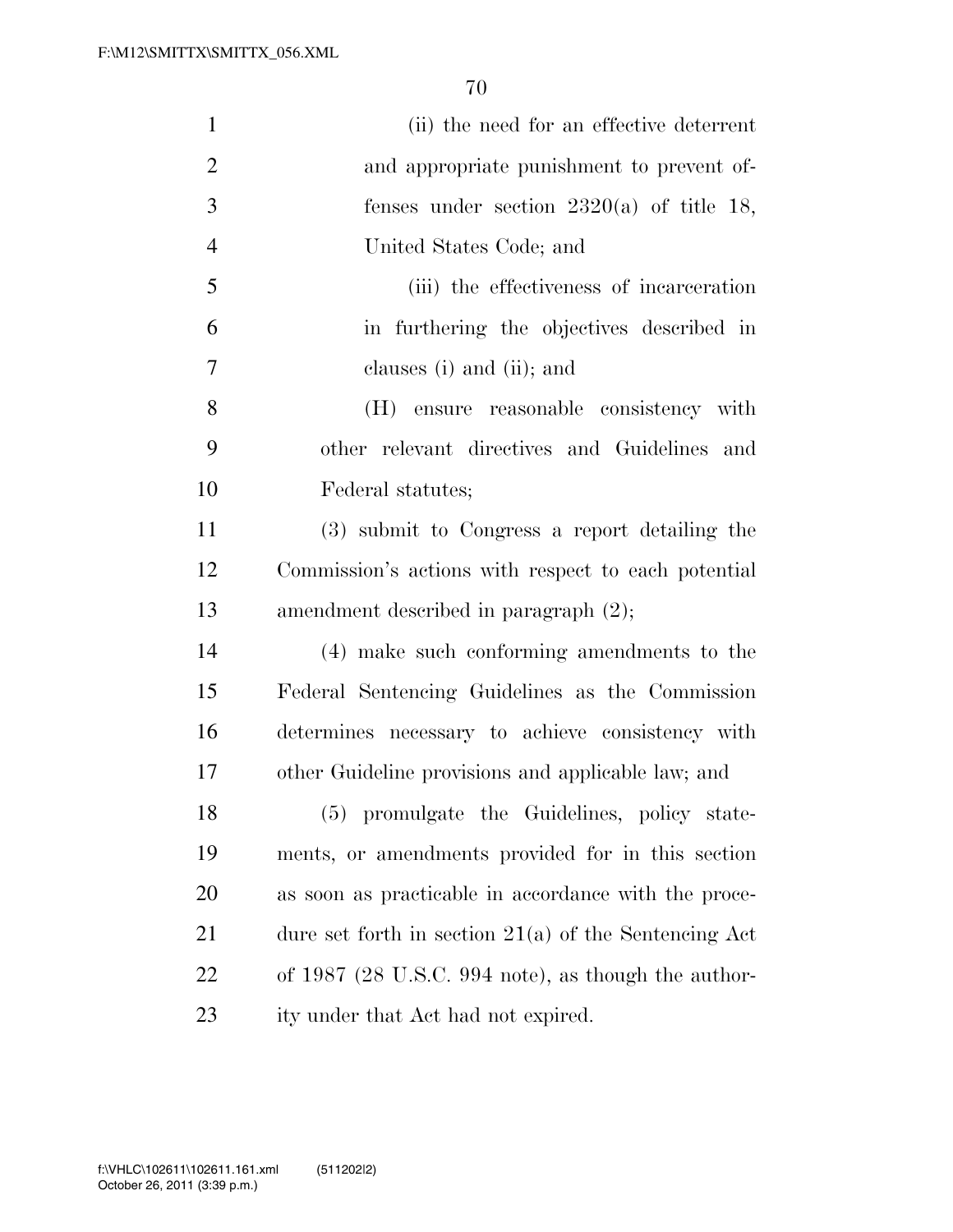(ii) the need for an effective deterrent and appropriate punishment to prevent offenses under section 2320(a) of title 18, United States Code; and

(iii) the effectiveness of incarceration in furthering the objectives described in clauses (i) and (ii); and

(H) ensure reasonable consistency with other relevant directives and Guidelines and Federal statutes;

(3) submit to Congress a report detailing the Commission's actions with respect to each potential amendment described in paragraph (2);

(4) make such conforming amendments to the Federal Sentencing Guidelines as the Commission determines necessary to achieve consistency with other Guideline provisions and applicable law; and

(5) promulgate the Guidelines, policy statements, or amendments provided for in this section as soon as practicable in accordance with the procedure set forth in section 21(a) of the Sentencing Act of 1987 (28 U.S.C. 994 note), as though the authority under that Act had not expired.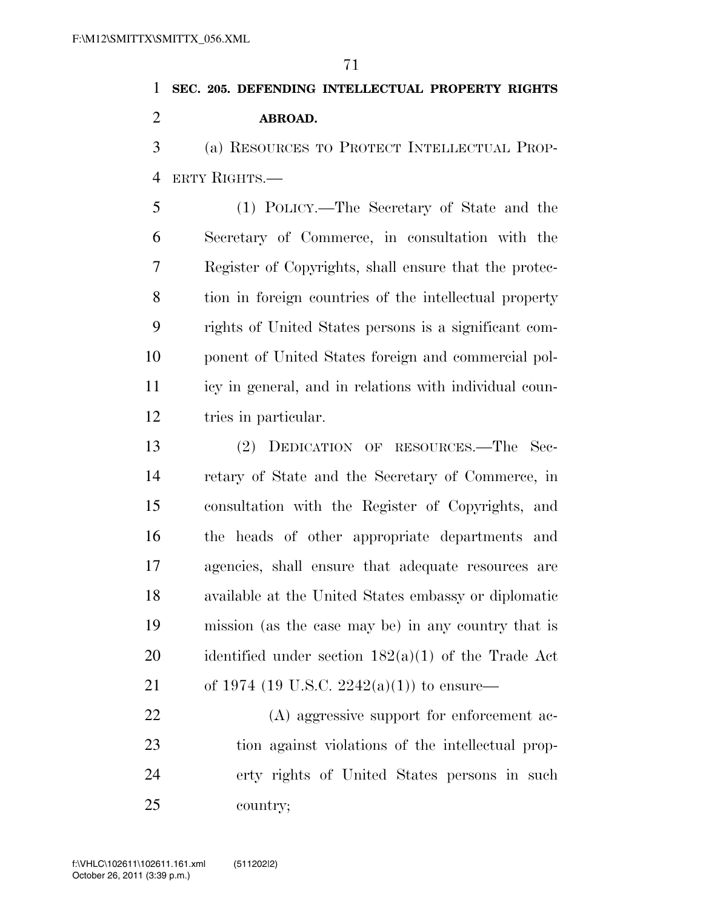**SEC. 205. DEFENDING INTELLECTUAL PROPERTY RIGHTS ABROAD.**

(a) RESOURCES TO PROTECT INTELLECTUAL PROPERTY RIGHTS.—

(1) POLICY.—The Secretary of State and the Secretary of Commerce, in consultation with the Register of Copyrights, shall ensure that the protection in foreign countries of the intellectual property rights of United States persons is a significant component of United States foreign and commercial policy in general, and in relations with individual countries in particular.

(2) DEDICATION OF RESOURCES.—The Secretary of State and the Secretary of Commerce, in consultation with the Register of Copyrights, and the heads of other appropriate departments and agencies, shall ensure that adequate resources are available at the United States embassy or diplomatic mission (as the case may be) in any country that is identified under section 182(a)(1) of the Trade Act of 1974 (19 U.S.C. 2242(a)(1)) to ensure—

(A) aggressive support for enforcement action against violations of the intellectual property rights of United States persons in such country;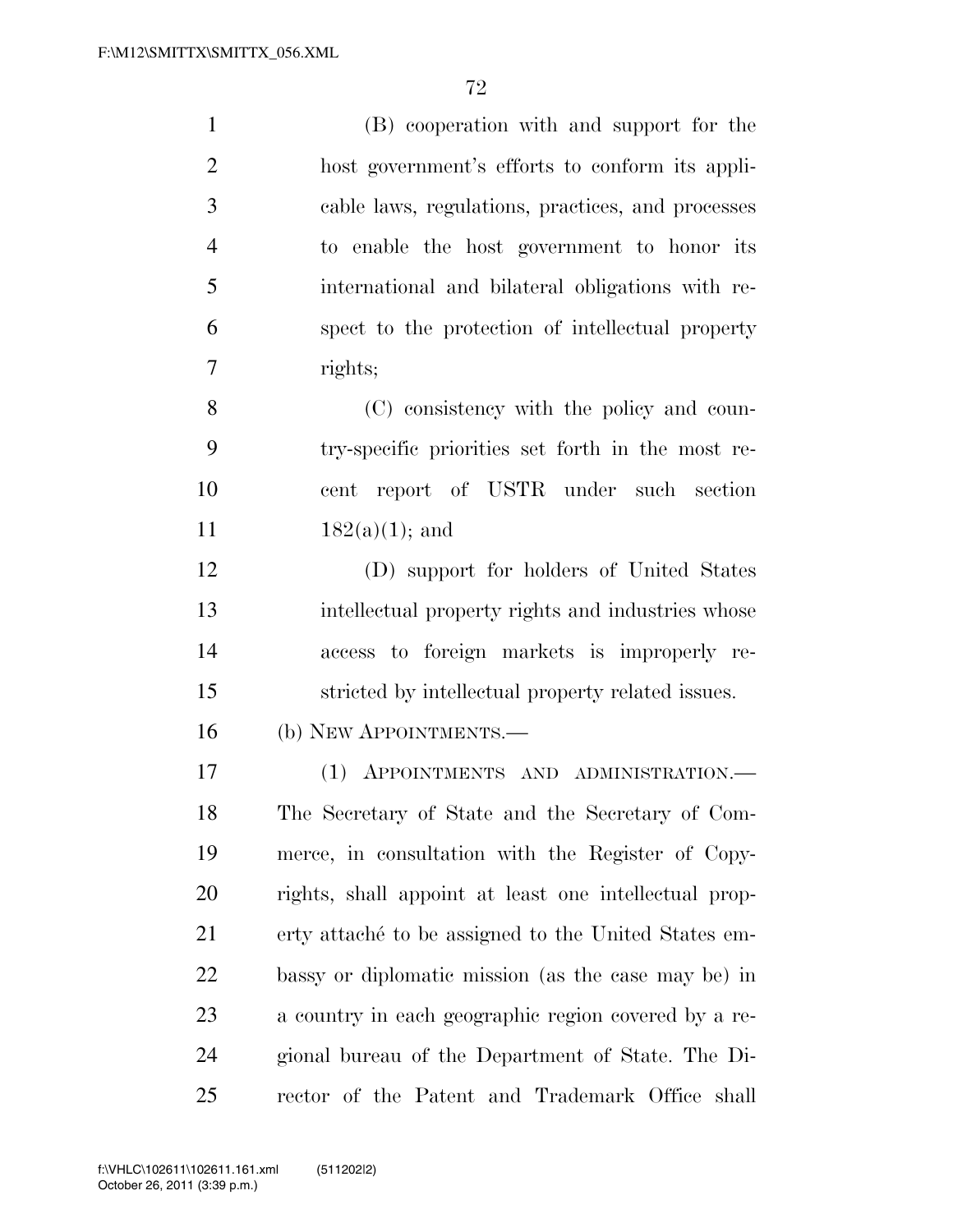(B) cooperation with and support for the host government's efforts to conform its applicable laws, regulations, practices, and processes to enable the host government to honor its international and bilateral obligations with respect to the protection of intellectual property rights;

(C) consistency with the policy and country-specific priorities set forth in the most recent report of USTR under such section 182(a)(1); and

(D) support for holders of United States intellectual property rights and industries whose access to foreign markets is improperly restricted by intellectual property related issues.

(b) NEW APPOINTMENTS.—

(1) APPOINTMENTS AND ADMINISTRATION.— The Secretary of State and the Secretary of Commerce, in consultation with the Register of Copyrights, shall appoint at least one intellectual property attaché to be assigned to the United States embassy or diplomatic mission (as the case may be) in a country in each geographic region covered by a regional bureau of the Department of State. The Director of the Patent and Trademark Office shall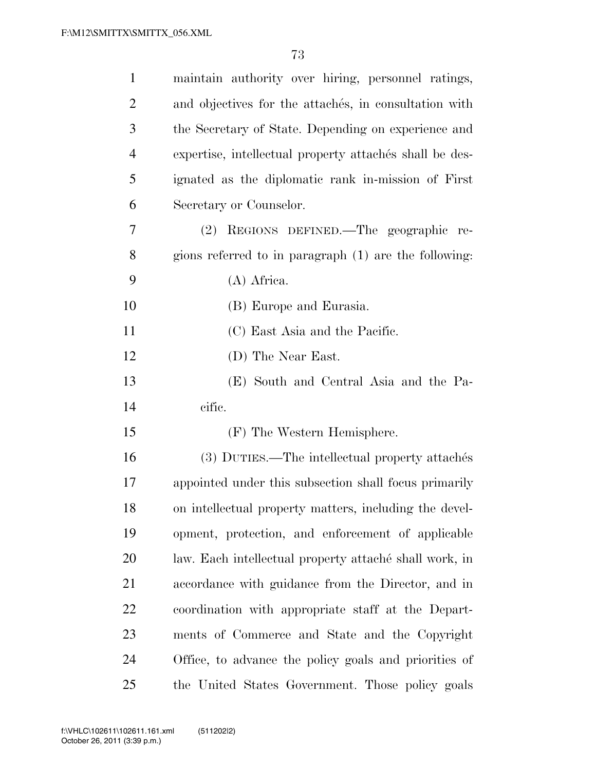maintain authority over hiring, personnel ratings, and objectives for the attachés, in consultation with the Secretary of State. Depending on experience and expertise, intellectual property attachés shall be designated as the diplomatic rank in-mission of First Secretary or Counselor.

(2) REGIONS DEFINED.—The geographic regions referred to in paragraph (1) are the following:

(A) Africa.

(B) Europe and Eurasia.

(C) East Asia and the Pacific.

(D) The Near East.

(E) South and Central Asia and the Pacific.

(F) The Western Hemisphere.

(3) DUTIES.—The intellectual property attachés appointed under this subsection shall focus primarily on intellectual property matters, including the development, protection, and enforcement of applicable law. Each intellectual property attaché shall work, in accordance with guidance from the Director, and in coordination with appropriate staff at the Departments of Commerce and State and the Copyright Office, to advance the policy goals and priorities of the United States Government. Those policy goals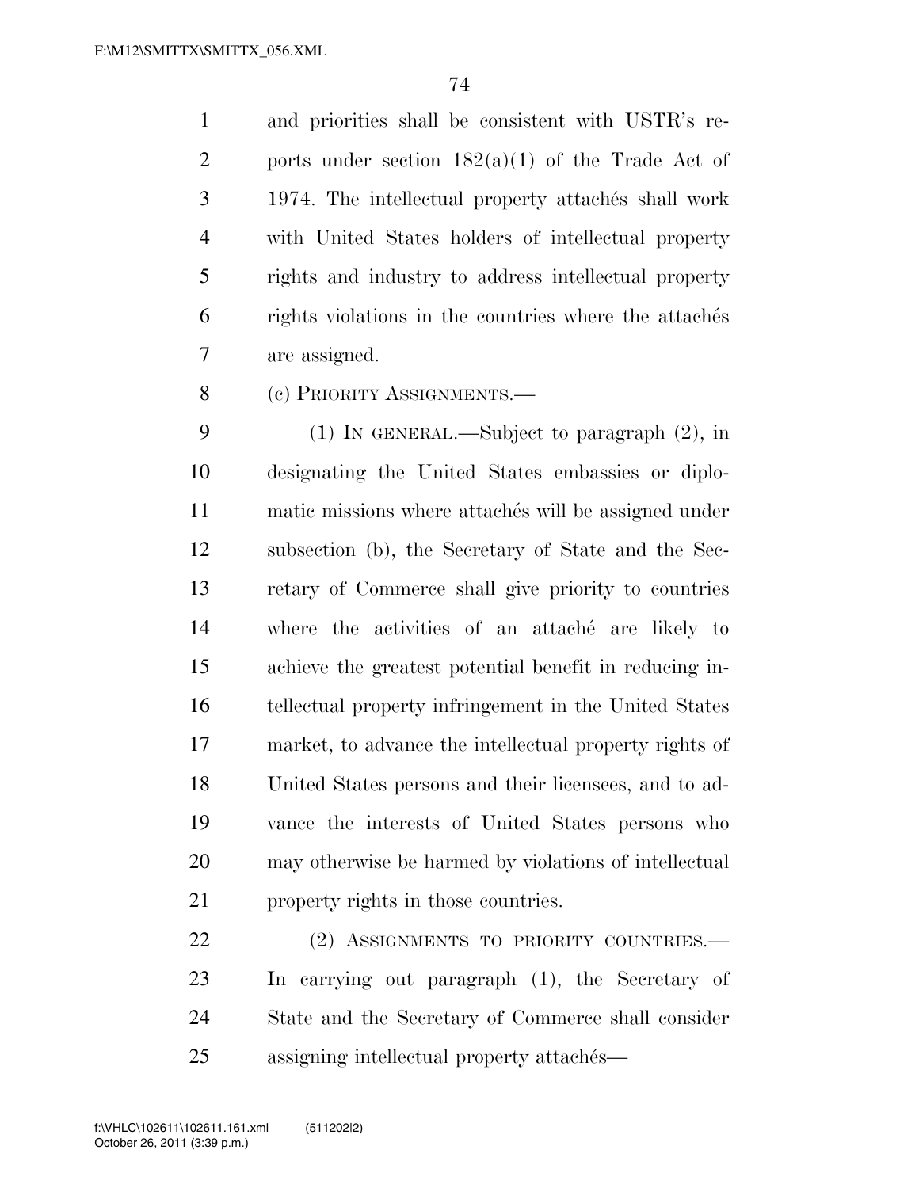and priorities shall be consistent with USTR's reports under section 182(a)(1) of the Trade Act of 1974. The intellectual property attachés shall work with United States holders of intellectual property rights and industry to address intellectual property rights violations in the countries where the attachés are assigned.

(c) PRIORITY ASSIGNMENTS.—

(1) IN GENERAL.—Subject to paragraph (2), in designating the United States embassies or diplomatic missions where attachés will be assigned under subsection (b), the Secretary of State and the Secretary of Commerce shall give priority to countries where the activities of an attaché are likely to achieve the greatest potential benefit in reducing intellectual property infringement in the United States market, to advance the intellectual property rights of United States persons and their licensees, and to advance the interests of United States persons who may otherwise be harmed by violations of intellectual property rights in those countries.

(2) ASSIGNMENTS TO PRIORITY COUNTRIES.—In carrying out paragraph (1), the Secretary of State and the Secretary of Commerce shall consider assigning intellectual property attachés—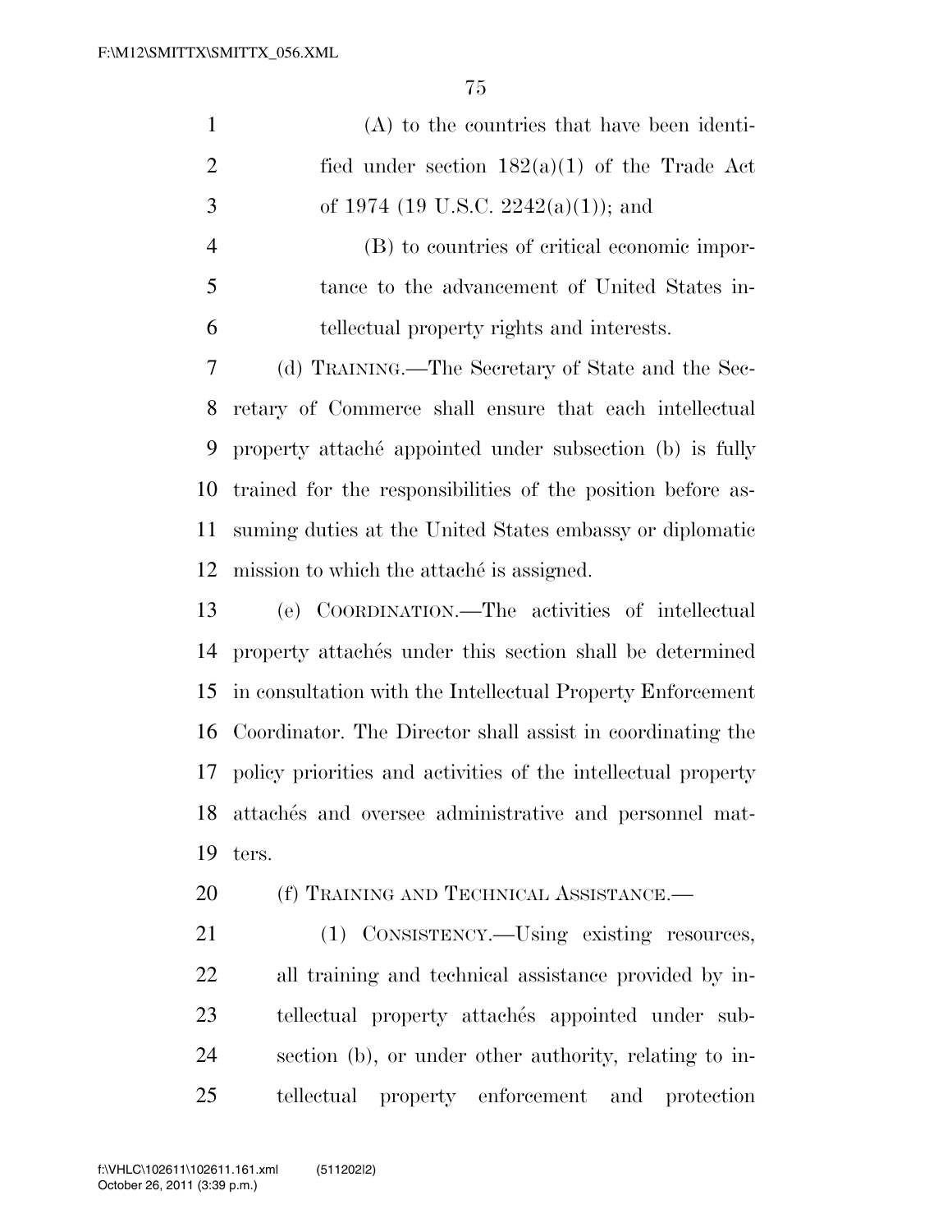(A) to the countries that have been identified under section 182(a)(1) of the Trade Act of 1974 (19 U.S.C. 2242(a)(1)); and

(B) to countries of critical economic importance to the advancement of United States intellectual property rights and interests.

(d) TRAINING.—The Secretary of State and the Secretary of Commerce shall ensure that each intellectual property attaché appointed under subsection (b) is fully trained for the responsibilities of the position before assuming duties at the United States embassy or diplomatic mission to which the attaché is assigned.

(e) COORDINATION.—The activities of intellectual property attachés under this section shall be determined in consultation with the Intellectual Property Enforcement Coordinator. The Director shall assist in coordinating the policy priorities and activities of the intellectual property attachés and oversee administrative and personnel matters.

(f) TRAINING AND TECHNICAL ASSISTANCE.—

(1) CONSISTENCY.—Using existing resources, all training and technical assistance provided by intellectual property attachés appointed under subsection (b), or under other authority, relating to intellectual property enforcement and protection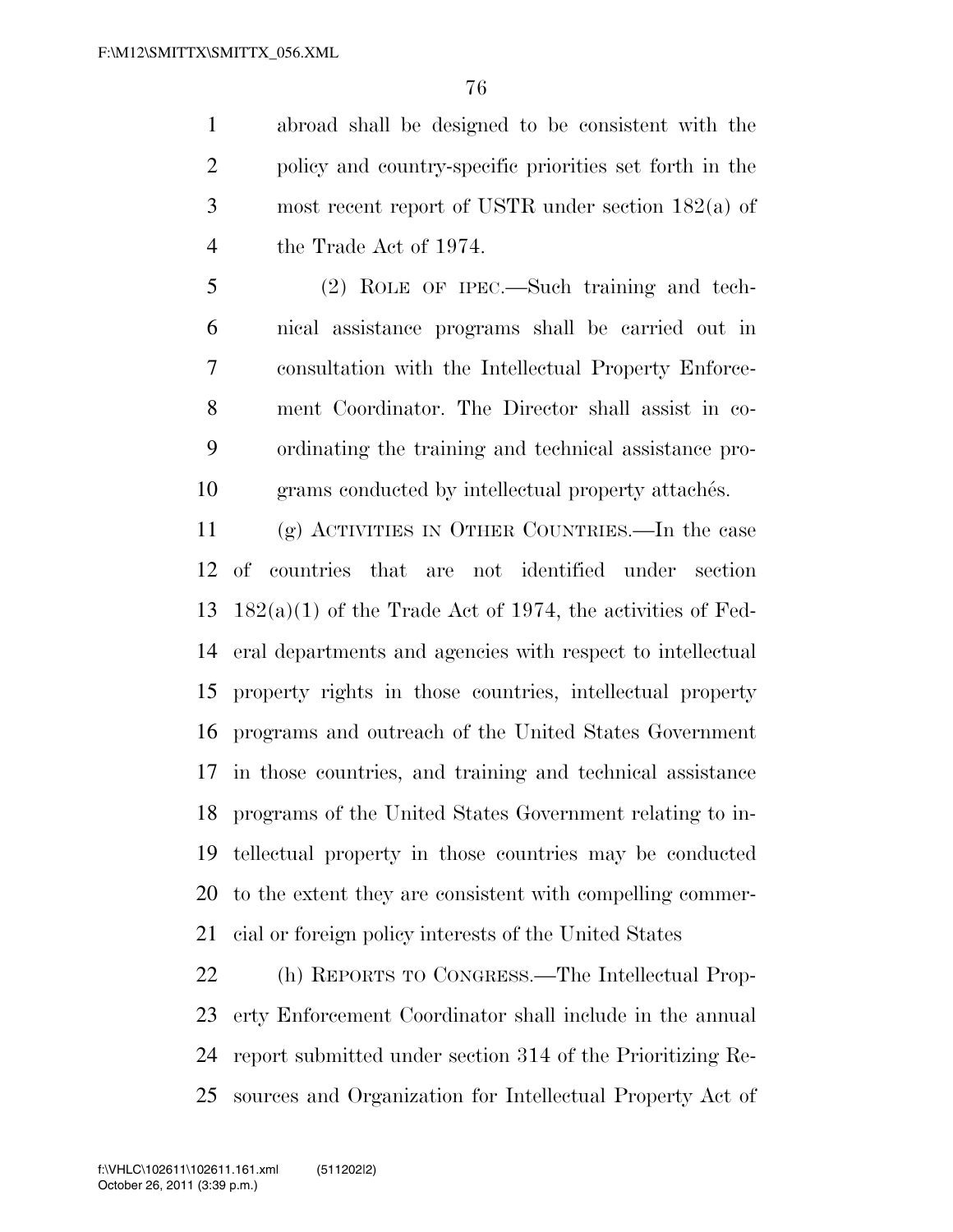abroad shall be designed to be consistent with the policy and country-specific priorities set forth in the most recent report of USTR under section 182(a) of the Trade Act of 1974.

(2) ROLE OF IPEC.—Such training and technical assistance programs shall be carried out in consultation with the Intellectual Property Enforcement Coordinator. The Director shall assist in coordinating the training and technical assistance programs conducted by intellectual property attachés.

(g) ACTIVITIES IN OTHER COUNTRIES.—In the case of countries that are not identified under section 182(a)(1) of the Trade Act of 1974, the activities of Federal departments and agencies with respect to intellectual property rights in those countries, intellectual property programs and outreach of the United States Government in those countries, and training and technical assistance programs of the United States Government relating to intellectual property in those countries may be conducted to the extent they are consistent with compelling commercial or foreign policy interests of the United States

(h) REPORTS TO CONGRESS.—The Intellectual Property Enforcement Coordinator shall include in the annual report submitted under section 314 of the Prioritizing Resources and Organization for Intellectual Property Act of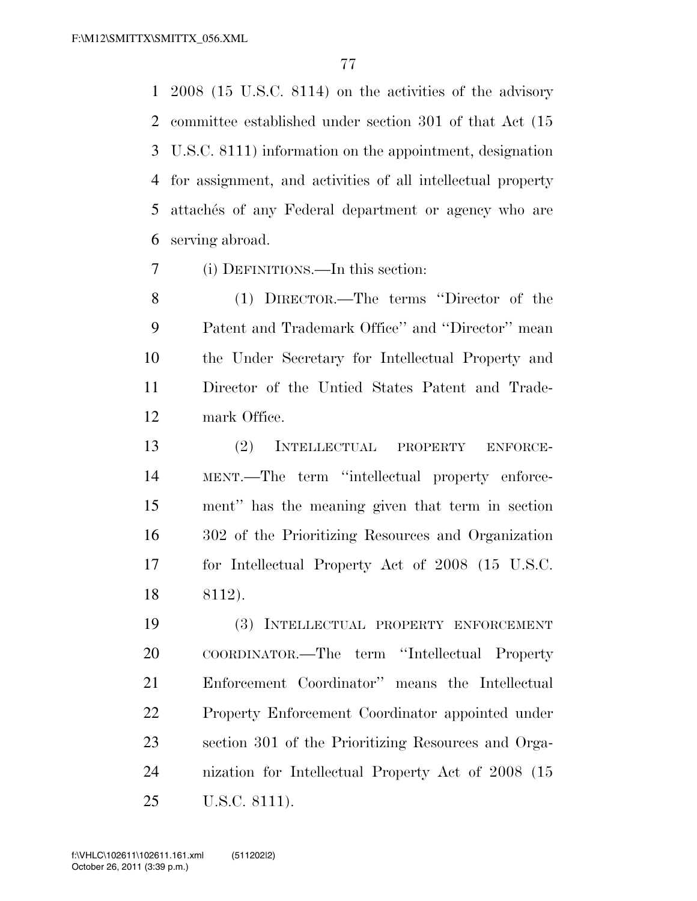2008 (15 U.S.C. 8114) on the activities of the advisory committee established under section 301 of that Act (15 U.S.C. 8111) information on the appointment, designation for assignment, and activities of all intellectual property attachés of any Federal department or agency who are serving abroad.

(i) DEFINITIONS.—In this section:

(1) DIRECTOR.—The terms ''Director of the Patent and Trademark Office'' and ''Director'' mean the Under Secretary for Intellectual Property and Director of the Untied States Patent and Trademark Office.

(2) INTELLECTUAL PROPERTY ENFORCEMENT.—The term ''intellectual property enforcement'' has the meaning given that term in section 302 of the Prioritizing Resources and Organization for Intellectual Property Act of 2008 (15 U.S.C. 8112).

(3) INTELLECTUAL PROPERTY ENFORCEMENT COORDINATOR.—The term ''Intellectual Property Enforcement Coordinator'' means the Intellectual Property Enforcement Coordinator appointed under section 301 of the Prioritizing Resources and Organization for Intellectual Property Act of 2008 (15 U.S.C. 8111).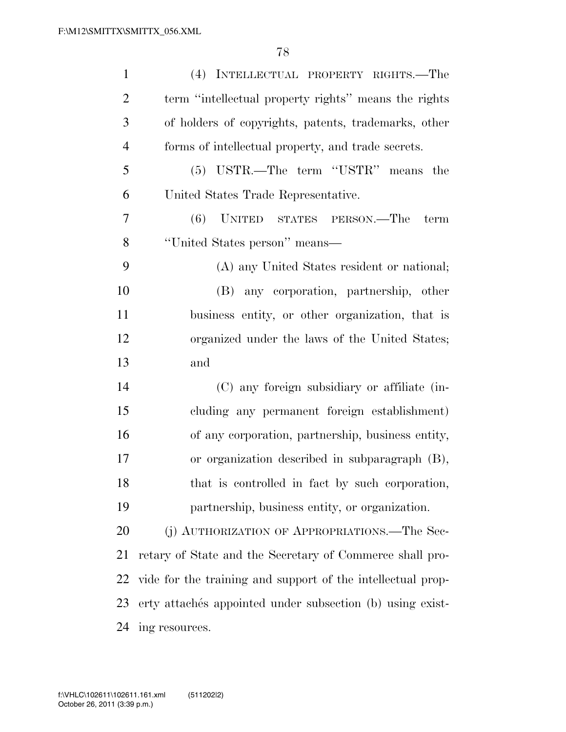(4) INTELLECTUAL PROPERTY RIGHTS.—The term "intellectual property rights" means the rights of holders of copyrights, patents, trademarks, other forms of intellectual property, and trade secrets.

(5) USTR.—The term "USTR" means the United States Trade Representative.

(6) UNITED STATES PERSON.—The term "United States person" means—

(A) any United States resident or national;

(B) any corporation, partnership, other business entity, or other organization, that is organized under the laws of the United States; and

(C) any foreign subsidiary or affiliate (including any permanent foreign establishment) of any corporation, partnership, business entity, or organization described in subparagraph (B), that is controlled in fact by such corporation, partnership, business entity, or organization.

(j) AUTHORIZATION OF APPROPRIATIONS.—The Secretary of State and the Secretary of Commerce shall provide for the training and support of the intellectual property attachés appointed under subsection (b) using existing resources.